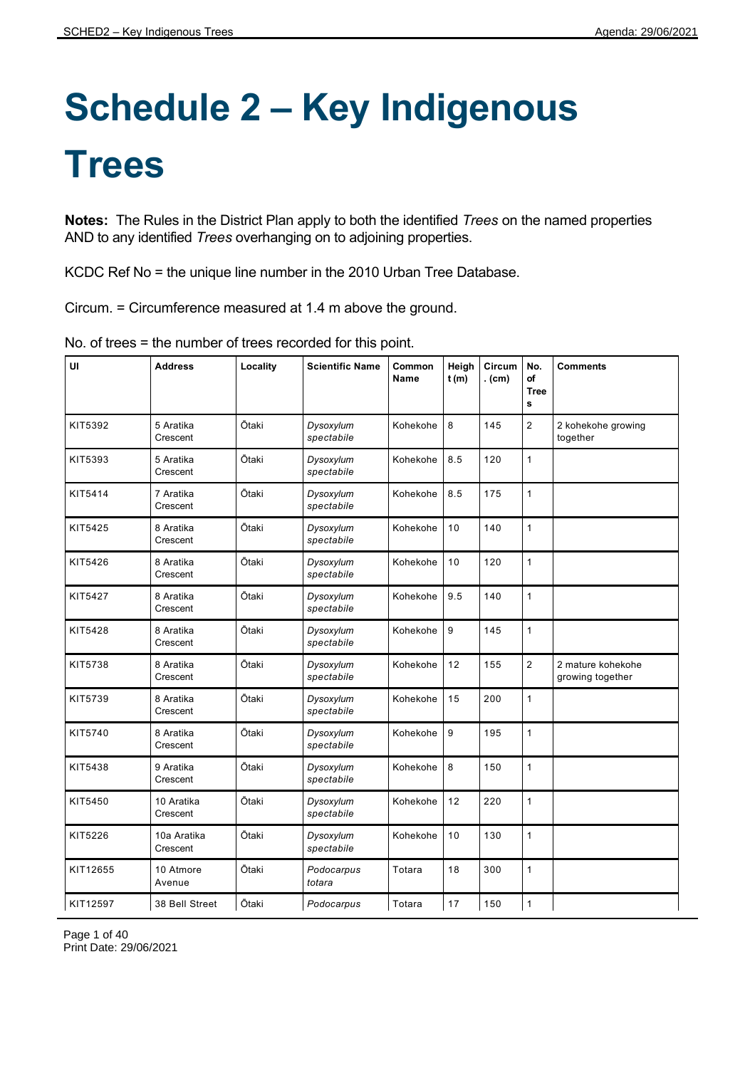# Schedule 2 – Key Indigenous Trees

**Notes:** The Rules in the District Plan apply to both the identified *Trees* on the named properties AND to any identified *Trees* overhanging on to adjoining properties.

KCDC Ref No = the unique line number in the 2010 Urban Tree Database.

Circum. = Circumference measured at 1.4 m above the ground.

No. of trees = the number of trees recorded for this point.

| UI | Address | Locality | Scientific Name | Common Name | Height (m) | Circum. (cm) | No. of Trees | Comments |
|---|---|---|---|---|---|---|---|---|
| KIT5392 | 5 Aratika Crescent | Ōtaki | *Dysoxylum spectabile* | Kohekohe | 8 | 145 | 2 | 2 kohekohe growing together |
| KIT5393 | 5 Aratika Crescent | Ōtaki | *Dysoxylum spectabile* | Kohekohe | 8.5 | 120 | 1 | |
| KIT5414 | 7 Aratika Crescent | Ōtaki | *Dysoxylum spectabile* | Kohekohe | 8.5 | 175 | 1 | |
| KIT5425 | 8 Aratika Crescent | Ōtaki | *Dysoxylum spectabile* | Kohekohe | 10 | 140 | 1 | |
| KIT5426 | 8 Aratika Crescent | Ōtaki | *Dysoxylum spectabile* | Kohekohe | 10 | 120 | 1 | |
| KIT5427 | 8 Aratika Crescent | Ōtaki | *Dysoxylum spectabile* | Kohekohe | 9.5 | 140 | 1 | |
| KIT5428 | 8 Aratika Crescent | Ōtaki | *Dysoxylum spectabile* | Kohekohe | 9 | 145 | 1 | |
| KIT5738 | 8 Aratika Crescent | Ōtaki | *Dysoxylum spectabile* | Kohekohe | 12 | 155 | 2 | 2 mature kohekohe growing together |
| KIT5739 | 8 Aratika Crescent | Ōtaki | *Dysoxylum spectabile* | Kohekohe | 15 | 200 | 1 | |
| KIT5740 | 8 Aratika Crescent | Ōtaki | *Dysoxylum spectabile* | Kohekohe | 9 | 195 | 1 | |
| KIT5438 | 9 Aratika Crescent | Ōtaki | *Dysoxylum spectabile* | Kohekohe | 8 | 150 | 1 | |
| KIT5450 | 10 Aratika Crescent | Ōtaki | *Dysoxylum spectabile* | Kohekohe | 12 | 220 | 1 | |
| KIT5226 | 10a Aratika Crescent | Ōtaki | *Dysoxylum spectabile* | Kohekohe | 10 | 130 | 1 | |
| KIT12655 | 10 Atmore Avenue | Ōtaki | *Podocarpus totara* | Totara | 18 | 300 | 1 | |
| KIT12597 | 38 Bell Street | Ōtaki | *Podocarpus* | Totara | 17 | 150 | 1 | |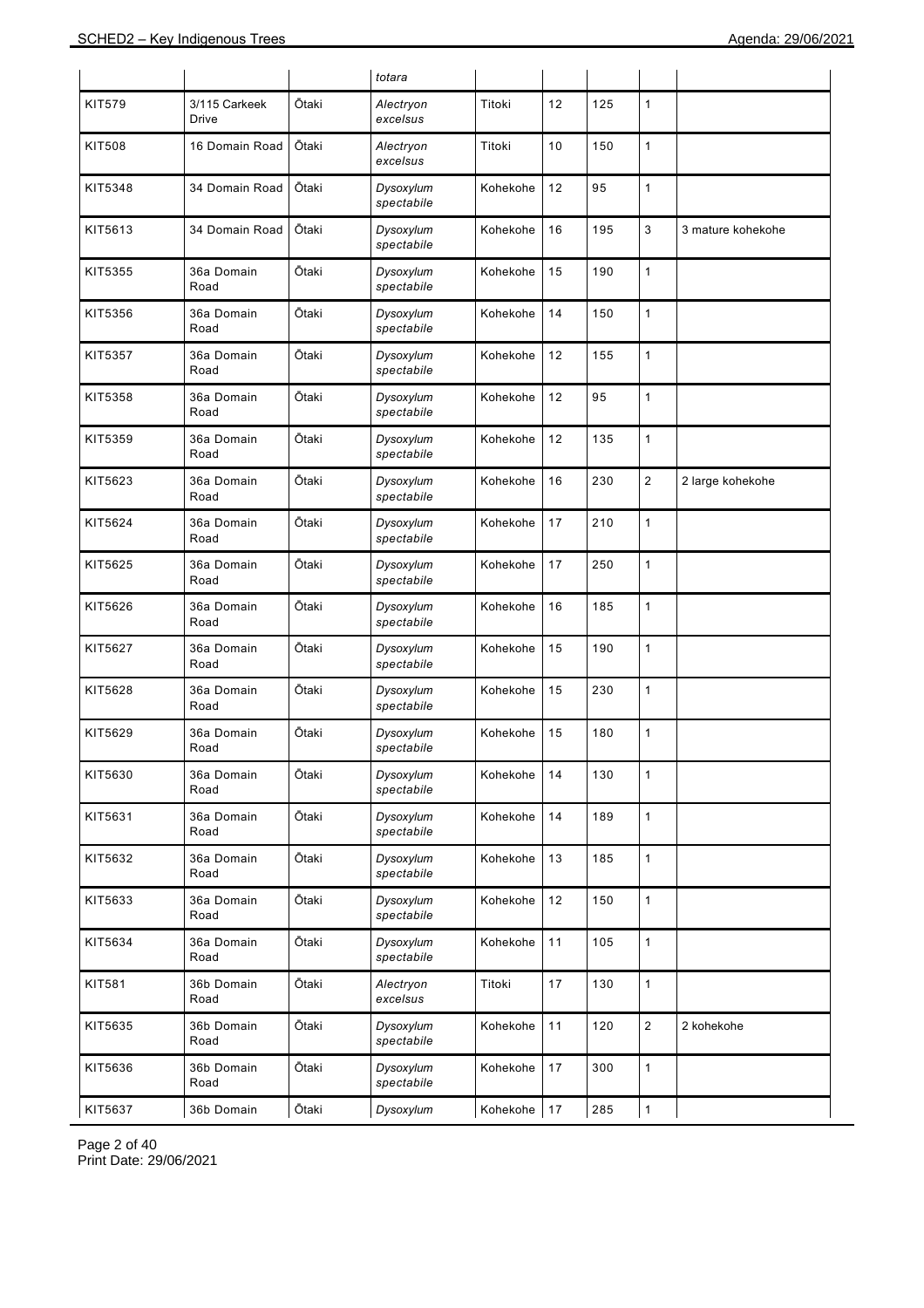| | | | *totara* | | | | | |
|---|---|---|---|---|---|---|---|---|
| KIT579 | 3/115 Carkeek Drive | Ōtaki | *Alectryon excelsus* | Titoki | 12 | 125 | 1 | |
| KIT508 | 16 Domain Road | Ōtaki | *Alectryon excelsus* | Titoki | 10 | 150 | 1 | |
| KIT5348 | 34 Domain Road | Ōtaki | *Dysoxylum spectabile* | Kohekohe | 12 | 95 | 1 | |
| KIT5613 | 34 Domain Road | Ōtaki | *Dysoxylum spectabile* | Kohekohe | 16 | 195 | 3 | 3 mature kohekohe |
| KIT5355 | 36a Domain Road | Ōtaki | *Dysoxylum spectabile* | Kohekohe | 15 | 190 | 1 | |
| KIT5356 | 36a Domain Road | Ōtaki | *Dysoxylum spectabile* | Kohekohe | 14 | 150 | 1 | |
| KIT5357 | 36a Domain Road | Ōtaki | *Dysoxylum spectabile* | Kohekohe | 12 | 155 | 1 | |
| KIT5358 | 36a Domain Road | Ōtaki | *Dysoxylum spectabile* | Kohekohe | 12 | 95 | 1 | |
| KIT5359 | 36a Domain Road | Ōtaki | *Dysoxylum spectabile* | Kohekohe | 12 | 135 | 1 | |
| KIT5623 | 36a Domain Road | Ōtaki | *Dysoxylum spectabile* | Kohekohe | 16 | 230 | 2 | 2 large kohekohe |
| KIT5624 | 36a Domain Road | Ōtaki | *Dysoxylum spectabile* | Kohekohe | 17 | 210 | 1 | |
| KIT5625 | 36a Domain Road | Ōtaki | *Dysoxylum spectabile* | Kohekohe | 17 | 250 | 1 | |
| KIT5626 | 36a Domain Road | Ōtaki | *Dysoxylum spectabile* | Kohekohe | 16 | 185 | 1 | |
| KIT5627 | 36a Domain Road | Ōtaki | *Dysoxylum spectabile* | Kohekohe | 15 | 190 | 1 | |
| KIT5628 | 36a Domain Road | Ōtaki | *Dysoxylum spectabile* | Kohekohe | 15 | 230 | 1 | |
| KIT5629 | 36a Domain Road | Ōtaki | *Dysoxylum spectabile* | Kohekohe | 15 | 180 | 1 | |
| KIT5630 | 36a Domain Road | Ōtaki | *Dysoxylum spectabile* | Kohekohe | 14 | 130 | 1 | |
| KIT5631 | 36a Domain Road | Ōtaki | *Dysoxylum spectabile* | Kohekohe | 14 | 189 | 1 | |
| KIT5632 | 36a Domain Road | Ōtaki | *Dysoxylum spectabile* | Kohekohe | 13 | 185 | 1 | |
| KIT5633 | 36a Domain Road | Ōtaki | *Dysoxylum spectabile* | Kohekohe | 12 | 150 | 1 | |
| KIT5634 | 36a Domain Road | Ōtaki | *Dysoxylum spectabile* | Kohekohe | 11 | 105 | 1 | |
| KIT581 | 36b Domain Road | Ōtaki | *Alectryon excelsus* | Titoki | 17 | 130 | 1 | |
| KIT5635 | 36b Domain Road | Ōtaki | *Dysoxylum spectabile* | Kohekohe | 11 | 120 | 2 | 2 kohekohe |
| KIT5636 | 36b Domain Road | Ōtaki | *Dysoxylum spectabile* | Kohekohe | 17 | 300 | 1 | |
| KIT5637 | 36b Domain | Ōtaki | *Dysoxylum* | Kohekohe | 17 | 285 | 1 | |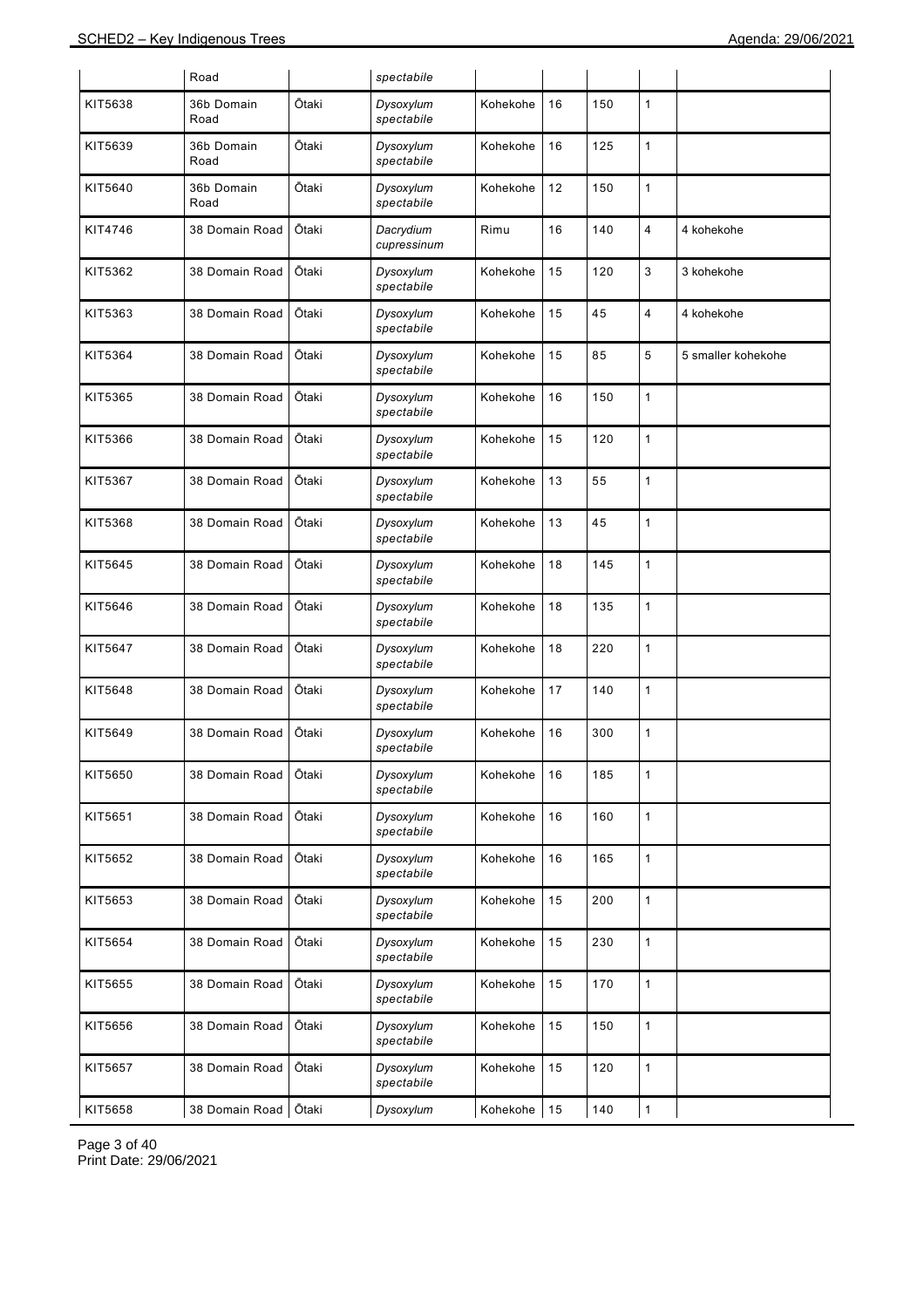|  | Road |  | *spectabile* |  |  |  |  |  |
|---|---|---|---|---|---|---|---|---|
| KIT5638 | 36b Domain Road | Ōtaki | *Dysoxylum spectabile* | Kohekohe | 16 | 150 | 1 |  |
| KIT5639 | 36b Domain Road | Ōtaki | *Dysoxylum spectabile* | Kohekohe | 16 | 125 | 1 |  |
| KIT5640 | 36b Domain Road | Ōtaki | *Dysoxylum spectabile* | Kohekohe | 12 | 150 | 1 |  |
| KIT4746 | 38 Domain Road | Ōtaki | *Dacrydium cupressinum* | Rimu | 16 | 140 | 4 | 4 kohekohe |
| KIT5362 | 38 Domain Road | Ōtaki | *Dysoxylum spectabile* | Kohekohe | 15 | 120 | 3 | 3 kohekohe |
| KIT5363 | 38 Domain Road | Ōtaki | *Dysoxylum spectabile* | Kohekohe | 15 | 45 | 4 | 4 kohekohe |
| KIT5364 | 38 Domain Road | Ōtaki | *Dysoxylum spectabile* | Kohekohe | 15 | 85 | 5 | 5 smaller kohekohe |
| KIT5365 | 38 Domain Road | Ōtaki | *Dysoxylum spectabile* | Kohekohe | 16 | 150 | 1 |  |
| KIT5366 | 38 Domain Road | Ōtaki | *Dysoxylum spectabile* | Kohekohe | 15 | 120 | 1 |  |
| KIT5367 | 38 Domain Road | Ōtaki | *Dysoxylum spectabile* | Kohekohe | 13 | 55 | 1 |  |
| KIT5368 | 38 Domain Road | Ōtaki | *Dysoxylum spectabile* | Kohekohe | 13 | 45 | 1 |  |
| KIT5645 | 38 Domain Road | Ōtaki | *Dysoxylum spectabile* | Kohekohe | 18 | 145 | 1 |  |
| KIT5646 | 38 Domain Road | Ōtaki | *Dysoxylum spectabile* | Kohekohe | 18 | 135 | 1 |  |
| KIT5647 | 38 Domain Road | Ōtaki | *Dysoxylum spectabile* | Kohekohe | 18 | 220 | 1 |  |
| KIT5648 | 38 Domain Road | Ōtaki | *Dysoxylum spectabile* | Kohekohe | 17 | 140 | 1 |  |
| KIT5649 | 38 Domain Road | Ōtaki | *Dysoxylum spectabile* | Kohekohe | 16 | 300 | 1 |  |
| KIT5650 | 38 Domain Road | Ōtaki | *Dysoxylum spectabile* | Kohekohe | 16 | 185 | 1 |  |
| KIT5651 | 38 Domain Road | Ōtaki | *Dysoxylum spectabile* | Kohekohe | 16 | 160 | 1 |  |
| KIT5652 | 38 Domain Road | Ōtaki | *Dysoxylum spectabile* | Kohekohe | 16 | 165 | 1 |  |
| KIT5653 | 38 Domain Road | Ōtaki | *Dysoxylum spectabile* | Kohekohe | 15 | 200 | 1 |  |
| KIT5654 | 38 Domain Road | Ōtaki | *Dysoxylum spectabile* | Kohekohe | 15 | 230 | 1 |  |
| KIT5655 | 38 Domain Road | Ōtaki | *Dysoxylum spectabile* | Kohekohe | 15 | 170 | 1 |  |
| KIT5656 | 38 Domain Road | Ōtaki | *Dysoxylum spectabile* | Kohekohe | 15 | 150 | 1 |  |
| KIT5657 | 38 Domain Road | Ōtaki | *Dysoxylum spectabile* | Kohekohe | 15 | 120 | 1 |  |
| KIT5658 | 38 Domain Road | Ōtaki | *Dysoxylum* | Kohekohe | 15 | 140 | 1 |  |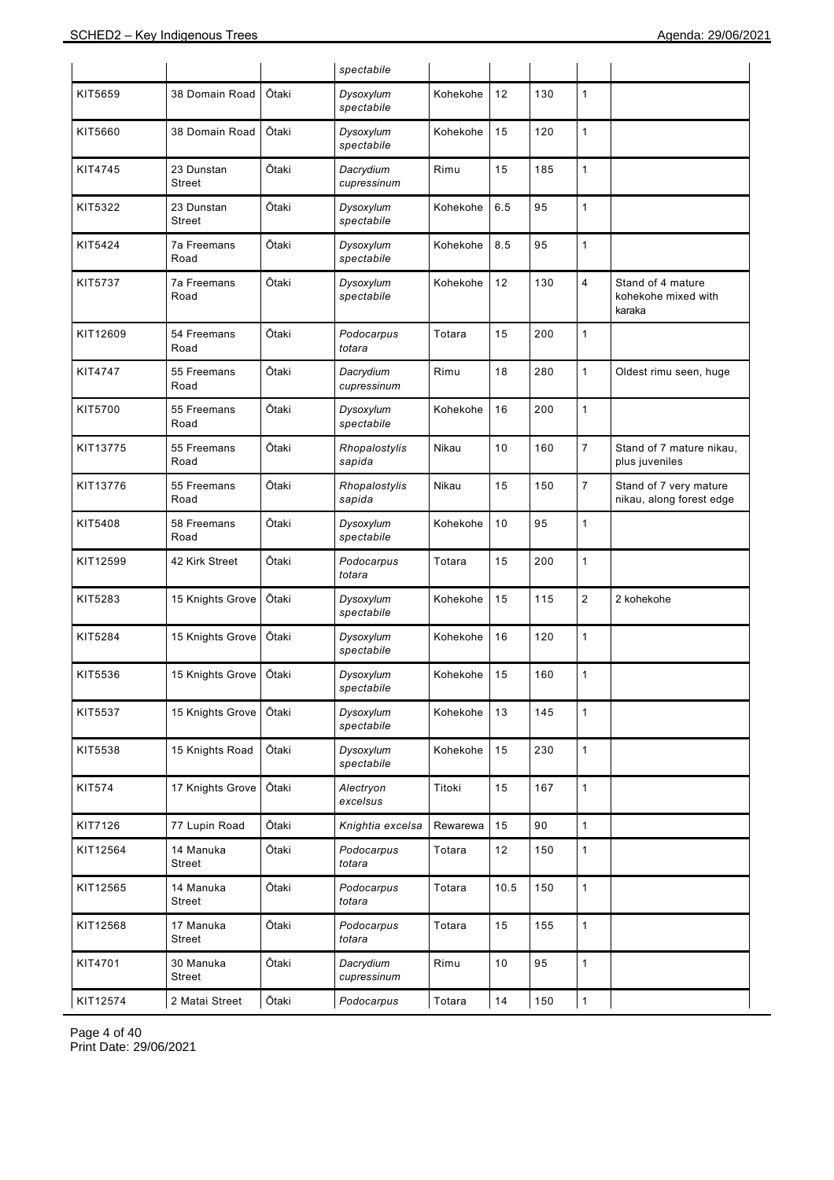| | | | *spectabile* | | | | | |
|---|---|---|---|---|---|---|---|---|
| KIT5659 | 38 Domain Road | Ōtaki | *Dysoxylum spectabile* | Kohekohe | 12 | 130 | 1 | |
| KIT5660 | 38 Domain Road | Ōtaki | *Dysoxylum spectabile* | Kohekohe | 15 | 120 | 1 | |
| KIT4745 | 23 Dunstan Street | Ōtaki | *Dacrydium cupressinum* | Rimu | 15 | 185 | 1 | |
| KIT5322 | 23 Dunstan Street | Ōtaki | *Dysoxylum spectabile* | Kohekohe | 6.5 | 95 | 1 | |
| KIT5424 | 7a Freemans Road | Ōtaki | *Dysoxylum spectabile* | Kohekohe | 8.5 | 95 | 1 | |
| KIT5737 | 7a Freemans Road | Ōtaki | *Dysoxylum spectabile* | Kohekohe | 12 | 130 | 4 | Stand of 4 mature kohekohe mixed with karaka |
| KIT12609 | 54 Freemans Road | Ōtaki | *Podocarpus totara* | Totara | 15 | 200 | 1 | |
| KIT4747 | 55 Freemans Road | Ōtaki | *Dacrydium cupressinum* | Rimu | 18 | 280 | 1 | Oldest rimu seen, huge |
| KIT5700 | 55 Freemans Road | Ōtaki | *Dysoxylum spectabile* | Kohekohe | 16 | 200 | 1 | |
| KIT13775 | 55 Freemans Road | Ōtaki | *Rhopalostylis sapida* | Nikau | 10 | 160 | 7 | Stand of 7 mature nikau, plus juveniles |
| KIT13776 | 55 Freemans Road | Ōtaki | *Rhopalostylis sapida* | Nikau | 15 | 150 | 7 | Stand of 7 very mature nikau, along forest edge |
| KIT5408 | 58 Freemans Road | Ōtaki | *Dysoxylum spectabile* | Kohekohe | 10 | 95 | 1 | |
| KIT12599 | 42 Kirk Street | Ōtaki | *Podocarpus totara* | Totara | 15 | 200 | 1 | |
| KIT5283 | 15 Knights Grove | Ōtaki | *Dysoxylum spectabile* | Kohekohe | 15 | 115 | 2 | 2 kohekohe |
| KIT5284 | 15 Knights Grove | Ōtaki | *Dysoxylum spectabile* | Kohekohe | 16 | 120 | 1 | |
| KIT5536 | 15 Knights Grove | Ōtaki | *Dysoxylum spectabile* | Kohekohe | 15 | 160 | 1 | |
| KIT5537 | 15 Knights Grove | Ōtaki | *Dysoxylum spectabile* | Kohekohe | 13 | 145 | 1 | |
| KIT5538 | 15 Knights Road | Ōtaki | *Dysoxylum spectabile* | Kohekohe | 15 | 230 | 1 | |
| KIT574 | 17 Knights Grove | Ōtaki | *Alectryon excelsus* | Titoki | 15 | 167 | 1 | |
| KIT7126 | 77 Lupin Road | Ōtaki | *Knightia excelsa* | Rewarewa | 15 | 90 | 1 | |
| KIT12564 | 14 Manuka Street | Ōtaki | *Podocarpus totara* | Totara | 12 | 150 | 1 | |
| KIT12565 | 14 Manuka Street | Ōtaki | *Podocarpus totara* | Totara | 10.5 | 150 | 1 | |
| KIT12568 | 17 Manuka Street | Ōtaki | *Podocarpus totara* | Totara | 15 | 155 | 1 | |
| KIT4701 | 30 Manuka Street | Ōtaki | *Dacrydium cupressinum* | Rimu | 10 | 95 | 1 | |
| KIT12574 | 2 Matai Street | Ōtaki | *Podocarpus* | Totara | 14 | 150 | 1 | |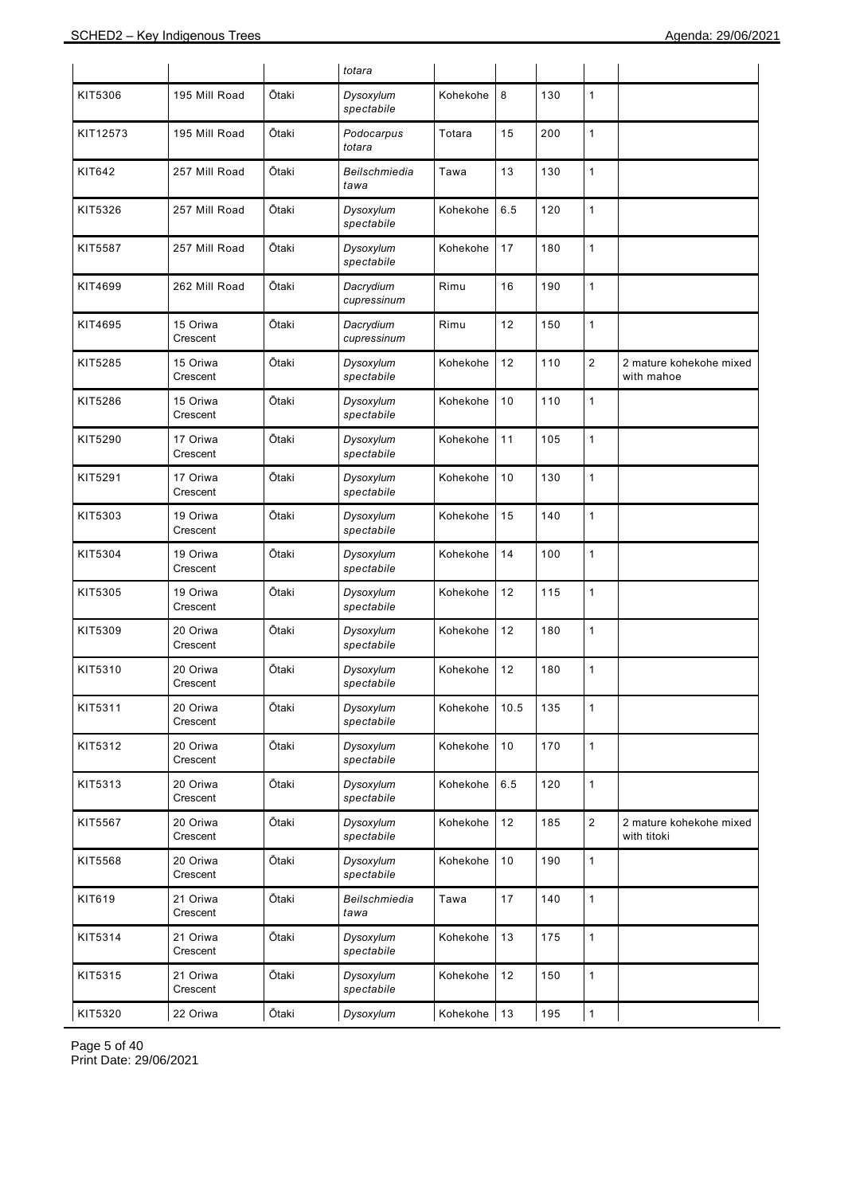| | | | *totara* | | | | | |
|---|---|---|---|---|---|---|---|---|
| KIT5306 | 195 Mill Road | Ōtaki | *Dysoxylum spectabile* | Kohekohe | 8 | 130 | 1 | |
| KIT12573 | 195 Mill Road | Ōtaki | *Podocarpus totara* | Totara | 15 | 200 | 1 | |
| KIT642 | 257 Mill Road | Ōtaki | *Beilschmiedia tawa* | Tawa | 13 | 130 | 1 | |
| KIT5326 | 257 Mill Road | Ōtaki | *Dysoxylum spectabile* | Kohekohe | 6.5 | 120 | 1 | |
| KIT5587 | 257 Mill Road | Ōtaki | *Dysoxylum spectabile* | Kohekohe | 17 | 180 | 1 | |
| KIT4699 | 262 Mill Road | Ōtaki | *Dacrydium cupressinum* | Rimu | 16 | 190 | 1 | |
| KIT4695 | 15 Oriwa Crescent | Ōtaki | *Dacrydium cupressinum* | Rimu | 12 | 150 | 1 | |
| KIT5285 | 15 Oriwa Crescent | Ōtaki | *Dysoxylum spectabile* | Kohekohe | 12 | 110 | 2 | 2 mature kohekohe mixed with mahoe |
| KIT5286 | 15 Oriwa Crescent | Ōtaki | *Dysoxylum spectabile* | Kohekohe | 10 | 110 | 1 | |
| KIT5290 | 17 Oriwa Crescent | Ōtaki | *Dysoxylum spectabile* | Kohekohe | 11 | 105 | 1 | |
| KIT5291 | 17 Oriwa Crescent | Ōtaki | *Dysoxylum spectabile* | Kohekohe | 10 | 130 | 1 | |
| KIT5303 | 19 Oriwa Crescent | Ōtaki | *Dysoxylum spectabile* | Kohekohe | 15 | 140 | 1 | |
| KIT5304 | 19 Oriwa Crescent | Ōtaki | *Dysoxylum spectabile* | Kohekohe | 14 | 100 | 1 | |
| KIT5305 | 19 Oriwa Crescent | Ōtaki | *Dysoxylum spectabile* | Kohekohe | 12 | 115 | 1 | |
| KIT5309 | 20 Oriwa Crescent | Ōtaki | *Dysoxylum spectabile* | Kohekohe | 12 | 180 | 1 | |
| KIT5310 | 20 Oriwa Crescent | Ōtaki | *Dysoxylum spectabile* | Kohekohe | 12 | 180 | 1 | |
| KIT5311 | 20 Oriwa Crescent | Ōtaki | *Dysoxylum spectabile* | Kohekohe | 10.5 | 135 | 1 | |
| KIT5312 | 20 Oriwa Crescent | Ōtaki | *Dysoxylum spectabile* | Kohekohe | 10 | 170 | 1 | |
| KIT5313 | 20 Oriwa Crescent | Ōtaki | *Dysoxylum spectabile* | Kohekohe | 6.5 | 120 | 1 | |
| KIT5567 | 20 Oriwa Crescent | Ōtaki | *Dysoxylum spectabile* | Kohekohe | 12 | 185 | 2 | 2 mature kohekohe mixed with titoki |
| KIT5568 | 20 Oriwa Crescent | Ōtaki | *Dysoxylum spectabile* | Kohekohe | 10 | 190 | 1 | |
| KIT619 | 21 Oriwa Crescent | Ōtaki | *Beilschmiedia tawa* | Tawa | 17 | 140 | 1 | |
| KIT5314 | 21 Oriwa Crescent | Ōtaki | *Dysoxylum spectabile* | Kohekohe | 13 | 175 | 1 | |
| KIT5315 | 21 Oriwa Crescent | Ōtaki | *Dysoxylum spectabile* | Kohekohe | 12 | 150 | 1 | |
| KIT5320 | 22 Oriwa | Ōtaki | *Dysoxylum* | Kohekohe | 13 | 195 | 1 | |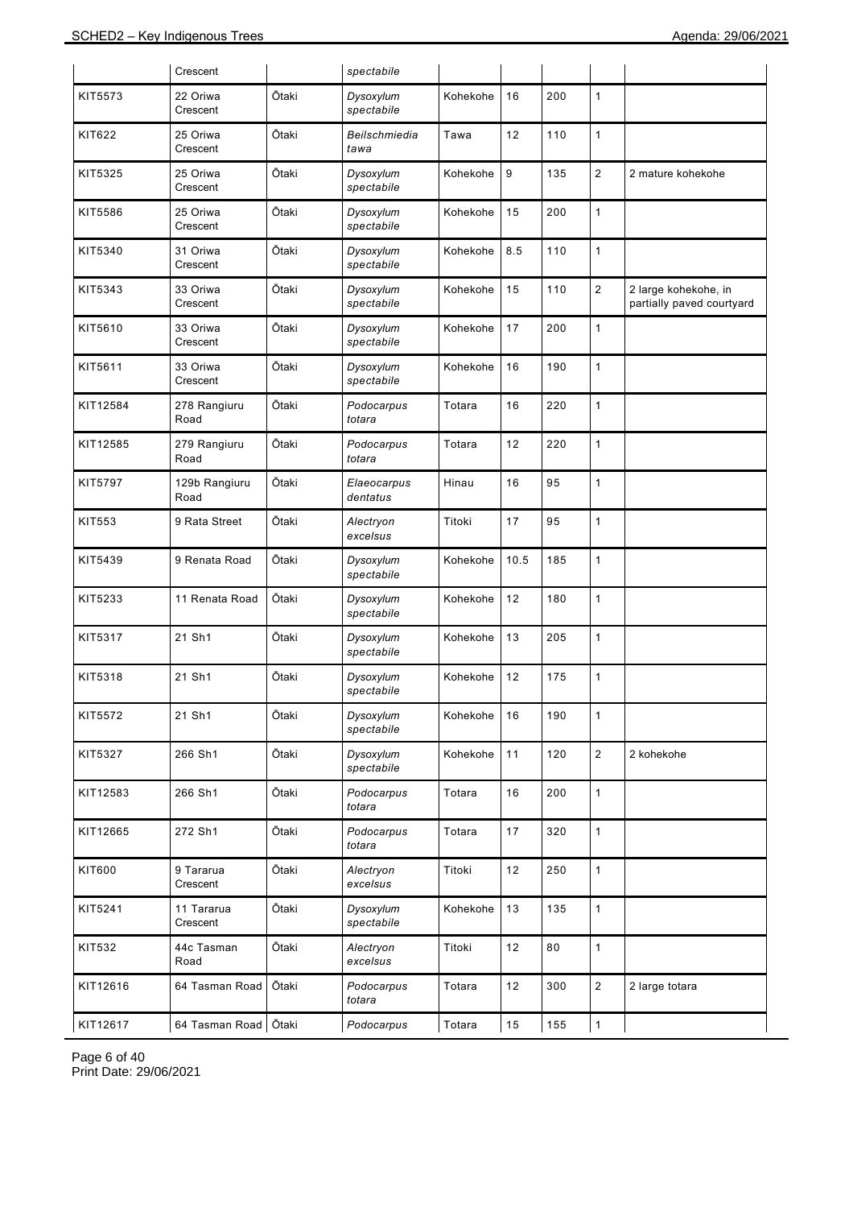| | Crescent | | *spectabile* | | | | | |
|---|---|---|---|---|---|---|---|---|
| KIT5573 | 22 Oriwa Crescent | Ōtaki | *Dysoxylum spectabile* | Kohekohe | 16 | 200 | 1 | |
| KIT622 | 25 Oriwa Crescent | Ōtaki | *Beilschmiedia tawa* | Tawa | 12 | 110 | 1 | |
| KIT5325 | 25 Oriwa Crescent | Ōtaki | *Dysoxylum spectabile* | Kohekohe | 9 | 135 | 2 | 2 mature kohekohe |
| KIT5586 | 25 Oriwa Crescent | Ōtaki | *Dysoxylum spectabile* | Kohekohe | 15 | 200 | 1 | |
| KIT5340 | 31 Oriwa Crescent | Ōtaki | *Dysoxylum spectabile* | Kohekohe | 8.5 | 110 | 1 | |
| KIT5343 | 33 Oriwa Crescent | Ōtaki | *Dysoxylum spectabile* | Kohekohe | 15 | 110 | 2 | 2 large kohekohe, in partially paved courtyard |
| KIT5610 | 33 Oriwa Crescent | Ōtaki | *Dysoxylum spectabile* | Kohekohe | 17 | 200 | 1 | |
| KIT5611 | 33 Oriwa Crescent | Ōtaki | *Dysoxylum spectabile* | Kohekohe | 16 | 190 | 1 | |
| KIT12584 | 278 Rangiuru Road | Ōtaki | *Podocarpus totara* | Totara | 16 | 220 | 1 | |
| KIT12585 | 279 Rangiuru Road | Ōtaki | *Podocarpus totara* | Totara | 12 | 220 | 1 | |
| KIT5797 | 129b Rangiuru Road | Ōtaki | *Elaeocarpus dentatus* | Hinau | 16 | 95 | 1 | |
| KIT553 | 9 Rata Street | Ōtaki | *Alectryon excelsus* | Titoki | 17 | 95 | 1 | |
| KIT5439 | 9 Renata Road | Ōtaki | *Dysoxylum spectabile* | Kohekohe | 10.5 | 185 | 1 | |
| KIT5233 | 11 Renata Road | Ōtaki | *Dysoxylum spectabile* | Kohekohe | 12 | 180 | 1 | |
| KIT5317 | 21 Sh1 | Ōtaki | *Dysoxylum spectabile* | Kohekohe | 13 | 205 | 1 | |
| KIT5318 | 21 Sh1 | Ōtaki | *Dysoxylum spectabile* | Kohekohe | 12 | 175 | 1 | |
| KIT5572 | 21 Sh1 | Ōtaki | *Dysoxylum spectabile* | Kohekohe | 16 | 190 | 1 | |
| KIT5327 | 266 Sh1 | Ōtaki | *Dysoxylum spectabile* | Kohekohe | 11 | 120 | 2 | 2 kohekohe |
| KIT12583 | 266 Sh1 | Ōtaki | *Podocarpus totara* | Totara | 16 | 200 | 1 | |
| KIT12665 | 272 Sh1 | Ōtaki | *Podocarpus totara* | Totara | 17 | 320 | 1 | |
| KIT600 | 9 Tararua Crescent | Ōtaki | *Alectryon excelsus* | Titoki | 12 | 250 | 1 | |
| KIT5241 | 11 Tararua Crescent | Ōtaki | *Dysoxylum spectabile* | Kohekohe | 13 | 135 | 1 | |
| KIT532 | 44c Tasman Road | Ōtaki | *Alectryon excelsus* | Titoki | 12 | 80 | 1 | |
| KIT12616 | 64 Tasman Road | Ōtaki | *Podocarpus totara* | Totara | 12 | 300 | 2 | 2 large totara |
| KIT12617 | 64 Tasman Road | Ōtaki | *Podocarpus* | Totara | 15 | 155 | 1 | |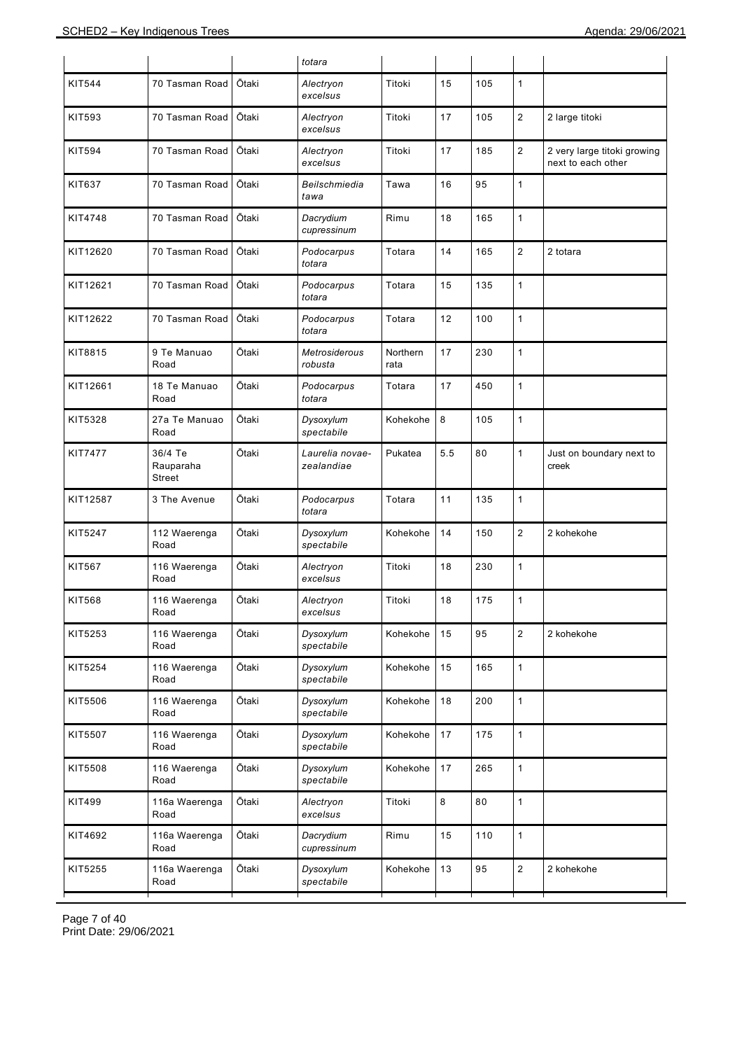| | | | *totara* | | | | | |
|---|---|---|---|---|---|---|---|---|
| KIT544 | 70 Tasman Road | Ōtaki | *Alectryon excelsus* | Titoki | 15 | 105 | 1 | |
| KIT593 | 70 Tasman Road | Ōtaki | *Alectryon excelsus* | Titoki | 17 | 105 | 2 | 2 large titoki |
| KIT594 | 70 Tasman Road | Ōtaki | *Alectryon excelsus* | Titoki | 17 | 185 | 2 | 2 very large titoki growing next to each other |
| KIT637 | 70 Tasman Road | Ōtaki | *Beilschmiedia tawa* | Tawa | 16 | 95 | 1 | |
| KIT4748 | 70 Tasman Road | Ōtaki | *Dacrydium cupressinum* | Rimu | 18 | 165 | 1 | |
| KIT12620 | 70 Tasman Road | Ōtaki | *Podocarpus totara* | Totara | 14 | 165 | 2 | 2 totara |
| KIT12621 | 70 Tasman Road | Ōtaki | *Podocarpus totara* | Totara | 15 | 135 | 1 | |
| KIT12622 | 70 Tasman Road | Ōtaki | *Podocarpus totara* | Totara | 12 | 100 | 1 | |
| KIT8815 | 9 Te Manuao Road | Ōtaki | *Metrosiderous robusta* | Northern rata | 17 | 230 | 1 | |
| KIT12661 | 18 Te Manuao Road | Ōtaki | *Podocarpus totara* | Totara | 17 | 450 | 1 | |
| KIT5328 | 27a Te Manuao Road | Ōtaki | *Dysoxylum spectabile* | Kohekohe | 8 | 105 | 1 | |
| KIT7477 | 36/4 Te Rauparaha Street | Ōtaki | *Laurelia novae-zealandiae* | Pukatea | 5.5 | 80 | 1 | Just on boundary next to creek |
| KIT12587 | 3 The Avenue | Ōtaki | *Podocarpus totara* | Totara | 11 | 135 | 1 | |
| KIT5247 | 112 Waerenga Road | Ōtaki | *Dysoxylum spectabile* | Kohekohe | 14 | 150 | 2 | 2 kohekohe |
| KIT567 | 116 Waerenga Road | Ōtaki | *Alectryon excelsus* | Titoki | 18 | 230 | 1 | |
| KIT568 | 116 Waerenga Road | Ōtaki | *Alectryon excelsus* | Titoki | 18 | 175 | 1 | |
| KIT5253 | 116 Waerenga Road | Ōtaki | *Dysoxylum spectabile* | Kohekohe | 15 | 95 | 2 | 2 kohekohe |
| KIT5254 | 116 Waerenga Road | Ōtaki | *Dysoxylum spectabile* | Kohekohe | 15 | 165 | 1 | |
| KIT5506 | 116 Waerenga Road | Ōtaki | *Dysoxylum spectabile* | Kohekohe | 18 | 200 | 1 | |
| KIT5507 | 116 Waerenga Road | Ōtaki | *Dysoxylum spectabile* | Kohekohe | 17 | 175 | 1 | |
| KIT5508 | 116 Waerenga Road | Ōtaki | *Dysoxylum spectabile* | Kohekohe | 17 | 265 | 1 | |
| KIT499 | 116a Waerenga Road | Ōtaki | *Alectryon excelsus* | Titoki | 8 | 80 | 1 | |
| KIT4692 | 116a Waerenga Road | Ōtaki | *Dacrydium cupressinum* | Rimu | 15 | 110 | 1 | |
| KIT5255 | 116a Waerenga Road | Ōtaki | *Dysoxylum spectabile* | Kohekohe | 13 | 95 | 2 | 2 kohekohe |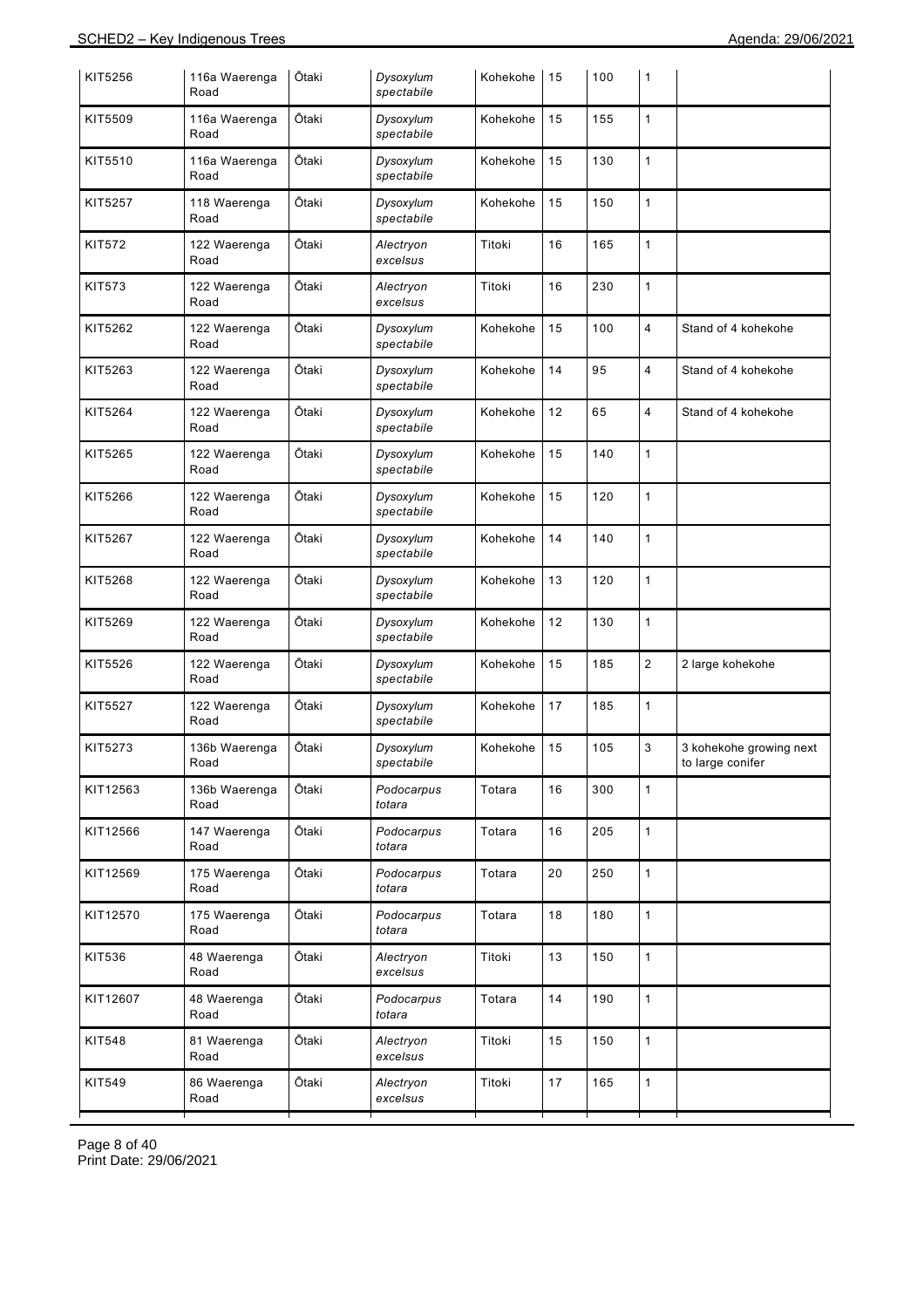| KIT5256 | 116a Waerenga Road | Ōtaki | *Dysoxylum spectabile* | Kohekohe | 15 | 100 | 1 | |
|---|---|---|---|---|---|---|---|---|
| KIT5509 | 116a Waerenga Road | Ōtaki | *Dysoxylum spectabile* | Kohekohe | 15 | 155 | 1 | |
| KIT5510 | 116a Waerenga Road | Ōtaki | *Dysoxylum spectabile* | Kohekohe | 15 | 130 | 1 | |
| KIT5257 | 118 Waerenga Road | Ōtaki | *Dysoxylum spectabile* | Kohekohe | 15 | 150 | 1 | |
| KIT572 | 122 Waerenga Road | Ōtaki | *Alectryon excelsus* | Titoki | 16 | 165 | 1 | |
| KIT573 | 122 Waerenga Road | Ōtaki | *Alectryon excelsus* | Titoki | 16 | 230 | 1 | |
| KIT5262 | 122 Waerenga Road | Ōtaki | *Dysoxylum spectabile* | Kohekohe | 15 | 100 | 4 | Stand of 4 kohekohe |
| KIT5263 | 122 Waerenga Road | Ōtaki | *Dysoxylum spectabile* | Kohekohe | 14 | 95 | 4 | Stand of 4 kohekohe |
| KIT5264 | 122 Waerenga Road | Ōtaki | *Dysoxylum spectabile* | Kohekohe | 12 | 65 | 4 | Stand of 4 kohekohe |
| KIT5265 | 122 Waerenga Road | Ōtaki | *Dysoxylum spectabile* | Kohekohe | 15 | 140 | 1 | |
| KIT5266 | 122 Waerenga Road | Ōtaki | *Dysoxylum spectabile* | Kohekohe | 15 | 120 | 1 | |
| KIT5267 | 122 Waerenga Road | Ōtaki | *Dysoxylum spectabile* | Kohekohe | 14 | 140 | 1 | |
| KIT5268 | 122 Waerenga Road | Ōtaki | *Dysoxylum spectabile* | Kohekohe | 13 | 120 | 1 | |
| KIT5269 | 122 Waerenga Road | Ōtaki | *Dysoxylum spectabile* | Kohekohe | 12 | 130 | 1 | |
| KIT5526 | 122 Waerenga Road | Ōtaki | *Dysoxylum spectabile* | Kohekohe | 15 | 185 | 2 | 2 large kohekohe |
| KIT5527 | 122 Waerenga Road | Ōtaki | *Dysoxylum spectabile* | Kohekohe | 17 | 185 | 1 | |
| KIT5273 | 136b Waerenga Road | Ōtaki | *Dysoxylum spectabile* | Kohekohe | 15 | 105 | 3 | 3 kohekohe growing next to large conifer |
| KIT12563 | 136b Waerenga Road | Ōtaki | *Podocarpus totara* | Totara | 16 | 300 | 1 | |
| KIT12566 | 147 Waerenga Road | Ōtaki | *Podocarpus totara* | Totara | 16 | 205 | 1 | |
| KIT12569 | 175 Waerenga Road | Ōtaki | *Podocarpus totara* | Totara | 20 | 250 | 1 | |
| KIT12570 | 175 Waerenga Road | Ōtaki | *Podocarpus totara* | Totara | 18 | 180 | 1 | |
| KIT536 | 48 Waerenga Road | Ōtaki | *Alectryon excelsus* | Titoki | 13 | 150 | 1 | |
| KIT12607 | 48 Waerenga Road | Ōtaki | *Podocarpus totara* | Totara | 14 | 190 | 1 | |
| KIT548 | 81 Waerenga Road | Ōtaki | *Alectryon excelsus* | Titoki | 15 | 150 | 1 | |
| KIT549 | 86 Waerenga Road | Ōtaki | *Alectryon excelsus* | Titoki | 17 | 165 | 1 | |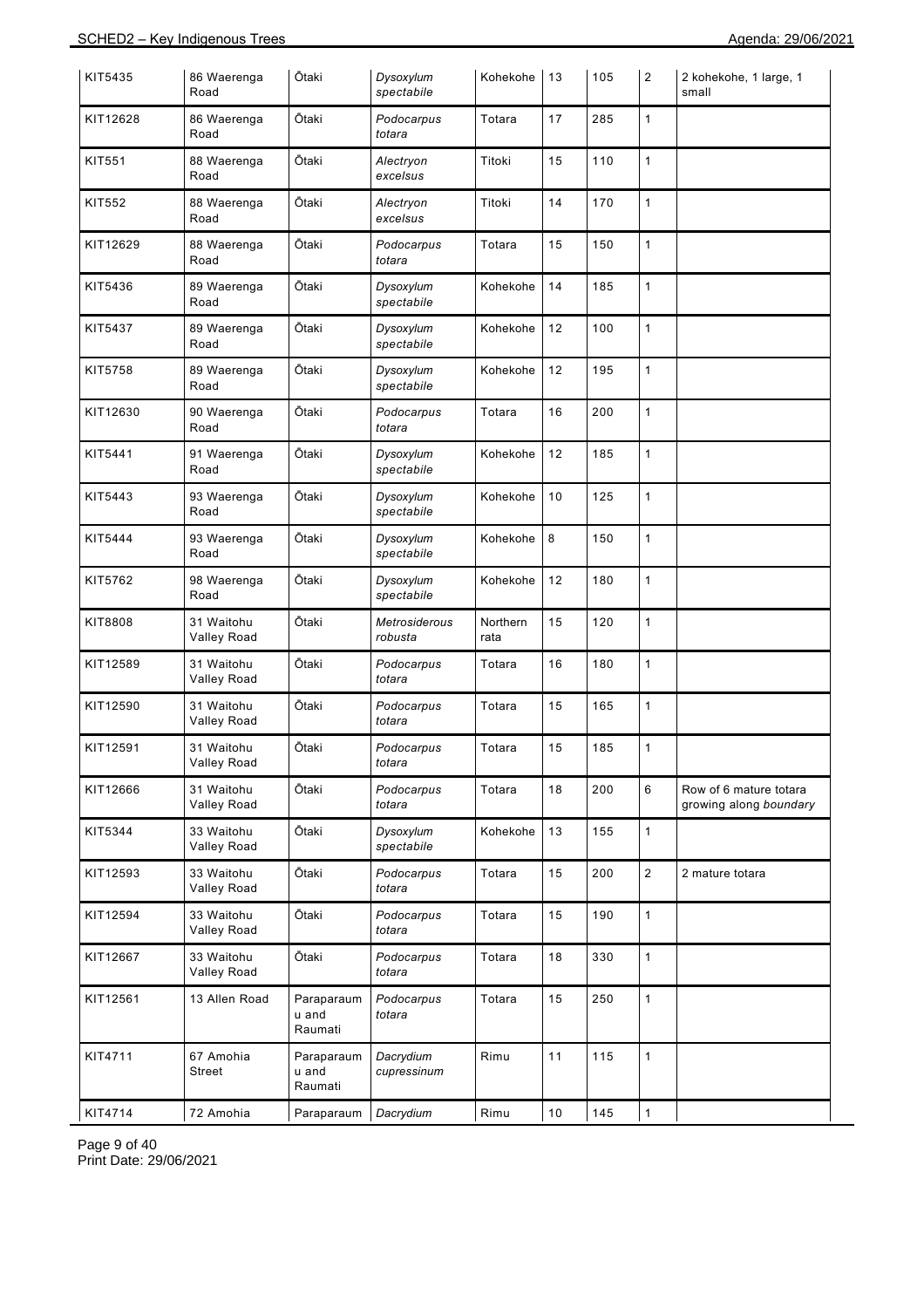| KIT5435 | 86 Waerenga Road | Ōtaki | *Dysoxylum spectabile* | Kohekohe | 13 | 105 | 2 | 2 kohekohe, 1 large, 1 small |
|---|---|---|---|---|---|---|---|---|
| KIT12628 | 86 Waerenga Road | Ōtaki | *Podocarpus totara* | Totara | 17 | 285 | 1 | |
| KIT551 | 88 Waerenga Road | Ōtaki | *Alectryon excelsus* | Titoki | 15 | 110 | 1 | |
| KIT552 | 88 Waerenga Road | Ōtaki | *Alectryon excelsus* | Titoki | 14 | 170 | 1 | |
| KIT12629 | 88 Waerenga Road | Ōtaki | *Podocarpus totara* | Totara | 15 | 150 | 1 | |
| KIT5436 | 89 Waerenga Road | Ōtaki | *Dysoxylum spectabile* | Kohekohe | 14 | 185 | 1 | |
| KIT5437 | 89 Waerenga Road | Ōtaki | *Dysoxylum spectabile* | Kohekohe | 12 | 100 | 1 | |
| KIT5758 | 89 Waerenga Road | Ōtaki | *Dysoxylum spectabile* | Kohekohe | 12 | 195 | 1 | |
| KIT12630 | 90 Waerenga Road | Ōtaki | *Podocarpus totara* | Totara | 16 | 200 | 1 | |
| KIT5441 | 91 Waerenga Road | Ōtaki | *Dysoxylum spectabile* | Kohekohe | 12 | 185 | 1 | |
| KIT5443 | 93 Waerenga Road | Ōtaki | *Dysoxylum spectabile* | Kohekohe | 10 | 125 | 1 | |
| KIT5444 | 93 Waerenga Road | Ōtaki | *Dysoxylum spectabile* | Kohekohe | 8 | 150 | 1 | |
| KIT5762 | 98 Waerenga Road | Ōtaki | *Dysoxylum spectabile* | Kohekohe | 12 | 180 | 1 | |
| KIT8808 | 31 Waitohu Valley Road | Ōtaki | *Metrosiderous robusta* | Northern rata | 15 | 120 | 1 | |
| KIT12589 | 31 Waitohu Valley Road | Ōtaki | *Podocarpus totara* | Totara | 16 | 180 | 1 | |
| KIT12590 | 31 Waitohu Valley Road | Ōtaki | *Podocarpus totara* | Totara | 15 | 165 | 1 | |
| KIT12591 | 31 Waitohu Valley Road | Ōtaki | *Podocarpus totara* | Totara | 15 | 185 | 1 | |
| KIT12666 | 31 Waitohu Valley Road | Ōtaki | *Podocarpus totara* | Totara | 18 | 200 | 6 | Row of 6 mature totara growing along *boundary* |
| KIT5344 | 33 Waitohu Valley Road | Ōtaki | *Dysoxylum spectabile* | Kohekohe | 13 | 155 | 1 | |
| KIT12593 | 33 Waitohu Valley Road | Ōtaki | *Podocarpus totara* | Totara | 15 | 200 | 2 | 2 mature totara |
| KIT12594 | 33 Waitohu Valley Road | Ōtaki | *Podocarpus totara* | Totara | 15 | 190 | 1 | |
| KIT12667 | 33 Waitohu Valley Road | Ōtaki | *Podocarpus totara* | Totara | 18 | 330 | 1 | |
| KIT12561 | 13 Allen Road | Paraparaumu and Raumati | *Podocarpus totara* | Totara | 15 | 250 | 1 | |
| KIT4711 | 67 Amohia Street | Paraparaumu and Raumati | *Dacrydium cupressinum* | Rimu | 11 | 115 | 1 | |
| KIT4714 | 72 Amohia | Paraparaum | *Dacrydium* | Rimu | 10 | 145 | 1 | |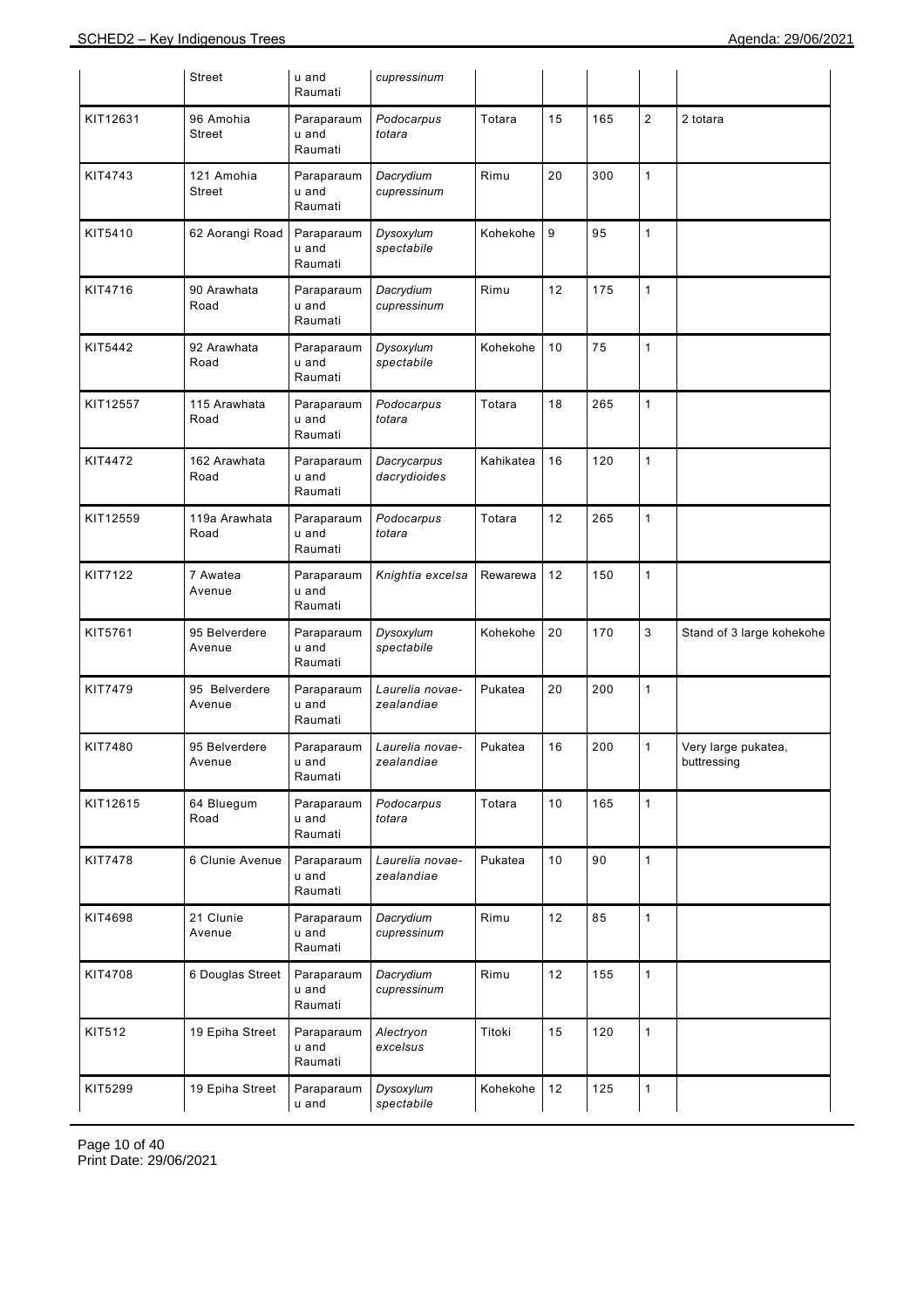| | Street | Paraparaumu and Raumati | Dacrydium cupressinum | | | | | |
|---|---|---|---|---|---|---|---|---|
| KIT12631 | 96 Amohia Street | Paraparaumu and Raumati | *Podocarpus totara* | Totara | 15 | 165 | 2 | 2 totara |
| KIT4743 | 121 Amohia Street | Paraparaumu and Raumati | *Dacrydium cupressinum* | Rimu | 20 | 300 | 1 | |
| KIT5410 | 62 Aorangi Road | Paraparaumu and Raumati | *Dysoxylum spectabile* | Kohekohe | 9 | 95 | 1 | |
| KIT4716 | 90 Arawhata Road | Paraparaumu and Raumati | *Dacrydium cupressinum* | Rimu | 12 | 175 | 1 | |
| KIT5442 | 92 Arawhata Road | Paraparaumu and Raumati | *Dysoxylum spectabile* | Kohekohe | 10 | 75 | 1 | |
| KIT12557 | 115 Arawhata Road | Paraparaumu and Raumati | *Podocarpus totara* | Totara | 18 | 265 | 1 | |
| KIT4472 | 162 Arawhata Road | Paraparaumu and Raumati | *Dacrycarpus dacrydioides* | Kahikatea | 16 | 120 | 1 | |
| KIT12559 | 119a Arawhata Road | Paraparaumu and Raumati | *Podocarpus totara* | Totara | 12 | 265 | 1 | |
| KIT7122 | 7 Awatea Avenue | Paraparaumu and Raumati | *Knightia excelsa* | Rewarewa | 12 | 150 | 1 | |
| KIT5761 | 95 Belverdere Avenue | Paraparaumu and Raumati | *Dysoxylum spectabile* | Kohekohe | 20 | 170 | 3 | Stand of 3 large kohekohe |
| KIT7479 | 95 Belverdere Avenue | Paraparaumu and Raumati | *Laurelia novae-zealandiae* | Pukatea | 20 | 200 | 1 | |
| KIT7480 | 95 Belverdere Avenue | Paraparaumu and Raumati | *Laurelia novae-zealandiae* | Pukatea | 16 | 200 | 1 | Very large pukatea, buttressing |
| KIT12615 | 64 Bluegum Road | Paraparaumu and Raumati | *Podocarpus totara* | Totara | 10 | 165 | 1 | |
| KIT7478 | 6 Clunie Avenue | Paraparaumu and Raumati | *Laurelia novae-zealandiae* | Pukatea | 10 | 90 | 1 | |
| KIT4698 | 21 Clunie Avenue | Paraparaumu and Raumati | *Dacrydium cupressinum* | Rimu | 12 | 85 | 1 | |
| KIT4708 | 6 Douglas Street | Paraparaumu and Raumati | *Dacrydium cupressinum* | Rimu | 12 | 155 | 1 | |
| KIT512 | 19 Epiha Street | Paraparaumu and Raumati | *Alectryon excelsus* | Titoki | 15 | 120 | 1 | |
| KIT5299 | 19 Epiha Street | Paraparaumu and | *Dysoxylum spectabile* | Kohekohe | 12 | 125 | 1 | |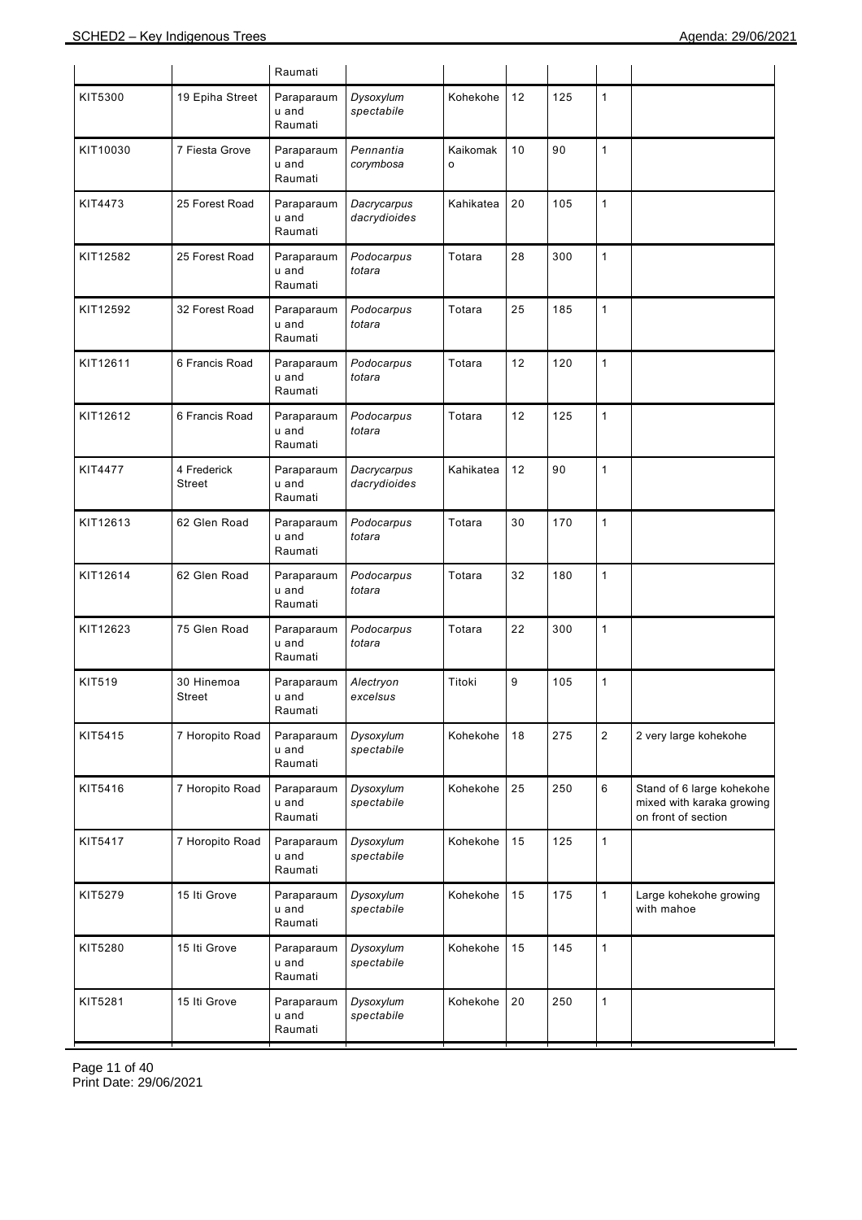| | | Raumati | | | | | | |
|---|---|---|---|---|---|---|---|---|
| KIT5300 | 19 Epiha Street | Paraparaumu and Raumati | *Dysoxylum spectabile* | Kohekohe | 12 | 125 | 1 | |
| KIT10030 | 7 Fiesta Grove | Paraparaumu and Raumati | *Pennantia corymbosa* | Kaikomako | 10 | 90 | 1 | |
| KIT4473 | 25 Forest Road | Paraparaumu and Raumati | *Dacrycarpus dacrydioides* | Kahikatea | 20 | 105 | 1 | |
| KIT12582 | 25 Forest Road | Paraparaumu and Raumati | *Podocarpus totara* | Totara | 28 | 300 | 1 | |
| KIT12592 | 32 Forest Road | Paraparaumu and Raumati | *Podocarpus totara* | Totara | 25 | 185 | 1 | |
| KIT12611 | 6 Francis Road | Paraparaumu and Raumati | *Podocarpus totara* | Totara | 12 | 120 | 1 | |
| KIT12612 | 6 Francis Road | Paraparaumu and Raumati | *Podocarpus totara* | Totara | 12 | 125 | 1 | |
| KIT4477 | 4 Frederick Street | Paraparaumu and Raumati | *Dacrycarpus dacrydioides* | Kahikatea | 12 | 90 | 1 | |
| KIT12613 | 62 Glen Road | Paraparaumu and Raumati | *Podocarpus totara* | Totara | 30 | 170 | 1 | |
| KIT12614 | 62 Glen Road | Paraparaumu and Raumati | *Podocarpus totara* | Totara | 32 | 180 | 1 | |
| KIT12623 | 75 Glen Road | Paraparaumu and Raumati | *Podocarpus totara* | Totara | 22 | 300 | 1 | |
| KIT519 | 30 Hinemoa Street | Paraparaumu and Raumati | *Alectryon excelsus* | Titoki | 9 | 105 | 1 | |
| KIT5415 | 7 Horopito Road | Paraparaumu and Raumati | *Dysoxylum spectabile* | Kohekohe | 18 | 275 | 2 | 2 very large kohekohe |
| KIT5416 | 7 Horopito Road | Paraparaumu and Raumati | *Dysoxylum spectabile* | Kohekohe | 25 | 250 | 6 | Stand of 6 large kohekohe mixed with karaka growing on front of section |
| KIT5417 | 7 Horopito Road | Paraparaumu and Raumati | *Dysoxylum spectabile* | Kohekohe | 15 | 125 | 1 | |
| KIT5279 | 15 Iti Grove | Paraparaumu and Raumati | *Dysoxylum spectabile* | Kohekohe | 15 | 175 | 1 | Large kohekohe growing with mahoe |
| KIT5280 | 15 Iti Grove | Paraparaumu and Raumati | *Dysoxylum spectabile* | Kohekohe | 15 | 145 | 1 | |
| KIT5281 | 15 Iti Grove | Paraparaumu and Raumati | *Dysoxylum spectabile* | Kohekohe | 20 | 250 | 1 | |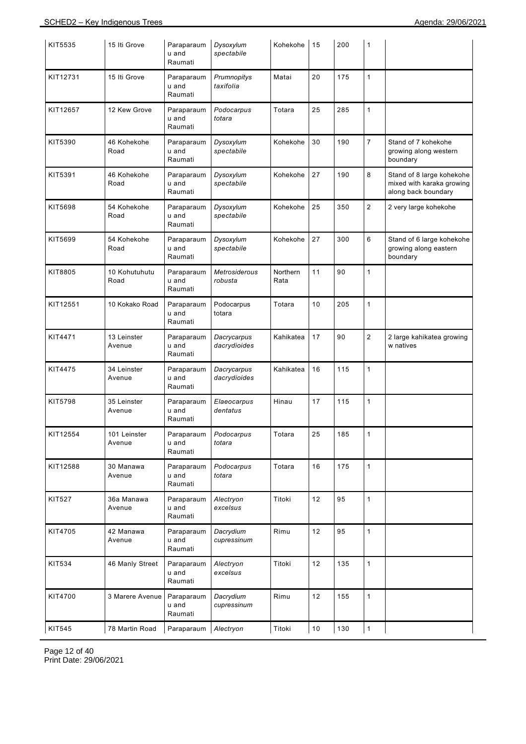| KIT5535 | 15 Iti Grove | Paraparaumu and Raumati | *Dysoxylum spectabile* | Kohekohe | 15 | 200 | 1 | |
|---|---|---|---|---|---|---|---|---|
| KIT12731 | 15 Iti Grove | Paraparaumu and Raumati | *Prumnopitys taxifolia* | Matai | 20 | 175 | 1 | |
| KIT12657 | 12 Kew Grove | Paraparaumu and Raumati | *Podocarpus totara* | Totara | 25 | 285 | 1 | |
| KIT5390 | 46 Kohekohe Road | Paraparaumu and Raumati | *Dysoxylum spectabile* | Kohekohe | 30 | 190 | 7 | Stand of 7 kohekohe growing along western boundary |
| KIT5391 | 46 Kohekohe Road | Paraparaumu and Raumati | *Dysoxylum spectabile* | Kohekohe | 27 | 190 | 8 | Stand of 8 large kohekohe mixed with karaka growing along back boundary |
| KIT5698 | 54 Kohekohe Road | Paraparaumu and Raumati | *Dysoxylum spectabile* | Kohekohe | 25 | 350 | 2 | 2 very large kohekohe |
| KIT5699 | 54 Kohekohe Road | Paraparaumu and Raumati | *Dysoxylum spectabile* | Kohekohe | 27 | 300 | 6 | Stand of 6 large kohekohe growing along eastern boundary |
| KIT8805 | 10 Kohutuhutu Road | Paraparaumu and Raumati | *Metrosiderous robusta* | Northern Rata | 11 | 90 | 1 | |
| KIT12551 | 10 Kokako Road | Paraparaumu and Raumati | Podocarpus totara | Totara | 10 | 205 | 1 | |
| KIT4471 | 13 Leinster Avenue | Paraparaumu and Raumati | *Dacrycarpus dacrydioides* | Kahikatea | 17 | 90 | 2 | 2 large kahikatea growing w natives |
| KIT4475 | 34 Leinster Avenue | Paraparaumu and Raumati | *Dacrycarpus dacrydioides* | Kahikatea | 16 | 115 | 1 | |
| KIT5798 | 35 Leinster Avenue | Paraparaumu and Raumati | *Elaeocarpus dentatus* | Hinau | 17 | 115 | 1 | |
| KIT12554 | 101 Leinster Avenue | Paraparaumu and Raumati | *Podocarpus totara* | Totara | 25 | 185 | 1 | |
| KIT12588 | 30 Manawa Avenue | Paraparaumu and Raumati | *Podocarpus totara* | Totara | 16 | 175 | 1 | |
| KIT527 | 36a Manawa Avenue | Paraparaumu and Raumati | *Alectryon excelsus* | Titoki | 12 | 95 | 1 | |
| KIT4705 | 42 Manawa Avenue | Paraparaumu and Raumati | *Dacrydium cupressinum* | Rimu | 12 | 95 | 1 | |
| KIT534 | 46 Manly Street | Paraparaumu and Raumati | *Alectryon excelsus* | Titoki | 12 | 135 | 1 | |
| KIT4700 | 3 Marere Avenue | Paraparaumu and Raumati | *Dacrydium cupressinum* | Rimu | 12 | 155 | 1 | |
| KIT545 | 78 Martin Road | Paraparaumu | *Alectryon* | Titoki | 10 | 130 | 1 | |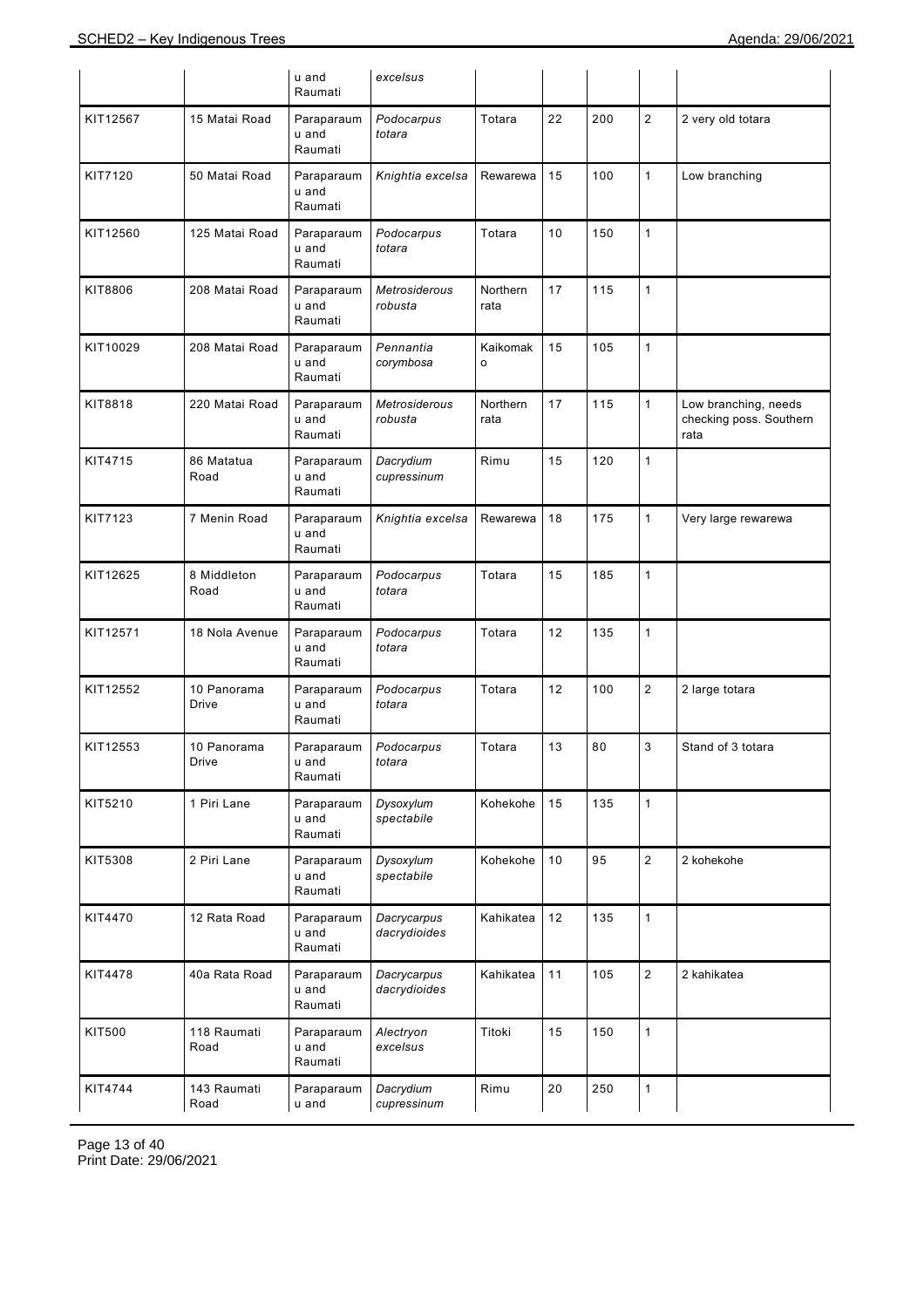| | | u and Raumati | *excelsus* | | | | | |
|---|---|---|---|---|---|---|---|---|
| KIT12567 | 15 Matai Road | Paraparaumu and Raumati | *Podocarpus totara* | Totara | 22 | 200 | 2 | 2 very old totara |
| KIT7120 | 50 Matai Road | Paraparaumu and Raumati | *Knightia excelsa* | Rewarewa | 15 | 100 | 1 | Low branching |
| KIT12560 | 125 Matai Road | Paraparaumu and Raumati | *Podocarpus totara* | Totara | 10 | 150 | 1 | |
| KIT8806 | 208 Matai Road | Paraparaumu and Raumati | *Metrosiderous robusta* | Northern rata | 17 | 115 | 1 | |
| KIT10029 | 208 Matai Road | Paraparaumu and Raumati | *Pennantia corymbosa* | Kaikomako | 15 | 105 | 1 | |
| KIT8818 | 220 Matai Road | Paraparaumu and Raumati | *Metrosiderous robusta* | Northern rata | 17 | 115 | 1 | Low branching, needs checking poss. Southern rata |
| KIT4715 | 86 Matatua Road | Paraparaumu and Raumati | *Dacrydium cupressinum* | Rimu | 15 | 120 | 1 | |
| KIT7123 | 7 Menin Road | Paraparaumu and Raumati | *Knightia excelsa* | Rewarewa | 18 | 175 | 1 | Very large rewarewa |
| KIT12625 | 8 Middleton Road | Paraparaumu and Raumati | *Podocarpus totara* | Totara | 15 | 185 | 1 | |
| KIT12571 | 18 Nola Avenue | Paraparaumu and Raumati | *Podocarpus totara* | Totara | 12 | 135 | 1 | |
| KIT12552 | 10 Panorama Drive | Paraparaumu and Raumati | *Podocarpus totara* | Totara | 12 | 100 | 2 | 2 large totara |
| KIT12553 | 10 Panorama Drive | Paraparaumu and Raumati | *Podocarpus totara* | Totara | 13 | 80 | 3 | Stand of 3 totara |
| KIT5210 | 1 Piri Lane | Paraparaumu and Raumati | *Dysoxylum spectabile* | Kohekohe | 15 | 135 | 1 | |
| KIT5308 | 2 Piri Lane | Paraparaumu and Raumati | *Dysoxylum spectabile* | Kohekohe | 10 | 95 | 2 | 2 kohekohe |
| KIT4470 | 12 Rata Road | Paraparaumu and Raumati | *Dacrycarpus dacrydioides* | Kahikatea | 12 | 135 | 1 | |
| KIT4478 | 40a Rata Road | Paraparaumu and Raumati | *Dacrycarpus dacrydioides* | Kahikatea | 11 | 105 | 2 | 2 kahikatea |
| KIT500 | 118 Raumati Road | Paraparaumu and Raumati | *Alectryon excelsus* | Titoki | 15 | 150 | 1 | |
| KIT4744 | 143 Raumati Road | Paraparaumu and | *Dacrydium cupressinum* | Rimu | 20 | 250 | 1 | |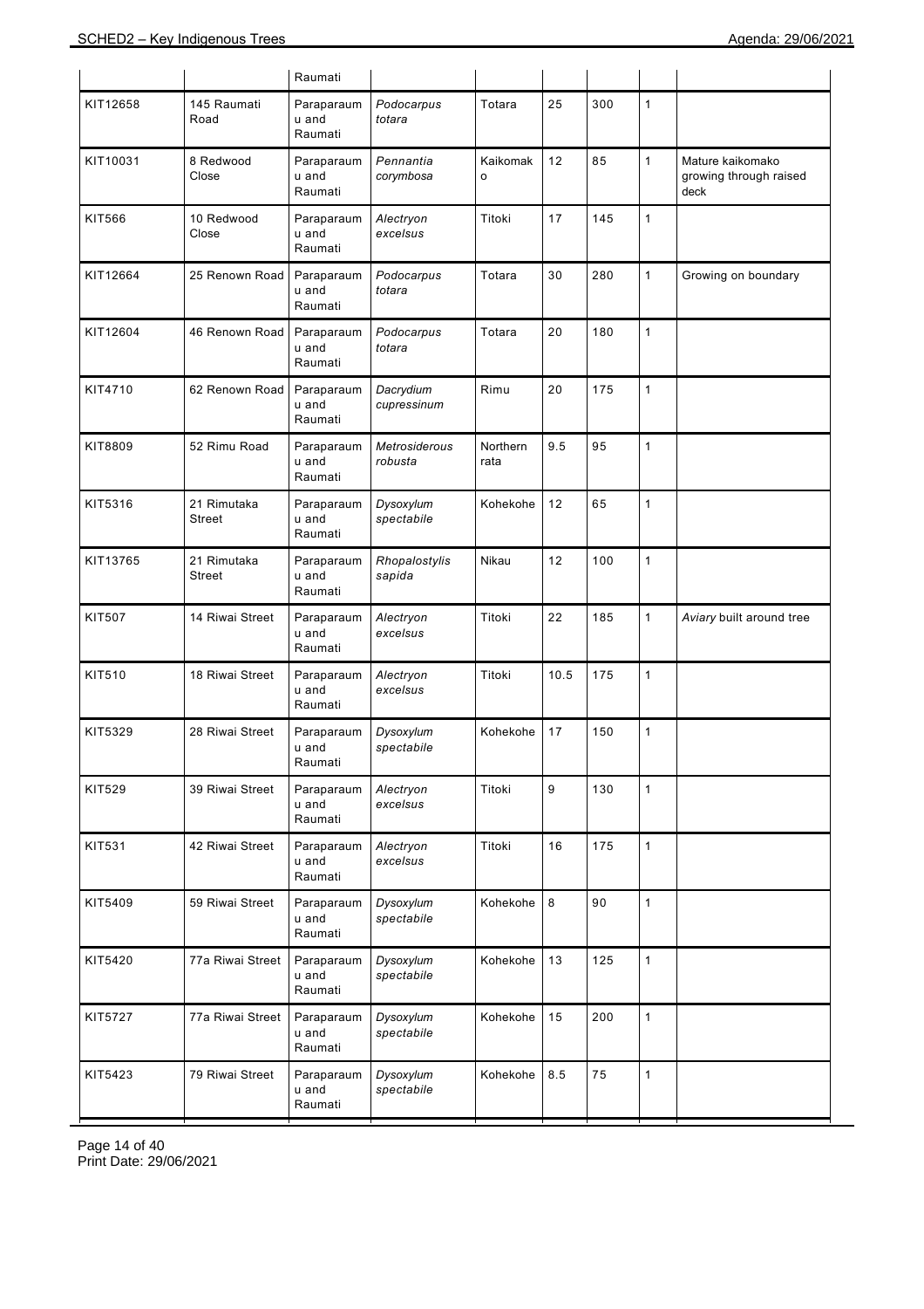| | | Raumati | | | | | | |
|---|---|---|---|---|---|---|---|---|
| KIT12658 | 145 Raumati Road | Paraparaumu and Raumati | *Podocarpus totara* | Totara | 25 | 300 | 1 | |
| KIT10031 | 8 Redwood Close | Paraparaumu and Raumati | *Pennantia corymbosa* | Kaikomako | 12 | 85 | 1 | Mature kaikomako growing through raised deck |
| KIT566 | 10 Redwood Close | Paraparaumu and Raumati | *Alectryon excelsus* | Titoki | 17 | 145 | 1 | |
| KIT12664 | 25 Renown Road | Paraparaumu and Raumati | *Podocarpus totara* | Totara | 30 | 280 | 1 | Growing on boundary |
| KIT12604 | 46 Renown Road | Paraparaumu and Raumati | *Podocarpus totara* | Totara | 20 | 180 | 1 | |
| KIT4710 | 62 Renown Road | Paraparaumu and Raumati | *Dacrydium cupressinum* | Rimu | 20 | 175 | 1 | |
| KIT8809 | 52 Rimu Road | Paraparaumu and Raumati | *Metrosiderous robusta* | Northern rata | 9.5 | 95 | 1 | |
| KIT5316 | 21 Rimutaka Street | Paraparaumu and Raumati | *Dysoxylum spectabile* | Kohekohe | 12 | 65 | 1 | |
| KIT13765 | 21 Rimutaka Street | Paraparaumu and Raumati | *Rhopalostylis sapida* | Nikau | 12 | 100 | 1 | |
| KIT507 | 14 Riwai Street | Paraparaumu and Raumati | *Alectryon excelsus* | Titoki | 22 | 185 | 1 | *Aviary* built around tree |
| KIT510 | 18 Riwai Street | Paraparaumu and Raumati | *Alectryon excelsus* | Titoki | 10.5 | 175 | 1 | |
| KIT5329 | 28 Riwai Street | Paraparaumu and Raumati | *Dysoxylum spectabile* | Kohekohe | 17 | 150 | 1 | |
| KIT529 | 39 Riwai Street | Paraparaumu and Raumati | *Alectryon excelsus* | Titoki | 9 | 130 | 1 | |
| KIT531 | 42 Riwai Street | Paraparaumu and Raumati | *Alectryon excelsus* | Titoki | 16 | 175 | 1 | |
| KIT5409 | 59 Riwai Street | Paraparaumu and Raumati | *Dysoxylum spectabile* | Kohekohe | 8 | 90 | 1 | |
| KIT5420 | 77a Riwai Street | Paraparaumu and Raumati | *Dysoxylum spectabile* | Kohekohe | 13 | 125 | 1 | |
| KIT5727 | 77a Riwai Street | Paraparaumu and Raumati | *Dysoxylum spectabile* | Kohekohe | 15 | 200 | 1 | |
| KIT5423 | 79 Riwai Street | Paraparaumu and Raumati | *Dysoxylum spectabile* | Kohekohe | 8.5 | 75 | 1 | |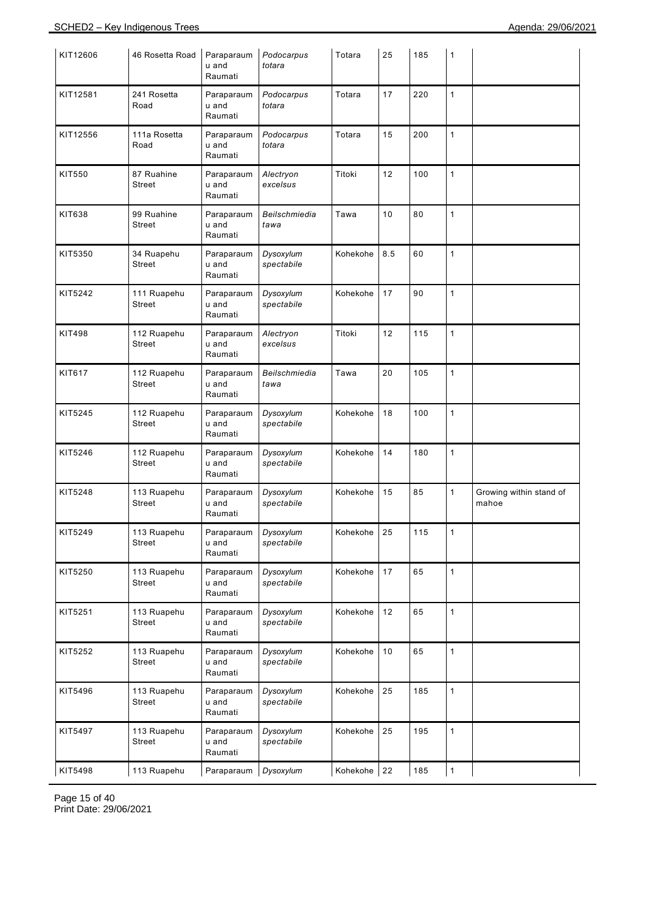| KIT12606 | 46 Rosetta Road | Paraparaumu and Raumati | *Podocarpus totara* | Totara | 25 | 185 | 1 | |
|---|---|---|---|---|---|---|---|---|
| KIT12581 | 241 Rosetta Road | Paraparaumu and Raumati | *Podocarpus totara* | Totara | 17 | 220 | 1 | |
| KIT12556 | 111a Rosetta Road | Paraparaumu and Raumati | *Podocarpus totara* | Totara | 15 | 200 | 1 | |
| KIT550 | 87 Ruahine Street | Paraparaumu and Raumati | *Alectryon excelsus* | Titoki | 12 | 100 | 1 | |
| KIT638 | 99 Ruahine Street | Paraparaumu and Raumati | *Beilschmiedia tawa* | Tawa | 10 | 80 | 1 | |
| KIT5350 | 34 Ruapehu Street | Paraparaumu and Raumati | *Dysoxylum spectabile* | Kohekohe | 8.5 | 60 | 1 | |
| KIT5242 | 111 Ruapehu Street | Paraparaumu and Raumati | *Dysoxylum spectabile* | Kohekohe | 17 | 90 | 1 | |
| KIT498 | 112 Ruapehu Street | Paraparaumu and Raumati | *Alectryon excelsus* | Titoki | 12 | 115 | 1 | |
| KIT617 | 112 Ruapehu Street | Paraparaumu and Raumati | *Beilschmiedia tawa* | Tawa | 20 | 105 | 1 | |
| KIT5245 | 112 Ruapehu Street | Paraparaumu and Raumati | *Dysoxylum spectabile* | Kohekohe | 18 | 100 | 1 | |
| KIT5246 | 112 Ruapehu Street | Paraparaumu and Raumati | *Dysoxylum spectabile* | Kohekohe | 14 | 180 | 1 | |
| KIT5248 | 113 Ruapehu Street | Paraparaumu and Raumati | *Dysoxylum spectabile* | Kohekohe | 15 | 85 | 1 | Growing within stand of mahoe |
| KIT5249 | 113 Ruapehu Street | Paraparaumu and Raumati | *Dysoxylum spectabile* | Kohekohe | 25 | 115 | 1 | |
| KIT5250 | 113 Ruapehu Street | Paraparaumu and Raumati | *Dysoxylum spectabile* | Kohekohe | 17 | 65 | 1 | |
| KIT5251 | 113 Ruapehu Street | Paraparaumu and Raumati | *Dysoxylum spectabile* | Kohekohe | 12 | 65 | 1 | |
| KIT5252 | 113 Ruapehu Street | Paraparaumu and Raumati | *Dysoxylum spectabile* | Kohekohe | 10 | 65 | 1 | |
| KIT5496 | 113 Ruapehu Street | Paraparaumu and Raumati | *Dysoxylum spectabile* | Kohekohe | 25 | 185 | 1 | |
| KIT5497 | 113 Ruapehu Street | Paraparaumu and Raumati | *Dysoxylum spectabile* | Kohekohe | 25 | 195 | 1 | |
| KIT5498 | 113 Ruapehu | Paraparaumu | *Dysoxylum* | Kohekohe | 22 | 185 | 1 | |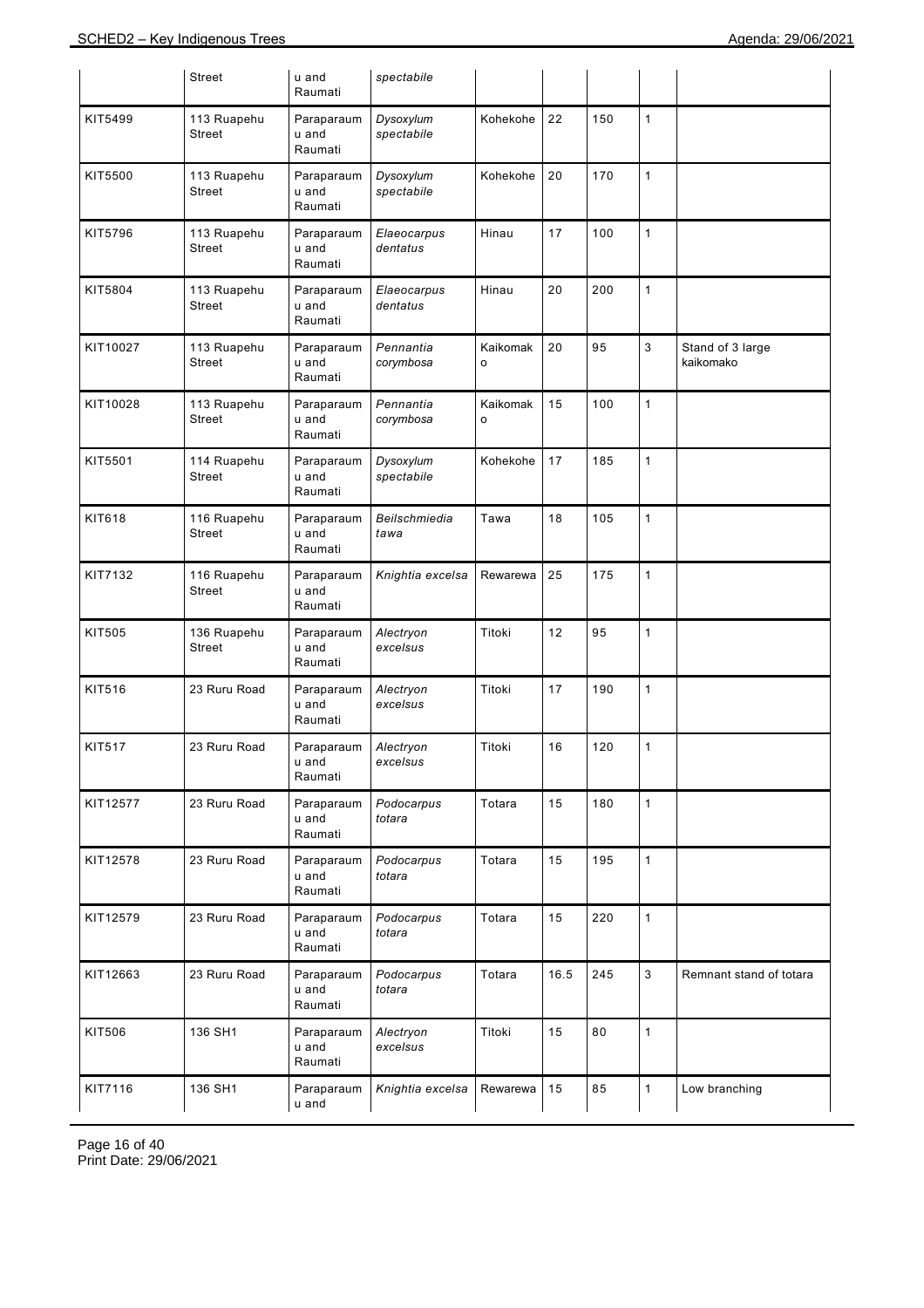| | Street | Paraparaumu and Raumati | *Dysoxylum spectabile* | | | | | |
|---|---|---|---|---|---|---|---|---|
| KIT5499 | 113 Ruapehu Street | Paraparaumu and Raumati | *Dysoxylum spectabile* | Kohekohe | 22 | 150 | 1 | |
| KIT5500 | 113 Ruapehu Street | Paraparaumu and Raumati | *Dysoxylum spectabile* | Kohekohe | 20 | 170 | 1 | |
| KIT5796 | 113 Ruapehu Street | Paraparaumu and Raumati | *Elaeocarpus dentatus* | Hinau | 17 | 100 | 1 | |
| KIT5804 | 113 Ruapehu Street | Paraparaumu and Raumati | *Elaeocarpus dentatus* | Hinau | 20 | 200 | 1 | |
| KIT10027 | 113 Ruapehu Street | Paraparaumu and Raumati | *Pennantia corymbosa* | Kaikomako | 20 | 95 | 3 | Stand of 3 large kaikomako |
| KIT10028 | 113 Ruapehu Street | Paraparaumu and Raumati | *Pennantia corymbosa* | Kaikomako | 15 | 100 | 1 | |
| KIT5501 | 114 Ruapehu Street | Paraparaumu and Raumati | *Dysoxylum spectabile* | Kohekohe | 17 | 185 | 1 | |
| KIT618 | 116 Ruapehu Street | Paraparaumu and Raumati | *Beilschmiedia tawa* | Tawa | 18 | 105 | 1 | |
| KIT7132 | 116 Ruapehu Street | Paraparaumu and Raumati | *Knightia excelsa* | Rewarewa | 25 | 175 | 1 | |
| KIT505 | 136 Ruapehu Street | Paraparaumu and Raumati | *Alectryon excelsus* | Titoki | 12 | 95 | 1 | |
| KIT516 | 23 Ruru Road | Paraparaumu and Raumati | *Alectryon excelsus* | Titoki | 17 | 190 | 1 | |
| KIT517 | 23 Ruru Road | Paraparaumu and Raumati | *Alectryon excelsus* | Titoki | 16 | 120 | 1 | |
| KIT12577 | 23 Ruru Road | Paraparaumu and Raumati | *Podocarpus totara* | Totara | 15 | 180 | 1 | |
| KIT12578 | 23 Ruru Road | Paraparaumu and Raumati | *Podocarpus totara* | Totara | 15 | 195 | 1 | |
| KIT12579 | 23 Ruru Road | Paraparaumu and Raumati | *Podocarpus totara* | Totara | 15 | 220 | 1 | |
| KIT12663 | 23 Ruru Road | Paraparaumu and Raumati | *Podocarpus totara* | Totara | 16.5 | 245 | 3 | Remnant stand of totara |
| KIT506 | 136 SH1 | Paraparaumu and Raumati | *Alectryon excelsus* | Titoki | 15 | 80 | 1 | |
| KIT7116 | 136 SH1 | Paraparaumu and | *Knightia excelsa* | Rewarewa | 15 | 85 | 1 | Low branching |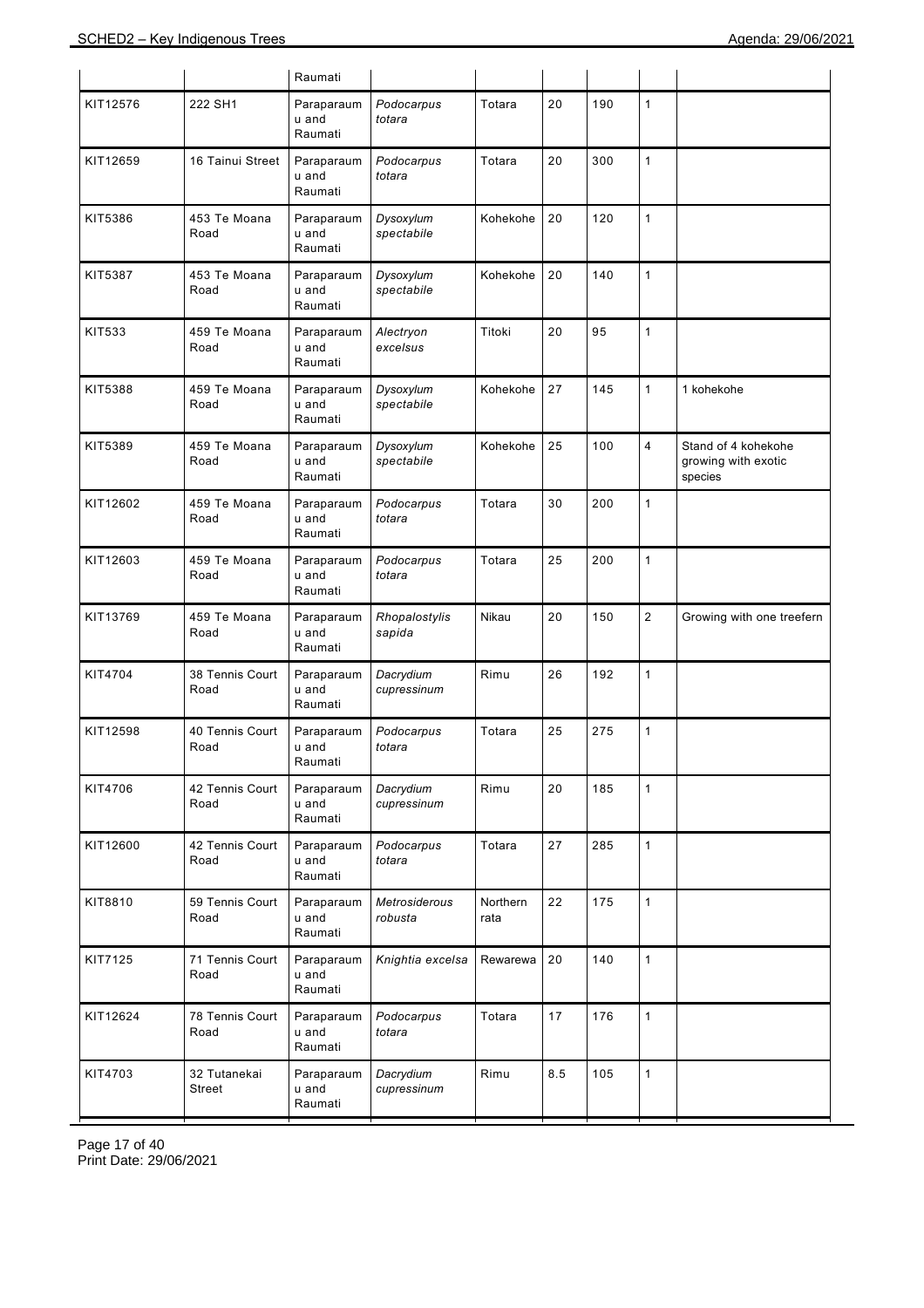| | | Raumati | | | | | | |
|---|---|---|---|---|---|---|---|---|
| KIT12576 | 222 SH1 | Paraparaumu and Raumati | *Podocarpus totara* | Totara | 20 | 190 | 1 | |
| KIT12659 | 16 Tainui Street | Paraparaumu and Raumati | *Podocarpus totara* | Totara | 20 | 300 | 1 | |
| KIT5386 | 453 Te Moana Road | Paraparaumu and Raumati | *Dysoxylum spectabile* | Kohekohe | 20 | 120 | 1 | |
| KIT5387 | 453 Te Moana Road | Paraparaumu and Raumati | *Dysoxylum spectabile* | Kohekohe | 20 | 140 | 1 | |
| KIT533 | 459 Te Moana Road | Paraparaumu and Raumati | *Alectryon excelsus* | Titoki | 20 | 95 | 1 | |
| KIT5388 | 459 Te Moana Road | Paraparaumu and Raumati | *Dysoxylum spectabile* | Kohekohe | 27 | 145 | 1 | 1 kohekohe |
| KIT5389 | 459 Te Moana Road | Paraparaumu and Raumati | *Dysoxylum spectabile* | Kohekohe | 25 | 100 | 4 | Stand of 4 kohekohe growing with exotic species |
| KIT12602 | 459 Te Moana Road | Paraparaumu and Raumati | *Podocarpus totara* | Totara | 30 | 200 | 1 | |
| KIT12603 | 459 Te Moana Road | Paraparaumu and Raumati | *Podocarpus totara* | Totara | 25 | 200 | 1 | |
| KIT13769 | 459 Te Moana Road | Paraparaumu and Raumati | *Rhopalostylis sapida* | Nikau | 20 | 150 | 2 | Growing with one treefern |
| KIT4704 | 38 Tennis Court Road | Paraparaumu and Raumati | *Dacrydium cupressinum* | Rimu | 26 | 192 | 1 | |
| KIT12598 | 40 Tennis Court Road | Paraparaumu and Raumati | *Podocarpus totara* | Totara | 25 | 275 | 1 | |
| KIT4706 | 42 Tennis Court Road | Paraparaumu and Raumati | *Dacrydium cupressinum* | Rimu | 20 | 185 | 1 | |
| KIT12600 | 42 Tennis Court Road | Paraparaumu and Raumati | *Podocarpus totara* | Totara | 27 | 285 | 1 | |
| KIT8810 | 59 Tennis Court Road | Paraparaumu and Raumati | *Metrosiderous robusta* | Northern rata | 22 | 175 | 1 | |
| KIT7125 | 71 Tennis Court Road | Paraparaumu and Raumati | *Knightia excelsa* | Rewarewa | 20 | 140 | 1 | |
| KIT12624 | 78 Tennis Court Road | Paraparaumu and Raumati | *Podocarpus totara* | Totara | 17 | 176 | 1 | |
| KIT4703 | 32 Tutanekai Street | Paraparaumu and Raumati | *Dacrydium cupressinum* | Rimu | 8.5 | 105 | 1 | |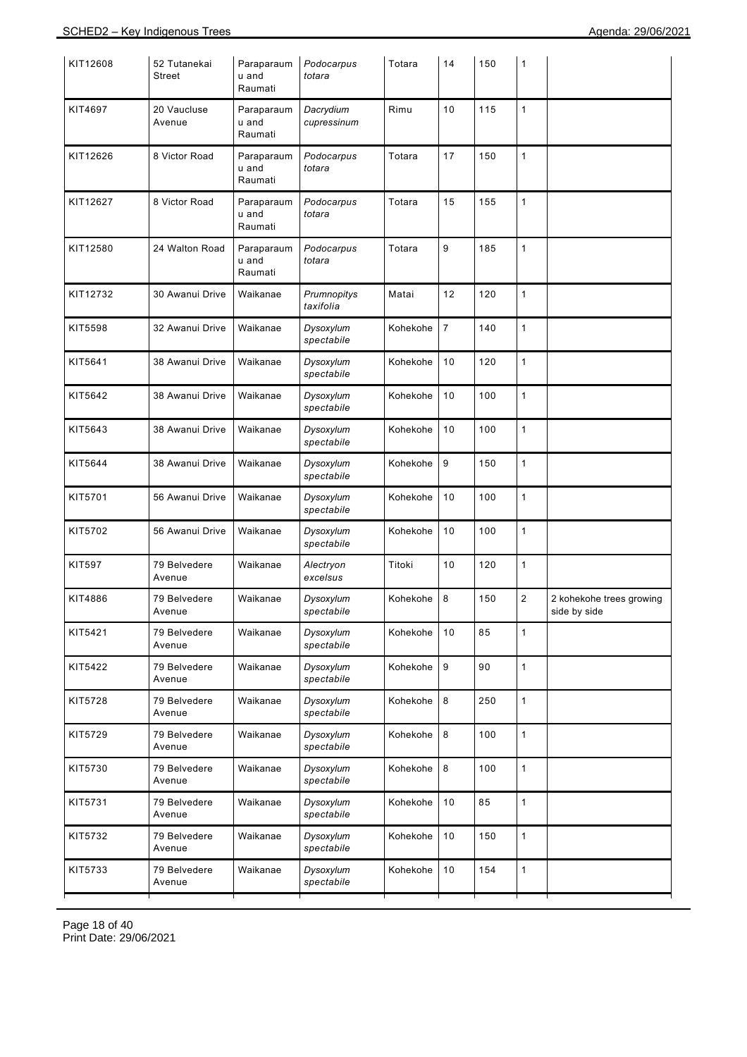| | | | | | | | | |
|---|---|---|---|---|---|---|---|---|
| KIT12608 | 52 Tutanekai Street | Paraparaumu and Raumati | *Podocarpus totara* | Totara | 14 | 150 | 1 | |
| KIT4697 | 20 Vaucluse Avenue | Paraparaumu and Raumati | *Dacrydium cupressinum* | Rimu | 10 | 115 | 1 | |
| KIT12626 | 8 Victor Road | Paraparaumu and Raumati | *Podocarpus totara* | Totara | 17 | 150 | 1 | |
| KIT12627 | 8 Victor Road | Paraparaumu and Raumati | *Podocarpus totara* | Totara | 15 | 155 | 1 | |
| KIT12580 | 24 Walton Road | Paraparaumu and Raumati | *Podocarpus totara* | Totara | 9 | 185 | 1 | |
| KIT12732 | 30 Awanui Drive | Waikanae | *Prumnopitys taxifolia* | Matai | 12 | 120 | 1 | |
| KIT5598 | 32 Awanui Drive | Waikanae | *Dysoxylum spectabile* | Kohekohe | 7 | 140 | 1 | |
| KIT5641 | 38 Awanui Drive | Waikanae | *Dysoxylum spectabile* | Kohekohe | 10 | 120 | 1 | |
| KIT5642 | 38 Awanui Drive | Waikanae | *Dysoxylum spectabile* | Kohekohe | 10 | 100 | 1 | |
| KIT5643 | 38 Awanui Drive | Waikanae | *Dysoxylum spectabile* | Kohekohe | 10 | 100 | 1 | |
| KIT5644 | 38 Awanui Drive | Waikanae | *Dysoxylum spectabile* | Kohekohe | 9 | 150 | 1 | |
| KIT5701 | 56 Awanui Drive | Waikanae | *Dysoxylum spectabile* | Kohekohe | 10 | 100 | 1 | |
| KIT5702 | 56 Awanui Drive | Waikanae | *Dysoxylum spectabile* | Kohekohe | 10 | 100 | 1 | |
| KIT597 | 79 Belvedere Avenue | Waikanae | *Alectryon excelsus* | Titoki | 10 | 120 | 1 | |
| KIT4886 | 79 Belvedere Avenue | Waikanae | *Dysoxylum spectabile* | Kohekohe | 8 | 150 | 2 | 2 kohekohe trees growing side by side |
| KIT5421 | 79 Belvedere Avenue | Waikanae | *Dysoxylum spectabile* | Kohekohe | 10 | 85 | 1 | |
| KIT5422 | 79 Belvedere Avenue | Waikanae | *Dysoxylum spectabile* | Kohekohe | 9 | 90 | 1 | |
| KIT5728 | 79 Belvedere Avenue | Waikanae | *Dysoxylum spectabile* | Kohekohe | 8 | 250 | 1 | |
| KIT5729 | 79 Belvedere Avenue | Waikanae | *Dysoxylum spectabile* | Kohekohe | 8 | 100 | 1 | |
| KIT5730 | 79 Belvedere Avenue | Waikanae | *Dysoxylum spectabile* | Kohekohe | 8 | 100 | 1 | |
| KIT5731 | 79 Belvedere Avenue | Waikanae | *Dysoxylum spectabile* | Kohekohe | 10 | 85 | 1 | |
| KIT5732 | 79 Belvedere Avenue | Waikanae | *Dysoxylum spectabile* | Kohekohe | 10 | 150 | 1 | |
| KIT5733 | 79 Belvedere Avenue | Waikanae | *Dysoxylum spectabile* | Kohekohe | 10 | 154 | 1 | |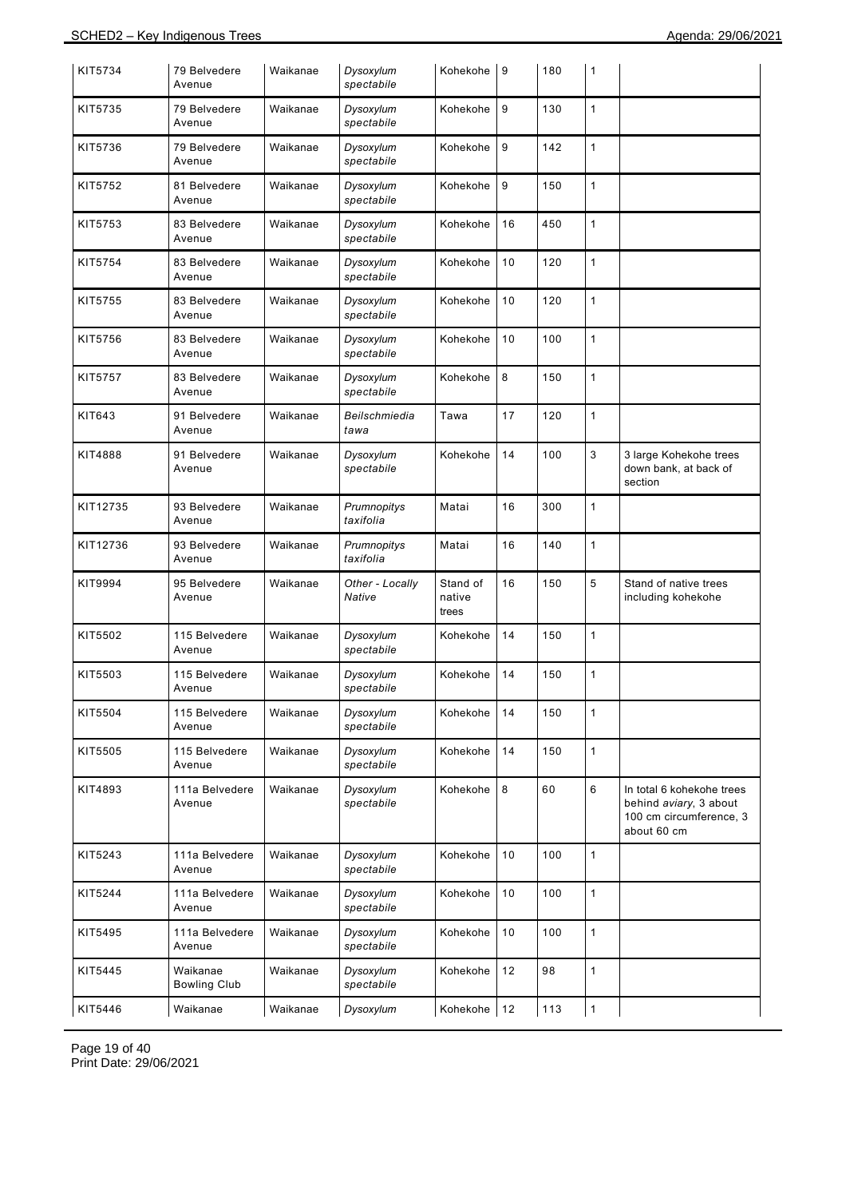| | | | | | | | | |
|---|---|---|---|---|---|---|---|---|
| KIT5734 | 79 Belvedere Avenue | Waikanae | *Dysoxylum spectabile* | Kohekohe | 9 | 180 | 1 | |
| KIT5735 | 79 Belvedere Avenue | Waikanae | *Dysoxylum spectabile* | Kohekohe | 9 | 130 | 1 | |
| KIT5736 | 79 Belvedere Avenue | Waikanae | *Dysoxylum spectabile* | Kohekohe | 9 | 142 | 1 | |
| KIT5752 | 81 Belvedere Avenue | Waikanae | *Dysoxylum spectabile* | Kohekohe | 9 | 150 | 1 | |
| KIT5753 | 83 Belvedere Avenue | Waikanae | *Dysoxylum spectabile* | Kohekohe | 16 | 450 | 1 | |
| KIT5754 | 83 Belvedere Avenue | Waikanae | *Dysoxylum spectabile* | Kohekohe | 10 | 120 | 1 | |
| KIT5755 | 83 Belvedere Avenue | Waikanae | *Dysoxylum spectabile* | Kohekohe | 10 | 120 | 1 | |
| KIT5756 | 83 Belvedere Avenue | Waikanae | *Dysoxylum spectabile* | Kohekohe | 10 | 100 | 1 | |
| KIT5757 | 83 Belvedere Avenue | Waikanae | *Dysoxylum spectabile* | Kohekohe | 8 | 150 | 1 | |
| KIT643 | 91 Belvedere Avenue | Waikanae | *Beilschmiedia tawa* | Tawa | 17 | 120 | 1 | |
| KIT4888 | 91 Belvedere Avenue | Waikanae | *Dysoxylum spectabile* | Kohekohe | 14 | 100 | 3 | 3 large Kohekohe trees down bank, at back of section |
| KIT12735 | 93 Belvedere Avenue | Waikanae | *Prumnopitys taxifolia* | Matai | 16 | 300 | 1 | |
| KIT12736 | 93 Belvedere Avenue | Waikanae | *Prumnopitys taxifolia* | Matai | 16 | 140 | 1 | |
| KIT9994 | 95 Belvedere Avenue | Waikanae | *Other - Locally Native* | Stand of native trees | 16 | 150 | 5 | Stand of native trees including kohekohe |
| KIT5502 | 115 Belvedere Avenue | Waikanae | *Dysoxylum spectabile* | Kohekohe | 14 | 150 | 1 | |
| KIT5503 | 115 Belvedere Avenue | Waikanae | *Dysoxylum spectabile* | Kohekohe | 14 | 150 | 1 | |
| KIT5504 | 115 Belvedere Avenue | Waikanae | *Dysoxylum spectabile* | Kohekohe | 14 | 150 | 1 | |
| KIT5505 | 115 Belvedere Avenue | Waikanae | *Dysoxylum spectabile* | Kohekohe | 14 | 150 | 1 | |
| KIT4893 | 111a Belvedere Avenue | Waikanae | *Dysoxylum spectabile* | Kohekohe | 8 | 60 | 6 | In total 6 kohekohe trees behind *aviary*, 3 about 100 cm circumference, 3 about 60 cm |
| KIT5243 | 111a Belvedere Avenue | Waikanae | *Dysoxylum spectabile* | Kohekohe | 10 | 100 | 1 | |
| KIT5244 | 111a Belvedere Avenue | Waikanae | *Dysoxylum spectabile* | Kohekohe | 10 | 100 | 1 | |
| KIT5495 | 111a Belvedere Avenue | Waikanae | *Dysoxylum spectabile* | Kohekohe | 10 | 100 | 1 | |
| KIT5445 | Waikanae Bowling Club | Waikanae | *Dysoxylum spectabile* | Kohekohe | 12 | 98 | 1 | |
| KIT5446 | Waikanae | Waikanae | *Dysoxylum* | Kohekohe | 12 | 113 | 1 | |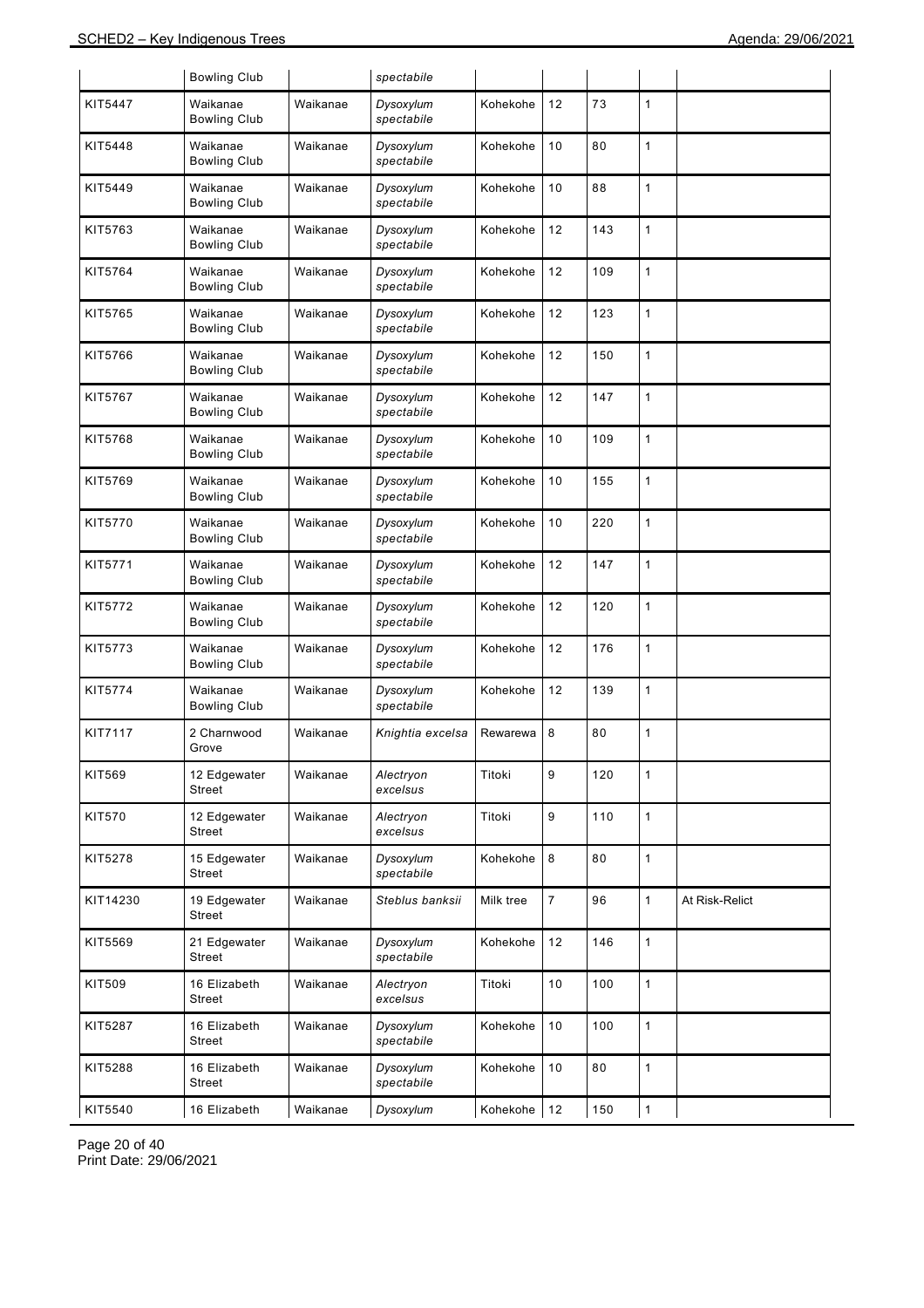|  | Bowling Club |  | *spectabile* |  |  |  |  |  |
|---|---|---|---|---|---|---|---|---|
| KIT5447 | Waikanae Bowling Club | Waikanae | *Dysoxylum spectabile* | Kohekohe | 12 | 73 | 1 |  |
| KIT5448 | Waikanae Bowling Club | Waikanae | *Dysoxylum spectabile* | Kohekohe | 10 | 80 | 1 |  |
| KIT5449 | Waikanae Bowling Club | Waikanae | *Dysoxylum spectabile* | Kohekohe | 10 | 88 | 1 |  |
| KIT5763 | Waikanae Bowling Club | Waikanae | *Dysoxylum spectabile* | Kohekohe | 12 | 143 | 1 |  |
| KIT5764 | Waikanae Bowling Club | Waikanae | *Dysoxylum spectabile* | Kohekohe | 12 | 109 | 1 |  |
| KIT5765 | Waikanae Bowling Club | Waikanae | *Dysoxylum spectabile* | Kohekohe | 12 | 123 | 1 |  |
| KIT5766 | Waikanae Bowling Club | Waikanae | *Dysoxylum spectabile* | Kohekohe | 12 | 150 | 1 |  |
| KIT5767 | Waikanae Bowling Club | Waikanae | *Dysoxylum spectabile* | Kohekohe | 12 | 147 | 1 |  |
| KIT5768 | Waikanae Bowling Club | Waikanae | *Dysoxylum spectabile* | Kohekohe | 10 | 109 | 1 |  |
| KIT5769 | Waikanae Bowling Club | Waikanae | *Dysoxylum spectabile* | Kohekohe | 10 | 155 | 1 |  |
| KIT5770 | Waikanae Bowling Club | Waikanae | *Dysoxylum spectabile* | Kohekohe | 10 | 220 | 1 |  |
| KIT5771 | Waikanae Bowling Club | Waikanae | *Dysoxylum spectabile* | Kohekohe | 12 | 147 | 1 |  |
| KIT5772 | Waikanae Bowling Club | Waikanae | *Dysoxylum spectabile* | Kohekohe | 12 | 120 | 1 |  |
| KIT5773 | Waikanae Bowling Club | Waikanae | *Dysoxylum spectabile* | Kohekohe | 12 | 176 | 1 |  |
| KIT5774 | Waikanae Bowling Club | Waikanae | *Dysoxylum spectabile* | Kohekohe | 12 | 139 | 1 |  |
| KIT7117 | 2 Charnwood Grove | Waikanae | *Knightia excelsa* | Rewarewa | 8 | 80 | 1 |  |
| KIT569 | 12 Edgewater Street | Waikanae | *Alectryon excelsus* | Titoki | 9 | 120 | 1 |  |
| KIT570 | 12 Edgewater Street | Waikanae | *Alectryon excelsus* | Titoki | 9 | 110 | 1 |  |
| KIT5278 | 15 Edgewater Street | Waikanae | *Dysoxylum spectabile* | Kohekohe | 8 | 80 | 1 |  |
| KIT14230 | 19 Edgewater Street | Waikanae | *Steblus banksii* | Milk tree | 7 | 96 | 1 | At Risk-Relict |
| KIT5569 | 21 Edgewater Street | Waikanae | *Dysoxylum spectabile* | Kohekohe | 12 | 146 | 1 |  |
| KIT509 | 16 Elizabeth Street | Waikanae | *Alectryon excelsus* | Titoki | 10 | 100 | 1 |  |
| KIT5287 | 16 Elizabeth Street | Waikanae | *Dysoxylum spectabile* | Kohekohe | 10 | 100 | 1 |  |
| KIT5288 | 16 Elizabeth Street | Waikanae | *Dysoxylum spectabile* | Kohekohe | 10 | 80 | 1 |  |
| KIT5540 | 16 Elizabeth | Waikanae | *Dysoxylum* | Kohekohe | 12 | 150 | 1 |  |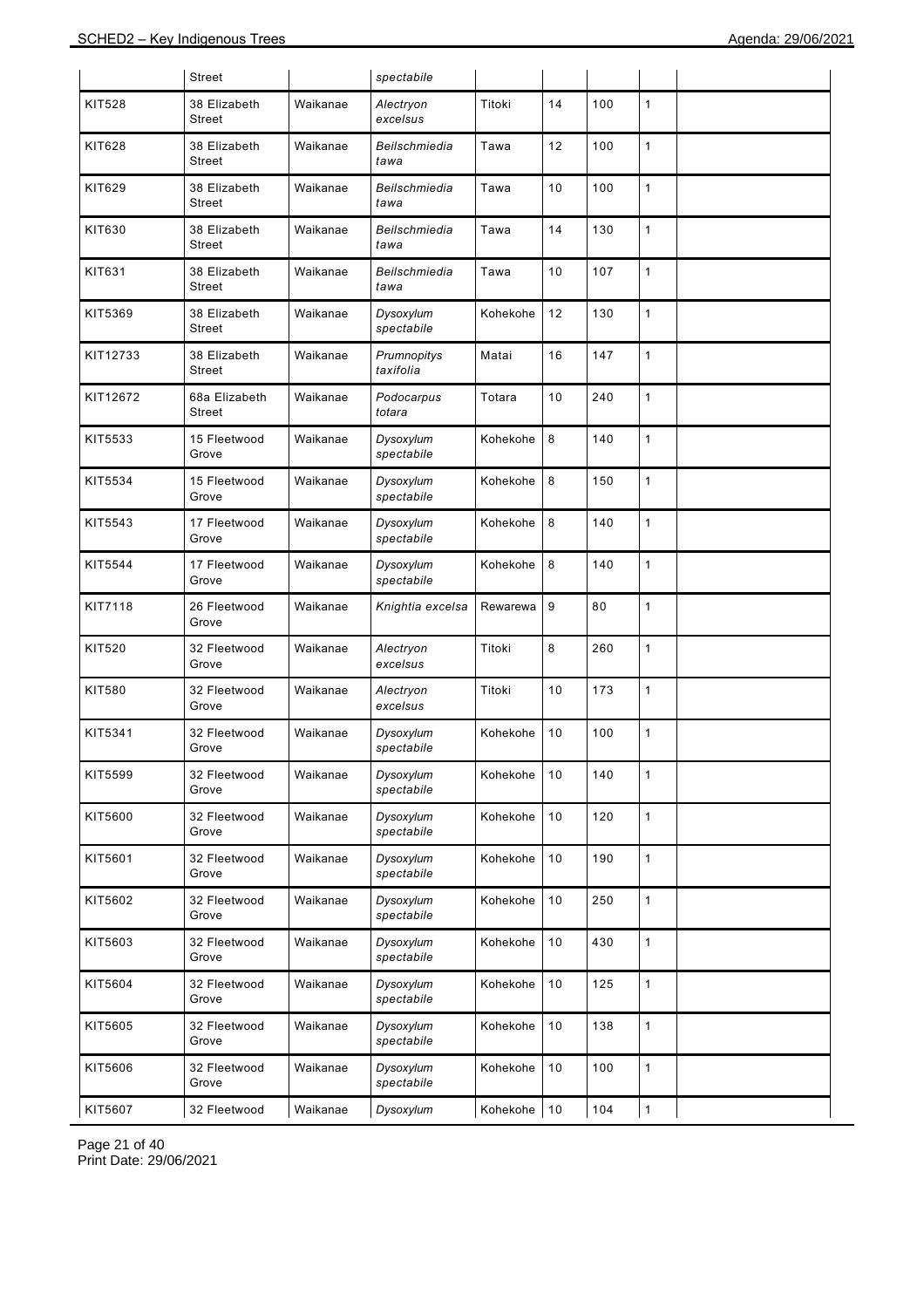|  | Street |  | *spectabile* |  |  |  |  |  |
|---|---|---|---|---|---|---|---|---|
| KIT528 | 38 Elizabeth Street | Waikanae | *Alectryon excelsus* | Titoki | 14 | 100 | 1 |  |
| KIT628 | 38 Elizabeth Street | Waikanae | *Beilschmiedia tawa* | Tawa | 12 | 100 | 1 |  |
| KIT629 | 38 Elizabeth Street | Waikanae | *Beilschmiedia tawa* | Tawa | 10 | 100 | 1 |  |
| KIT630 | 38 Elizabeth Street | Waikanae | *Beilschmiedia tawa* | Tawa | 14 | 130 | 1 |  |
| KIT631 | 38 Elizabeth Street | Waikanae | *Beilschmiedia tawa* | Tawa | 10 | 107 | 1 |  |
| KIT5369 | 38 Elizabeth Street | Waikanae | *Dysoxylum spectabile* | Kohekohe | 12 | 130 | 1 |  |
| KIT12733 | 38 Elizabeth Street | Waikanae | *Prumnopitys taxifolia* | Matai | 16 | 147 | 1 |  |
| KIT12672 | 68a Elizabeth Street | Waikanae | *Podocarpus totara* | Totara | 10 | 240 | 1 |  |
| KIT5533 | 15 Fleetwood Grove | Waikanae | *Dysoxylum spectabile* | Kohekohe | 8 | 140 | 1 |  |
| KIT5534 | 15 Fleetwood Grove | Waikanae | *Dysoxylum spectabile* | Kohekohe | 8 | 150 | 1 |  |
| KIT5543 | 17 Fleetwood Grove | Waikanae | *Dysoxylum spectabile* | Kohekohe | 8 | 140 | 1 |  |
| KIT5544 | 17 Fleetwood Grove | Waikanae | *Dysoxylum spectabile* | Kohekohe | 8 | 140 | 1 |  |
| KIT7118 | 26 Fleetwood Grove | Waikanae | *Knightia excelsa* | Rewarewa | 9 | 80 | 1 |  |
| KIT520 | 32 Fleetwood Grove | Waikanae | *Alectryon excelsus* | Titoki | 8 | 260 | 1 |  |
| KIT580 | 32 Fleetwood Grove | Waikanae | *Alectryon excelsus* | Titoki | 10 | 173 | 1 |  |
| KIT5341 | 32 Fleetwood Grove | Waikanae | *Dysoxylum spectabile* | Kohekohe | 10 | 100 | 1 |  |
| KIT5599 | 32 Fleetwood Grove | Waikanae | *Dysoxylum spectabile* | Kohekohe | 10 | 140 | 1 |  |
| KIT5600 | 32 Fleetwood Grove | Waikanae | *Dysoxylum spectabile* | Kohekohe | 10 | 120 | 1 |  |
| KIT5601 | 32 Fleetwood Grove | Waikanae | *Dysoxylum spectabile* | Kohekohe | 10 | 190 | 1 |  |
| KIT5602 | 32 Fleetwood Grove | Waikanae | *Dysoxylum spectabile* | Kohekohe | 10 | 250 | 1 |  |
| KIT5603 | 32 Fleetwood Grove | Waikanae | *Dysoxylum spectabile* | Kohekohe | 10 | 430 | 1 |  |
| KIT5604 | 32 Fleetwood Grove | Waikanae | *Dysoxylum spectabile* | Kohekohe | 10 | 125 | 1 |  |
| KIT5605 | 32 Fleetwood Grove | Waikanae | *Dysoxylum spectabile* | Kohekohe | 10 | 138 | 1 |  |
| KIT5606 | 32 Fleetwood Grove | Waikanae | *Dysoxylum spectabile* | Kohekohe | 10 | 100 | 1 |  |
| KIT5607 | 32 Fleetwood | Waikanae | *Dysoxylum* | Kohekohe | 10 | 104 | 1 |  |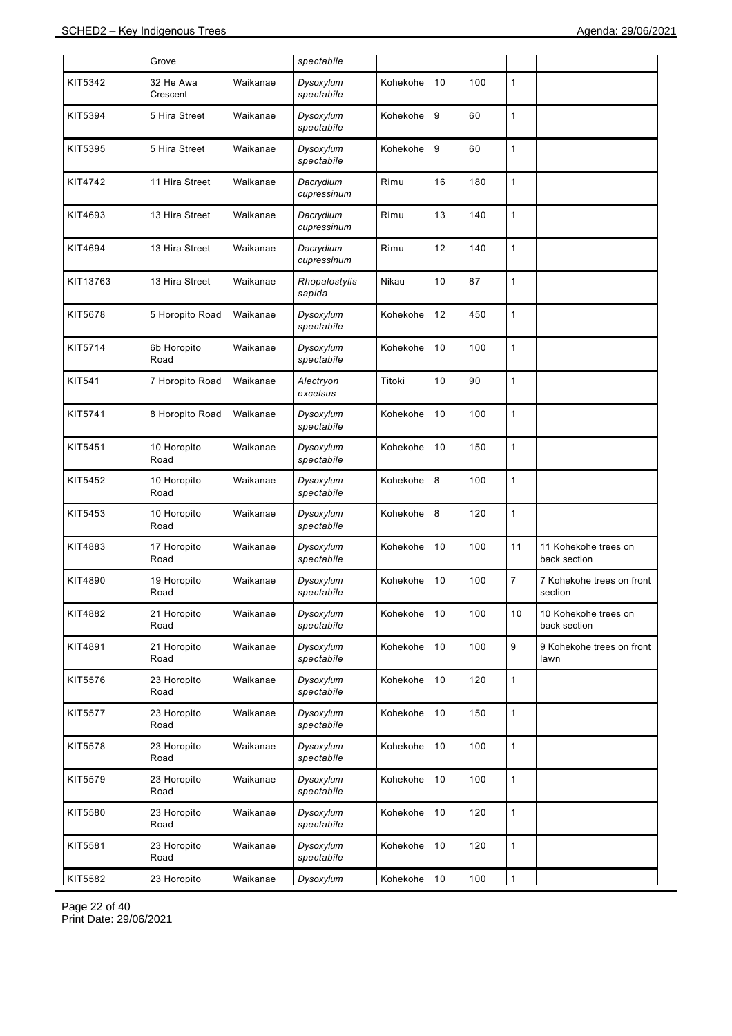| | Grove | | *spectabile* | | | | | |
|---|---|---|---|---|---|---|---|---|
| KIT5342 | 32 He Awa Crescent | Waikanae | *Dysoxylum spectabile* | Kohekohe | 10 | 100 | 1 | |
| KIT5394 | 5 Hira Street | Waikanae | *Dysoxylum spectabile* | Kohekohe | 9 | 60 | 1 | |
| KIT5395 | 5 Hira Street | Waikanae | *Dysoxylum spectabile* | Kohekohe | 9 | 60 | 1 | |
| KIT4742 | 11 Hira Street | Waikanae | *Dacrydium cupressinum* | Rimu | 16 | 180 | 1 | |
| KIT4693 | 13 Hira Street | Waikanae | *Dacrydium cupressinum* | Rimu | 13 | 140 | 1 | |
| KIT4694 | 13 Hira Street | Waikanae | *Dacrydium cupressinum* | Rimu | 12 | 140 | 1 | |
| KIT13763 | 13 Hira Street | Waikanae | *Rhopalostylis sapida* | Nikau | 10 | 87 | 1 | |
| KIT5678 | 5 Horopito Road | Waikanae | *Dysoxylum spectabile* | Kohekohe | 12 | 450 | 1 | |
| KIT5714 | 6b Horopito Road | Waikanae | *Dysoxylum spectabile* | Kohekohe | 10 | 100 | 1 | |
| KIT541 | 7 Horopito Road | Waikanae | *Alectryon excelsus* | Titoki | 10 | 90 | 1 | |
| KIT5741 | 8 Horopito Road | Waikanae | *Dysoxylum spectabile* | Kohekohe | 10 | 100 | 1 | |
| KIT5451 | 10 Horopito Road | Waikanae | *Dysoxylum spectabile* | Kohekohe | 10 | 150 | 1 | |
| KIT5452 | 10 Horopito Road | Waikanae | *Dysoxylum spectabile* | Kohekohe | 8 | 100 | 1 | |
| KIT5453 | 10 Horopito Road | Waikanae | *Dysoxylum spectabile* | Kohekohe | 8 | 120 | 1 | |
| KIT4883 | 17 Horopito Road | Waikanae | *Dysoxylum spectabile* | Kohekohe | 10 | 100 | 11 | 11 Kohekohe trees on back section |
| KIT4890 | 19 Horopito Road | Waikanae | *Dysoxylum spectabile* | Kohekohe | 10 | 100 | 7 | 7 Kohekohe trees on front section |
| KIT4882 | 21 Horopito Road | Waikanae | *Dysoxylum spectabile* | Kohekohe | 10 | 100 | 10 | 10 Kohekohe trees on back section |
| KIT4891 | 21 Horopito Road | Waikanae | *Dysoxylum spectabile* | Kohekohe | 10 | 100 | 9 | 9 Kohekohe trees on front lawn |
| KIT5576 | 23 Horopito Road | Waikanae | *Dysoxylum spectabile* | Kohekohe | 10 | 120 | 1 | |
| KIT5577 | 23 Horopito Road | Waikanae | *Dysoxylum spectabile* | Kohekohe | 10 | 150 | 1 | |
| KIT5578 | 23 Horopito Road | Waikanae | *Dysoxylum spectabile* | Kohekohe | 10 | 100 | 1 | |
| KIT5579 | 23 Horopito Road | Waikanae | *Dysoxylum spectabile* | Kohekohe | 10 | 100 | 1 | |
| KIT5580 | 23 Horopito Road | Waikanae | *Dysoxylum spectabile* | Kohekohe | 10 | 120 | 1 | |
| KIT5581 | 23 Horopito Road | Waikanae | *Dysoxylum spectabile* | Kohekohe | 10 | 120 | 1 | |
| KIT5582 | 23 Horopito | Waikanae | *Dysoxylum* | Kohekohe | 10 | 100 | 1 | |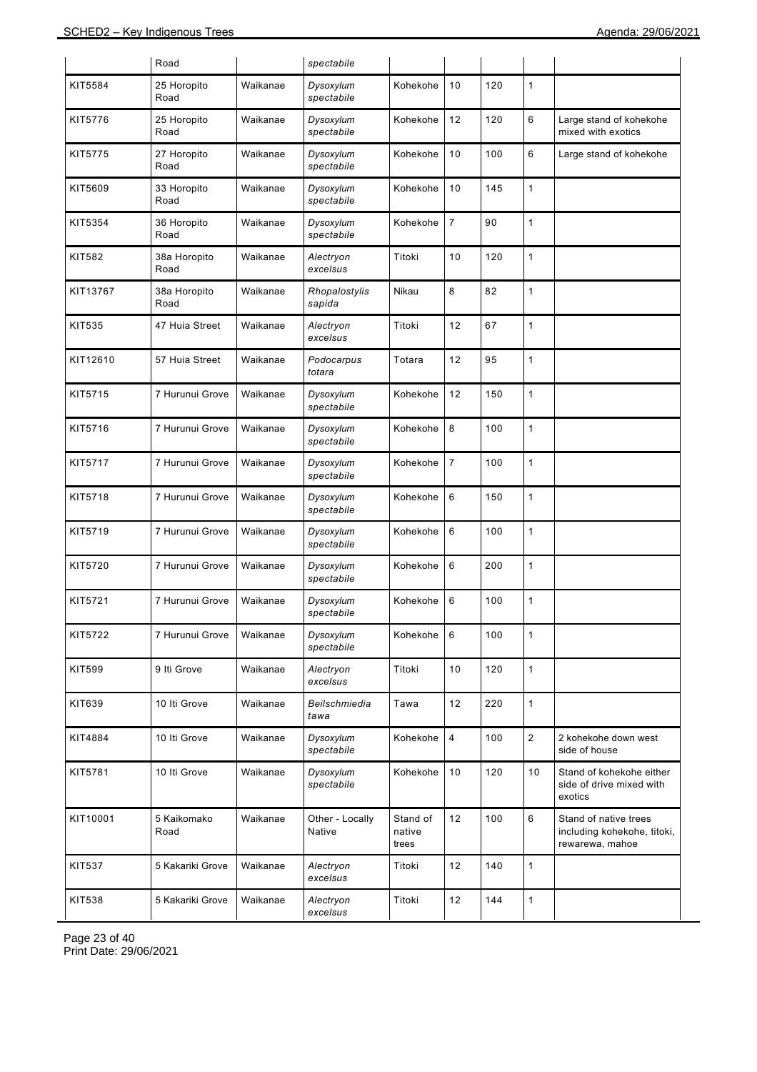|  | Road |  | *spectabile* |  |  |  |  |  |
|---|---|---|---|---|---|---|---|---|
| KIT5584 | 25 Horopito Road | Waikanae | *Dysoxylum spectabile* | Kohekohe | 10 | 120 | 1 |  |
| KIT5776 | 25 Horopito Road | Waikanae | *Dysoxylum spectabile* | Kohekohe | 12 | 120 | 6 | Large stand of kohekohe mixed with exotics |
| KIT5775 | 27 Horopito Road | Waikanae | *Dysoxylum spectabile* | Kohekohe | 10 | 100 | 6 | Large stand of kohekohe |
| KIT5609 | 33 Horopito Road | Waikanae | *Dysoxylum spectabile* | Kohekohe | 10 | 145 | 1 |  |
| KIT5354 | 36 Horopito Road | Waikanae | *Dysoxylum spectabile* | Kohekohe | 7 | 90 | 1 |  |
| KIT582 | 38a Horopito Road | Waikanae | *Alectryon excelsus* | Titoki | 10 | 120 | 1 |  |
| KIT13767 | 38a Horopito Road | Waikanae | *Rhopalostylis sapida* | Nikau | 8 | 82 | 1 |  |
| KIT535 | 47 Huia Street | Waikanae | *Alectryon excelsus* | Titoki | 12 | 67 | 1 |  |
| KIT12610 | 57 Huia Street | Waikanae | *Podocarpus totara* | Totara | 12 | 95 | 1 |  |
| KIT5715 | 7 Hurunui Grove | Waikanae | *Dysoxylum spectabile* | Kohekohe | 12 | 150 | 1 |  |
| KIT5716 | 7 Hurunui Grove | Waikanae | *Dysoxylum spectabile* | Kohekohe | 8 | 100 | 1 |  |
| KIT5717 | 7 Hurunui Grove | Waikanae | *Dysoxylum spectabile* | Kohekohe | 7 | 100 | 1 |  |
| KIT5718 | 7 Hurunui Grove | Waikanae | *Dysoxylum spectabile* | Kohekohe | 6 | 150 | 1 |  |
| KIT5719 | 7 Hurunui Grove | Waikanae | *Dysoxylum spectabile* | Kohekohe | 6 | 100 | 1 |  |
| KIT5720 | 7 Hurunui Grove | Waikanae | *Dysoxylum spectabile* | Kohekohe | 6 | 200 | 1 |  |
| KIT5721 | 7 Hurunui Grove | Waikanae | *Dysoxylum spectabile* | Kohekohe | 6 | 100 | 1 |  |
| KIT5722 | 7 Hurunui Grove | Waikanae | *Dysoxylum spectabile* | Kohekohe | 6 | 100 | 1 |  |
| KIT599 | 9 Iti Grove | Waikanae | *Alectryon excelsus* | Titoki | 10 | 120 | 1 |  |
| KIT639 | 10 Iti Grove | Waikanae | *Beilschmiedia tawa* | Tawa | 12 | 220 | 1 |  |
| KIT4884 | 10 Iti Grove | Waikanae | *Dysoxylum spectabile* | Kohekohe | 4 | 100 | 2 | 2 kohekohe down west side of house |
| KIT5781 | 10 Iti Grove | Waikanae | *Dysoxylum spectabile* | Kohekohe | 10 | 120 | 10 | Stand of kohekohe either side of drive mixed with exotics |
| KIT10001 | 5 Kaikomako Road | Waikanae | Other - Locally Native | Stand of native trees | 12 | 100 | 6 | Stand of native trees including kohekohe, titoki, rewarewa, mahoe |
| KIT537 | 5 Kakariki Grove | Waikanae | *Alectryon excelsus* | Titoki | 12 | 140 | 1 |  |
| KIT538 | 5 Kakariki Grove | Waikanae | *Alectryon excelsus* | Titoki | 12 | 144 | 1 |  |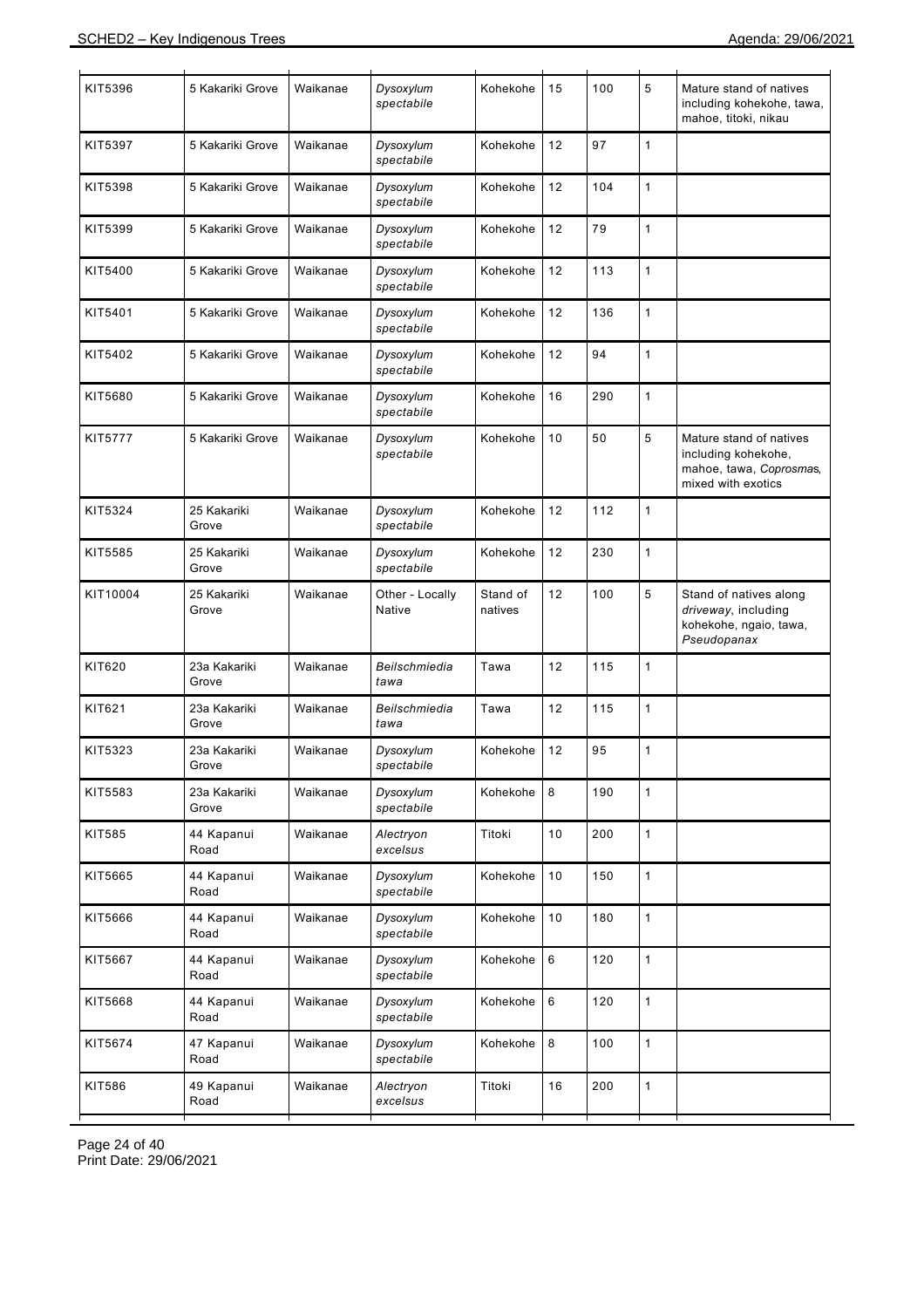| | | | | | | | | |
|---|---|---|---|---|---|---|---|---|
| KIT5396 | 5 Kakariki Grove | Waikanae | *Dysoxylum spectabile* | Kohekohe | 15 | 100 | 5 | Mature stand of natives including kohekohe, tawa, mahoe, titoki, nikau |
| KIT5397 | 5 Kakariki Grove | Waikanae | *Dysoxylum spectabile* | Kohekohe | 12 | 97 | 1 | |
| KIT5398 | 5 Kakariki Grove | Waikanae | *Dysoxylum spectabile* | Kohekohe | 12 | 104 | 1 | |
| KIT5399 | 5 Kakariki Grove | Waikanae | *Dysoxylum spectabile* | Kohekohe | 12 | 79 | 1 | |
| KIT5400 | 5 Kakariki Grove | Waikanae | *Dysoxylum spectabile* | Kohekohe | 12 | 113 | 1 | |
| KIT5401 | 5 Kakariki Grove | Waikanae | *Dysoxylum spectabile* | Kohekohe | 12 | 136 | 1 | |
| KIT5402 | 5 Kakariki Grove | Waikanae | *Dysoxylum spectabile* | Kohekohe | 12 | 94 | 1 | |
| KIT5680 | 5 Kakariki Grove | Waikanae | *Dysoxylum spectabile* | Kohekohe | 16 | 290 | 1 | |
| KIT5777 | 5 Kakariki Grove | Waikanae | *Dysoxylum spectabile* | Kohekohe | 10 | 50 | 5 | Mature stand of natives including kohekohe, mahoe, tawa, *Coprosmas*, mixed with exotics |
| KIT5324 | 25 Kakariki Grove | Waikanae | *Dysoxylum spectabile* | Kohekohe | 12 | 112 | 1 | |
| KIT5585 | 25 Kakariki Grove | Waikanae | *Dysoxylum spectabile* | Kohekohe | 12 | 230 | 1 | |
| KIT10004 | 25 Kakariki Grove | Waikanae | Other - Locally Native | Stand of natives | 12 | 100 | 5 | Stand of natives along *driveway*, including kohekohe, ngaio, tawa, *Pseudopanax* |
| KIT620 | 23a Kakariki Grove | Waikanae | *Beilschmiedia tawa* | Tawa | 12 | 115 | 1 | |
| KIT621 | 23a Kakariki Grove | Waikanae | *Beilschmiedia tawa* | Tawa | 12 | 115 | 1 | |
| KIT5323 | 23a Kakariki Grove | Waikanae | *Dysoxylum spectabile* | Kohekohe | 12 | 95 | 1 | |
| KIT5583 | 23a Kakariki Grove | Waikanae | *Dysoxylum spectabile* | Kohekohe | 8 | 190 | 1 | |
| KIT585 | 44 Kapanui Road | Waikanae | *Alectryon excelsus* | Titoki | 10 | 200 | 1 | |
| KIT5665 | 44 Kapanui Road | Waikanae | *Dysoxylum spectabile* | Kohekohe | 10 | 150 | 1 | |
| KIT5666 | 44 Kapanui Road | Waikanae | *Dysoxylum spectabile* | Kohekohe | 10 | 180 | 1 | |
| KIT5667 | 44 Kapanui Road | Waikanae | *Dysoxylum spectabile* | Kohekohe | 6 | 120 | 1 | |
| KIT5668 | 44 Kapanui Road | Waikanae | *Dysoxylum spectabile* | Kohekohe | 6 | 120 | 1 | |
| KIT5674 | 47 Kapanui Road | Waikanae | *Dysoxylum spectabile* | Kohekohe | 8 | 100 | 1 | |
| KIT586 | 49 Kapanui Road | Waikanae | *Alectryon excelsus* | Titoki | 16 | 200 | 1 | |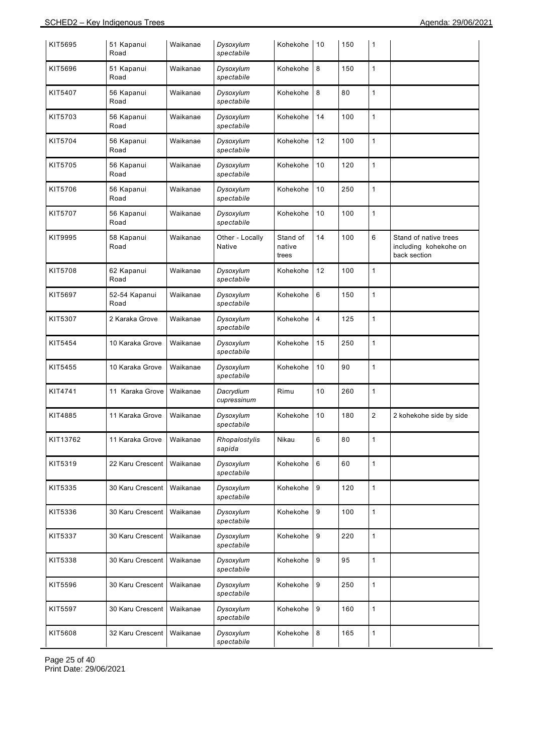| KIT5695 | 51 Kapanui Road | Waikanae | *Dysoxylum spectabile* | Kohekohe | 10 | 150 | 1 | |
|---|---|---|---|---|---|---|---|---|
| KIT5696 | 51 Kapanui Road | Waikanae | *Dysoxylum spectabile* | Kohekohe | 8 | 150 | 1 | |
| KIT5407 | 56 Kapanui Road | Waikanae | *Dysoxylum spectabile* | Kohekohe | 8 | 80 | 1 | |
| KIT5703 | 56 Kapanui Road | Waikanae | *Dysoxylum spectabile* | Kohekohe | 14 | 100 | 1 | |
| KIT5704 | 56 Kapanui Road | Waikanae | *Dysoxylum spectabile* | Kohekohe | 12 | 100 | 1 | |
| KIT5705 | 56 Kapanui Road | Waikanae | *Dysoxylum spectabile* | Kohekohe | 10 | 120 | 1 | |
| KIT5706 | 56 Kapanui Road | Waikanae | *Dysoxylum spectabile* | Kohekohe | 10 | 250 | 1 | |
| KIT5707 | 56 Kapanui Road | Waikanae | *Dysoxylum spectabile* | Kohekohe | 10 | 100 | 1 | |
| KIT9995 | 58 Kapanui Road | Waikanae | Other - Locally Native | Stand of native trees | 14 | 100 | 6 | Stand of native trees including kohekohe on back section |
| KIT5708 | 62 Kapanui Road | Waikanae | *Dysoxylum spectabile* | Kohekohe | 12 | 100 | 1 | |
| KIT5697 | 52-54 Kapanui Road | Waikanae | *Dysoxylum spectabile* | Kohekohe | 6 | 150 | 1 | |
| KIT5307 | 2 Karaka Grove | Waikanae | *Dysoxylum spectabile* | Kohekohe | 4 | 125 | 1 | |
| KIT5454 | 10 Karaka Grove | Waikanae | *Dysoxylum spectabile* | Kohekohe | 15 | 250 | 1 | |
| KIT5455 | 10 Karaka Grove | Waikanae | *Dysoxylum spectabile* | Kohekohe | 10 | 90 | 1 | |
| KIT4741 | 11 Karaka Grove | Waikanae | *Dacrydium cupressinum* | Rimu | 10 | 260 | 1 | |
| KIT4885 | 11 Karaka Grove | Waikanae | *Dysoxylum spectabile* | Kohekohe | 10 | 180 | 2 | 2 kohekohe side by side |
| KIT13762 | 11 Karaka Grove | Waikanae | *Rhopalostylis sapida* | Nikau | 6 | 80 | 1 | |
| KIT5319 | 22 Karu Crescent | Waikanae | *Dysoxylum spectabile* | Kohekohe | 6 | 60 | 1 | |
| KIT5335 | 30 Karu Crescent | Waikanae | *Dysoxylum spectabile* | Kohekohe | 9 | 120 | 1 | |
| KIT5336 | 30 Karu Crescent | Waikanae | *Dysoxylum spectabile* | Kohekohe | 9 | 100 | 1 | |
| KIT5337 | 30 Karu Crescent | Waikanae | *Dysoxylum spectabile* | Kohekohe | 9 | 220 | 1 | |
| KIT5338 | 30 Karu Crescent | Waikanae | *Dysoxylum spectabile* | Kohekohe | 9 | 95 | 1 | |
| KIT5596 | 30 Karu Crescent | Waikanae | *Dysoxylum spectabile* | Kohekohe | 9 | 250 | 1 | |
| KIT5597 | 30 Karu Crescent | Waikanae | *Dysoxylum spectabile* | Kohekohe | 9 | 160 | 1 | |
| KIT5608 | 32 Karu Crescent | Waikanae | *Dysoxylum spectabile* | Kohekohe | 8 | 165 | 1 | |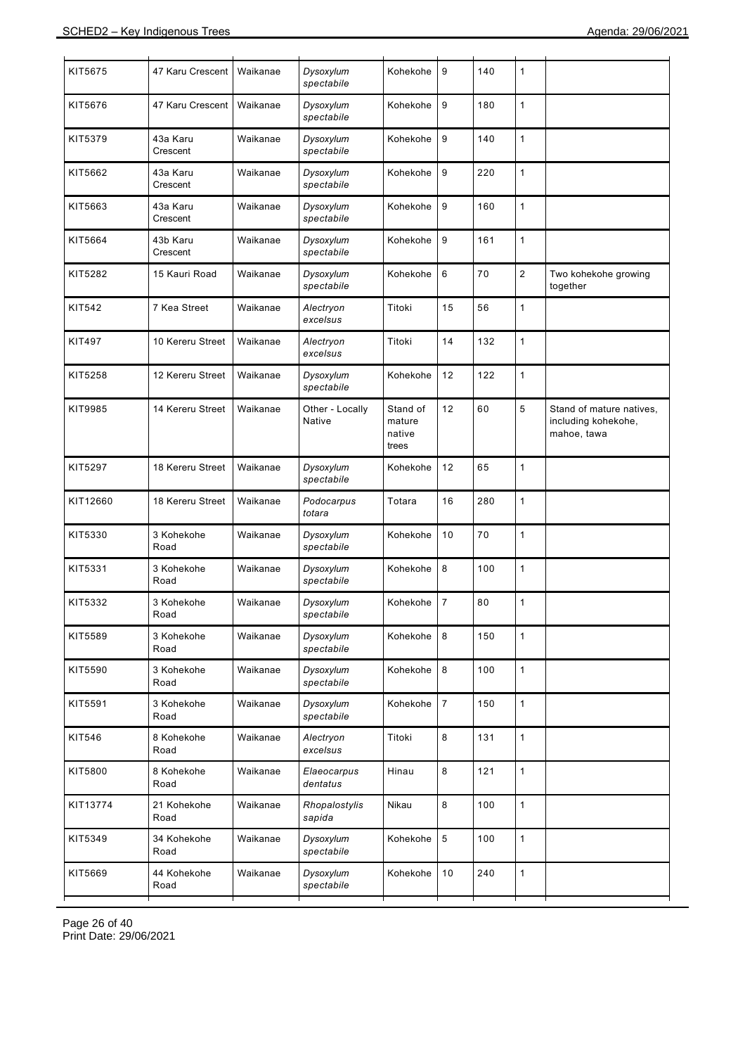| | | | | | | | | |
|---|---|---|---|---|---|---|---|---|
| KIT5675 | 47 Karu Crescent | Waikanae | *Dysoxylum spectabile* | Kohekohe | 9 | 140 | 1 | |
| KIT5676 | 47 Karu Crescent | Waikanae | *Dysoxylum spectabile* | Kohekohe | 9 | 180 | 1 | |
| KIT5379 | 43a Karu Crescent | Waikanae | *Dysoxylum spectabile* | Kohekohe | 9 | 140 | 1 | |
| KIT5662 | 43a Karu Crescent | Waikanae | *Dysoxylum spectabile* | Kohekohe | 9 | 220 | 1 | |
| KIT5663 | 43a Karu Crescent | Waikanae | *Dysoxylum spectabile* | Kohekohe | 9 | 160 | 1 | |
| KIT5664 | 43b Karu Crescent | Waikanae | *Dysoxylum spectabile* | Kohekohe | 9 | 161 | 1 | |
| KIT5282 | 15 Kauri Road | Waikanae | *Dysoxylum spectabile* | Kohekohe | 6 | 70 | 2 | Two kohekohe growing together |
| KIT542 | 7 Kea Street | Waikanae | *Alectryon excelsus* | Titoki | 15 | 56 | 1 | |
| KIT497 | 10 Kereru Street | Waikanae | *Alectryon excelsus* | Titoki | 14 | 132 | 1 | |
| KIT5258 | 12 Kereru Street | Waikanae | *Dysoxylum spectabile* | Kohekohe | 12 | 122 | 1 | |
| KIT9985 | 14 Kereru Street | Waikanae | Other - Locally Native | Stand of mature native trees | 12 | 60 | 5 | Stand of mature natives, including kohekohe, mahoe, tawa |
| KIT5297 | 18 Kereru Street | Waikanae | *Dysoxylum spectabile* | Kohekohe | 12 | 65 | 1 | |
| KIT12660 | 18 Kereru Street | Waikanae | *Podocarpus totara* | Totara | 16 | 280 | 1 | |
| KIT5330 | 3 Kohekohe Road | Waikanae | *Dysoxylum spectabile* | Kohekohe | 10 | 70 | 1 | |
| KIT5331 | 3 Kohekohe Road | Waikanae | *Dysoxylum spectabile* | Kohekohe | 8 | 100 | 1 | |
| KIT5332 | 3 Kohekohe Road | Waikanae | *Dysoxylum spectabile* | Kohekohe | 7 | 80 | 1 | |
| KIT5589 | 3 Kohekohe Road | Waikanae | *Dysoxylum spectabile* | Kohekohe | 8 | 150 | 1 | |
| KIT5590 | 3 Kohekohe Road | Waikanae | *Dysoxylum spectabile* | Kohekohe | 8 | 100 | 1 | |
| KIT5591 | 3 Kohekohe Road | Waikanae | *Dysoxylum spectabile* | Kohekohe | 7 | 150 | 1 | |
| KIT546 | 8 Kohekohe Road | Waikanae | *Alectryon excelsus* | Titoki | 8 | 131 | 1 | |
| KIT5800 | 8 Kohekohe Road | Waikanae | *Elaeocarpus dentatus* | Hinau | 8 | 121 | 1 | |
| KIT13774 | 21 Kohekohe Road | Waikanae | *Rhopalostylis sapida* | Nikau | 8 | 100 | 1 | |
| KIT5349 | 34 Kohekohe Road | Waikanae | *Dysoxylum spectabile* | Kohekohe | 5 | 100 | 1 | |
| KIT5669 | 44 Kohekohe Road | Waikanae | *Dysoxylum spectabile* | Kohekohe | 10 | 240 | 1 | |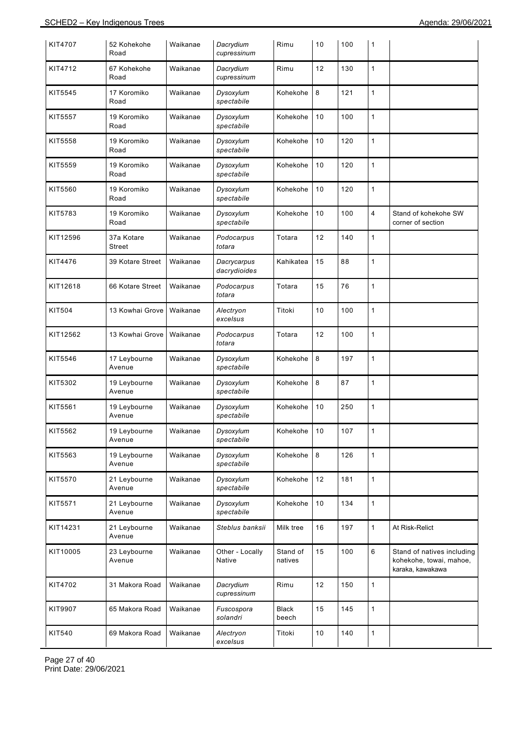| | | | | | | | | |
|---|---|---|---|---|---|---|---|---|
| KIT4707 | 52 Kohekohe Road | Waikanae | *Dacrydium cupressinum* | Rimu | 10 | 100 | 1 | |
| KIT4712 | 67 Kohekohe Road | Waikanae | *Dacrydium cupressinum* | Rimu | 12 | 130 | 1 | |
| KIT5545 | 17 Koromiko Road | Waikanae | *Dysoxylum spectabile* | Kohekohe | 8 | 121 | 1 | |
| KIT5557 | 19 Koromiko Road | Waikanae | *Dysoxylum spectabile* | Kohekohe | 10 | 100 | 1 | |
| KIT5558 | 19 Koromiko Road | Waikanae | *Dysoxylum spectabile* | Kohekohe | 10 | 120 | 1 | |
| KIT5559 | 19 Koromiko Road | Waikanae | *Dysoxylum spectabile* | Kohekohe | 10 | 120 | 1 | |
| KIT5560 | 19 Koromiko Road | Waikanae | *Dysoxylum spectabile* | Kohekohe | 10 | 120 | 1 | |
| KIT5783 | 19 Koromiko Road | Waikanae | *Dysoxylum spectabile* | Kohekohe | 10 | 100 | 4 | Stand of kohekohe SW corner of section |
| KIT12596 | 37a Kotare Street | Waikanae | *Podocarpus totara* | Totara | 12 | 140 | 1 | |
| KIT4476 | 39 Kotare Street | Waikanae | *Dacrycarpus dacrydioides* | Kahikatea | 15 | 88 | 1 | |
| KIT12618 | 66 Kotare Street | Waikanae | *Podocarpus totara* | Totara | 15 | 76 | 1 | |
| KIT504 | 13 Kowhai Grove | Waikanae | *Alectryon excelsus* | Titoki | 10 | 100 | 1 | |
| KIT12562 | 13 Kowhai Grove | Waikanae | *Podocarpus totara* | Totara | 12 | 100 | 1 | |
| KIT5546 | 17 Leybourne Avenue | Waikanae | *Dysoxylum spectabile* | Kohekohe | 8 | 197 | 1 | |
| KIT5302 | 19 Leybourne Avenue | Waikanae | *Dysoxylum spectabile* | Kohekohe | 8 | 87 | 1 | |
| KIT5561 | 19 Leybourne Avenue | Waikanae | *Dysoxylum spectabile* | Kohekohe | 10 | 250 | 1 | |
| KIT5562 | 19 Leybourne Avenue | Waikanae | *Dysoxylum spectabile* | Kohekohe | 10 | 107 | 1 | |
| KIT5563 | 19 Leybourne Avenue | Waikanae | *Dysoxylum spectabile* | Kohekohe | 8 | 126 | 1 | |
| KIT5570 | 21 Leybourne Avenue | Waikanae | *Dysoxylum spectabile* | Kohekohe | 12 | 181 | 1 | |
| KIT5571 | 21 Leybourne Avenue | Waikanae | *Dysoxylum spectabile* | Kohekohe | 10 | 134 | 1 | |
| KIT14231 | 21 Leybourne Avenue | Waikanae | *Steblus banksii* | Milk tree | 16 | 197 | 1 | At Risk-Relict |
| KIT10005 | 23 Leybourne Avenue | Waikanae | Other - Locally Native | Stand of natives | 15 | 100 | 6 | Stand of natives including kohekohe, towai, mahoe, karaka, kawakawa |
| KIT4702 | 31 Makora Road | Waikanae | *Dacrydium cupressinum* | Rimu | 12 | 150 | 1 | |
| KIT9907 | 65 Makora Road | Waikanae | *Fuscospora solandri* | Black beech | 15 | 145 | 1 | |
| KIT540 | 69 Makora Road | Waikanae | *Alectryon excelsus* | Titoki | 10 | 140 | 1 | |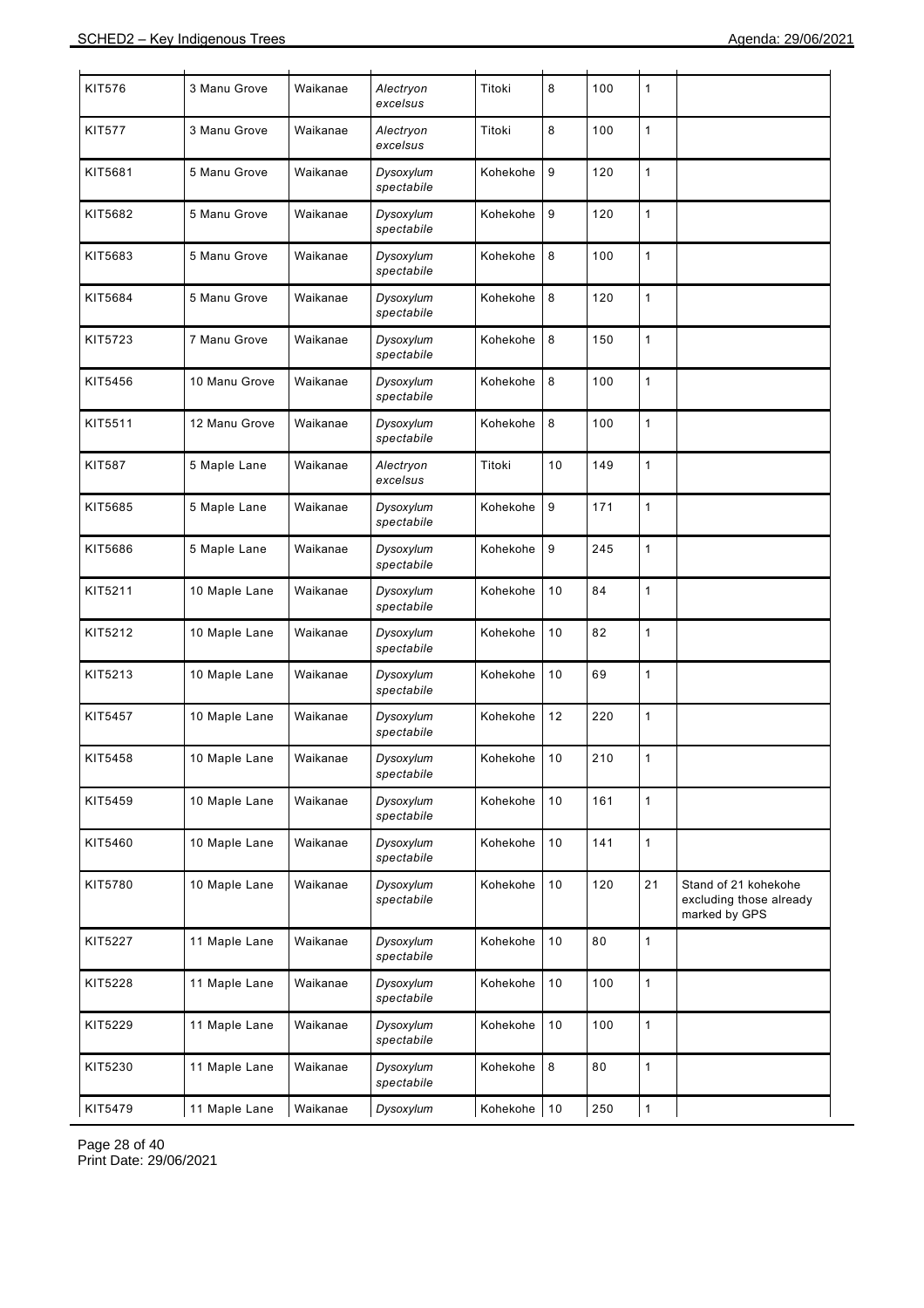| KIT576 | 3 Manu Grove | Waikanae | *Alectryon excelsus* | Titoki | 8 | 100 | 1 | |
|---|---|---|---|---|---|---|---|---|
| KIT577 | 3 Manu Grove | Waikanae | *Alectryon excelsus* | Titoki | 8 | 100 | 1 | |
| KIT5681 | 5 Manu Grove | Waikanae | *Dysoxylum spectabile* | Kohekohe | 9 | 120 | 1 | |
| KIT5682 | 5 Manu Grove | Waikanae | *Dysoxylum spectabile* | Kohekohe | 9 | 120 | 1 | |
| KIT5683 | 5 Manu Grove | Waikanae | *Dysoxylum spectabile* | Kohekohe | 8 | 100 | 1 | |
| KIT5684 | 5 Manu Grove | Waikanae | *Dysoxylum spectabile* | Kohekohe | 8 | 120 | 1 | |
| KIT5723 | 7 Manu Grove | Waikanae | *Dysoxylum spectabile* | Kohekohe | 8 | 150 | 1 | |
| KIT5456 | 10 Manu Grove | Waikanae | *Dysoxylum spectabile* | Kohekohe | 8 | 100 | 1 | |
| KIT5511 | 12 Manu Grove | Waikanae | *Dysoxylum spectabile* | Kohekohe | 8 | 100 | 1 | |
| KIT587 | 5 Maple Lane | Waikanae | *Alectryon excelsus* | Titoki | 10 | 149 | 1 | |
| KIT5685 | 5 Maple Lane | Waikanae | *Dysoxylum spectabile* | Kohekohe | 9 | 171 | 1 | |
| KIT5686 | 5 Maple Lane | Waikanae | *Dysoxylum spectabile* | Kohekohe | 9 | 245 | 1 | |
| KIT5211 | 10 Maple Lane | Waikanae | *Dysoxylum spectabile* | Kohekohe | 10 | 84 | 1 | |
| KIT5212 | 10 Maple Lane | Waikanae | *Dysoxylum spectabile* | Kohekohe | 10 | 82 | 1 | |
| KIT5213 | 10 Maple Lane | Waikanae | *Dysoxylum spectabile* | Kohekohe | 10 | 69 | 1 | |
| KIT5457 | 10 Maple Lane | Waikanae | *Dysoxylum spectabile* | Kohekohe | 12 | 220 | 1 | |
| KIT5458 | 10 Maple Lane | Waikanae | *Dysoxylum spectabile* | Kohekohe | 10 | 210 | 1 | |
| KIT5459 | 10 Maple Lane | Waikanae | *Dysoxylum spectabile* | Kohekohe | 10 | 161 | 1 | |
| KIT5460 | 10 Maple Lane | Waikanae | *Dysoxylum spectabile* | Kohekohe | 10 | 141 | 1 | |
| KIT5780 | 10 Maple Lane | Waikanae | *Dysoxylum spectabile* | Kohekohe | 10 | 120 | 21 | Stand of 21 kohekohe excluding those already marked by GPS |
| KIT5227 | 11 Maple Lane | Waikanae | *Dysoxylum spectabile* | Kohekohe | 10 | 80 | 1 | |
| KIT5228 | 11 Maple Lane | Waikanae | *Dysoxylum spectabile* | Kohekohe | 10 | 100 | 1 | |
| KIT5229 | 11 Maple Lane | Waikanae | *Dysoxylum spectabile* | Kohekohe | 10 | 100 | 1 | |
| KIT5230 | 11 Maple Lane | Waikanae | *Dysoxylum spectabile* | Kohekohe | 8 | 80 | 1 | |
| KIT5479 | 11 Maple Lane | Waikanae | *Dysoxylum* | Kohekohe | 10 | 250 | 1 | |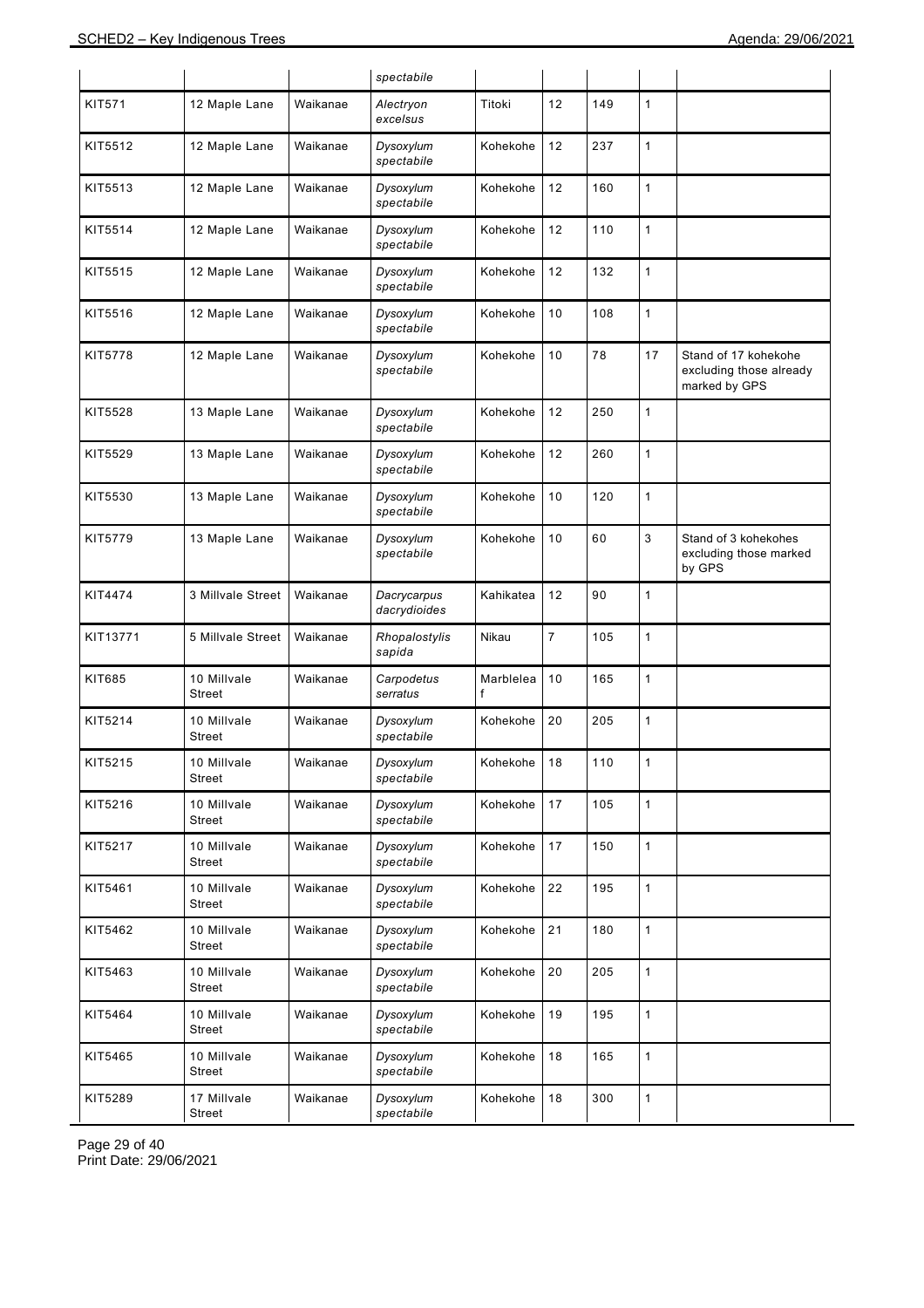| | | | *spectabile* | | | | | |
|---|---|---|---|---|---|---|---|---|
| KIT571 | 12 Maple Lane | Waikanae | *Alectryon excelsus* | Titoki | 12 | 149 | 1 | |
| KIT5512 | 12 Maple Lane | Waikanae | *Dysoxylum spectabile* | Kohekohe | 12 | 237 | 1 | |
| KIT5513 | 12 Maple Lane | Waikanae | *Dysoxylum spectabile* | Kohekohe | 12 | 160 | 1 | |
| KIT5514 | 12 Maple Lane | Waikanae | *Dysoxylum spectabile* | Kohekohe | 12 | 110 | 1 | |
| KIT5515 | 12 Maple Lane | Waikanae | *Dysoxylum spectabile* | Kohekohe | 12 | 132 | 1 | |
| KIT5516 | 12 Maple Lane | Waikanae | *Dysoxylum spectabile* | Kohekohe | 10 | 108 | 1 | |
| KIT5778 | 12 Maple Lane | Waikanae | *Dysoxylum spectabile* | Kohekohe | 10 | 78 | 17 | Stand of 17 kohekohe excluding those already marked by GPS |
| KIT5528 | 13 Maple Lane | Waikanae | *Dysoxylum spectabile* | Kohekohe | 12 | 250 | 1 | |
| KIT5529 | 13 Maple Lane | Waikanae | *Dysoxylum spectabile* | Kohekohe | 12 | 260 | 1 | |
| KIT5530 | 13 Maple Lane | Waikanae | *Dysoxylum spectabile* | Kohekohe | 10 | 120 | 1 | |
| KIT5779 | 13 Maple Lane | Waikanae | *Dysoxylum spectabile* | Kohekohe | 10 | 60 | 3 | Stand of 3 kohekohes excluding those marked by GPS |
| KIT4474 | 3 Millvale Street | Waikanae | *Dacrycarpus dacrydioides* | Kahikatea | 12 | 90 | 1 | |
| KIT13771 | 5 Millvale Street | Waikanae | *Rhopalostylis sapida* | Nikau | 7 | 105 | 1 | |
| KIT685 | 10 Millvale Street | Waikanae | *Carpodetus serratus* | Marblelea f | 10 | 165 | 1 | |
| KIT5214 | 10 Millvale Street | Waikanae | *Dysoxylum spectabile* | Kohekohe | 20 | 205 | 1 | |
| KIT5215 | 10 Millvale Street | Waikanae | *Dysoxylum spectabile* | Kohekohe | 18 | 110 | 1 | |
| KIT5216 | 10 Millvale Street | Waikanae | *Dysoxylum spectabile* | Kohekohe | 17 | 105 | 1 | |
| KIT5217 | 10 Millvale Street | Waikanae | *Dysoxylum spectabile* | Kohekohe | 17 | 150 | 1 | |
| KIT5461 | 10 Millvale Street | Waikanae | *Dysoxylum spectabile* | Kohekohe | 22 | 195 | 1 | |
| KIT5462 | 10 Millvale Street | Waikanae | *Dysoxylum spectabile* | Kohekohe | 21 | 180 | 1 | |
| KIT5463 | 10 Millvale Street | Waikanae | *Dysoxylum spectabile* | Kohekohe | 20 | 205 | 1 | |
| KIT5464 | 10 Millvale Street | Waikanae | *Dysoxylum spectabile* | Kohekohe | 19 | 195 | 1 | |
| KIT5465 | 10 Millvale Street | Waikanae | *Dysoxylum spectabile* | Kohekohe | 18 | 165 | 1 | |
| KIT5289 | 17 Millvale Street | Waikanae | *Dysoxylum spectabile* | Kohekohe | 18 | 300 | 1 | |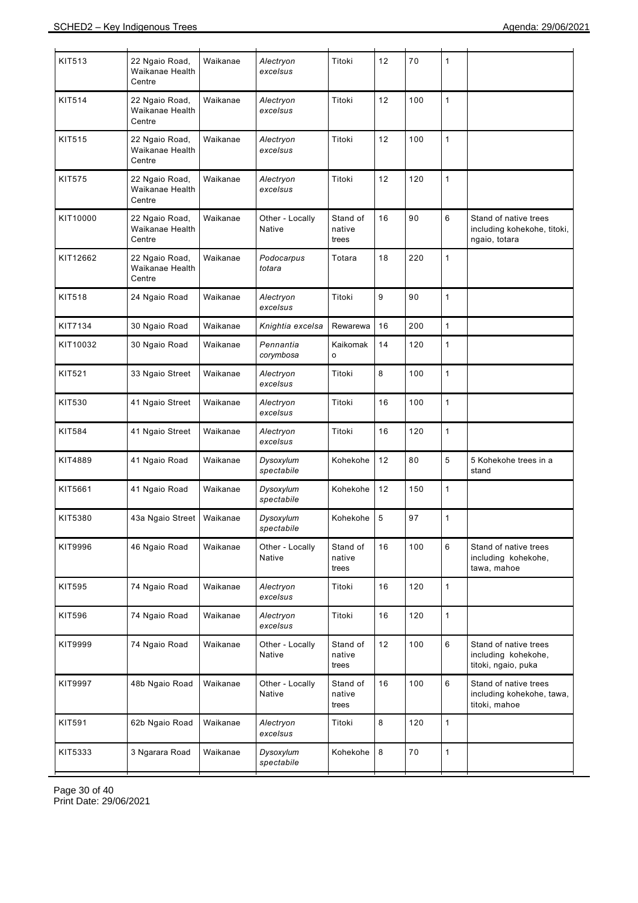| | | | | | | | | |
|---|---|---|---|---|---|---|---|---|
| KIT513 | 22 Ngaio Road, Waikanae Health Centre | Waikanae | *Alectryon excelsus* | Titoki | 12 | 70 | 1 | |
| KIT514 | 22 Ngaio Road, Waikanae Health Centre | Waikanae | *Alectryon excelsus* | Titoki | 12 | 100 | 1 | |
| KIT515 | 22 Ngaio Road, Waikanae Health Centre | Waikanae | *Alectryon excelsus* | Titoki | 12 | 100 | 1 | |
| KIT575 | 22 Ngaio Road, Waikanae Health Centre | Waikanae | *Alectryon excelsus* | Titoki | 12 | 120 | 1 | |
| KIT10000 | 22 Ngaio Road, Waikanae Health Centre | Waikanae | Other - Locally Native | Stand of native trees | 16 | 90 | 6 | Stand of native trees including kohekohe, titoki, ngaio, totara |
| KIT12662 | 22 Ngaio Road, Waikanae Health Centre | Waikanae | *Podocarpus totara* | Totara | 18 | 220 | 1 | |
| KIT518 | 24 Ngaio Road | Waikanae | *Alectryon excelsus* | Titoki | 9 | 90 | 1 | |
| KIT7134 | 30 Ngaio Road | Waikanae | *Knightia excelsa* | Rewarewa | 16 | 200 | 1 | |
| KIT10032 | 30 Ngaio Road | Waikanae | *Pennantia corymbosa* | Kaikomako | 14 | 120 | 1 | |
| KIT521 | 33 Ngaio Street | Waikanae | *Alectryon excelsus* | Titoki | 8 | 100 | 1 | |
| KIT530 | 41 Ngaio Street | Waikanae | *Alectryon excelsus* | Titoki | 16 | 100 | 1 | |
| KIT584 | 41 Ngaio Street | Waikanae | *Alectryon excelsus* | Titoki | 16 | 120 | 1 | |
| KIT4889 | 41 Ngaio Road | Waikanae | *Dysoxylum spectabile* | Kohekohe | 12 | 80 | 5 | 5 Kohekohe trees in a stand |
| KIT5661 | 41 Ngaio Road | Waikanae | *Dysoxylum spectabile* | Kohekohe | 12 | 150 | 1 | |
| KIT5380 | 43a Ngaio Street | Waikanae | *Dysoxylum spectabile* | Kohekohe | 5 | 97 | 1 | |
| KIT9996 | 46 Ngaio Road | Waikanae | Other - Locally Native | Stand of native trees | 16 | 100 | 6 | Stand of native trees including kohekohe, tawa, mahoe |
| KIT595 | 74 Ngaio Road | Waikanae | *Alectryon excelsus* | Titoki | 16 | 120 | 1 | |
| KIT596 | 74 Ngaio Road | Waikanae | *Alectryon excelsus* | Titoki | 16 | 120 | 1 | |
| KIT9999 | 74 Ngaio Road | Waikanae | Other - Locally Native | Stand of native trees | 12 | 100 | 6 | Stand of native trees including kohekohe, titoki, ngaio, puka |
| KIT9997 | 48b Ngaio Road | Waikanae | Other - Locally Native | Stand of native trees | 16 | 100 | 6 | Stand of native trees including kohekohe, tawa, titoki, mahoe |
| KIT591 | 62b Ngaio Road | Waikanae | *Alectryon excelsus* | Titoki | 8 | 120 | 1 | |
| KIT5333 | 3 Ngarara Road | Waikanae | *Dysoxylum spectabile* | Kohekohe | 8 | 70 | 1 | |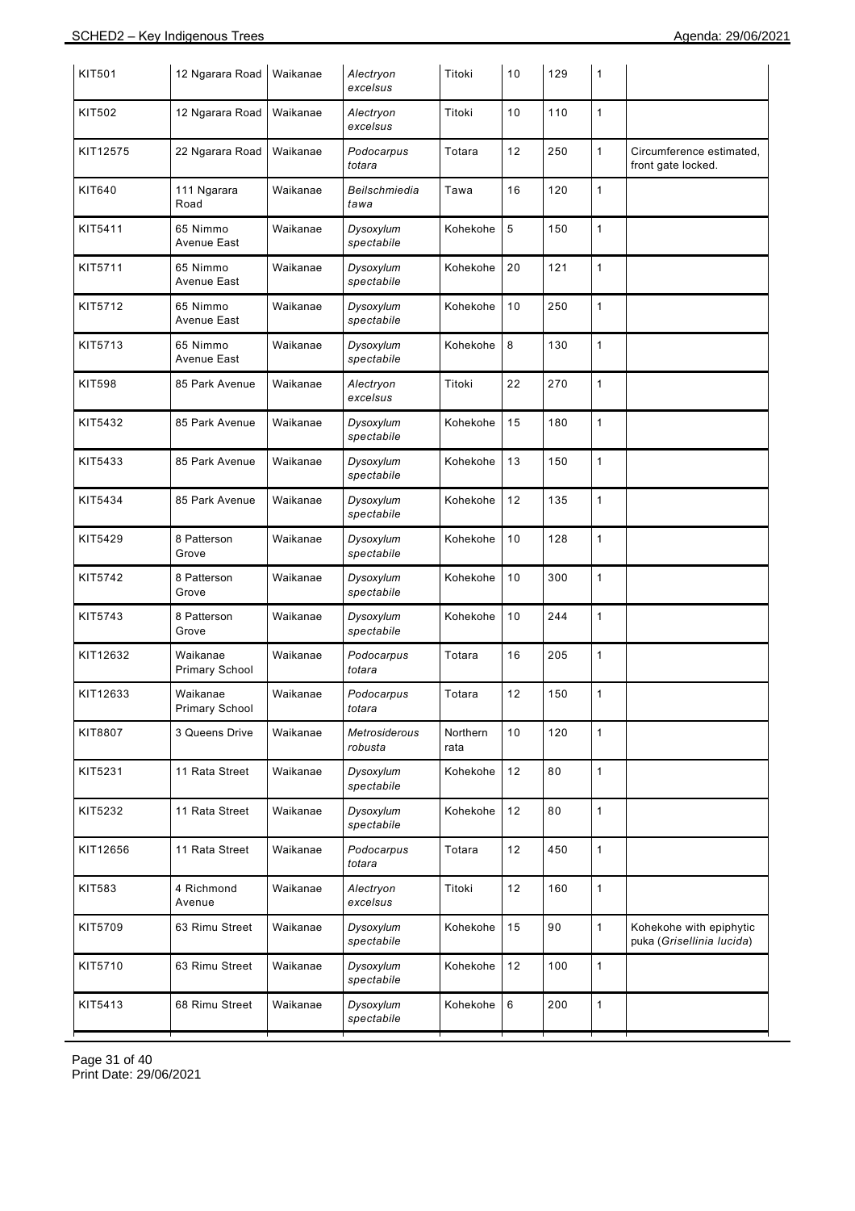| KIT501 | 12 Ngarara Road | Waikanae | *Alectryon excelsus* | Titoki | 10 | 129 | 1 | |
|---|---|---|---|---|---|---|---|---|
| KIT502 | 12 Ngarara Road | Waikanae | *Alectryon excelsus* | Titoki | 10 | 110 | 1 | |
| KIT12575 | 22 Ngarara Road | Waikanae | *Podocarpus totara* | Totara | 12 | 250 | 1 | Circumference estimated, front gate locked. |
| KIT640 | 111 Ngarara Road | Waikanae | *Beilschmiedia tawa* | Tawa | 16 | 120 | 1 | |
| KIT5411 | 65 Nimmo Avenue East | Waikanae | *Dysoxylum spectabile* | Kohekohe | 5 | 150 | 1 | |
| KIT5711 | 65 Nimmo Avenue East | Waikanae | *Dysoxylum spectabile* | Kohekohe | 20 | 121 | 1 | |
| KIT5712 | 65 Nimmo Avenue East | Waikanae | *Dysoxylum spectabile* | Kohekohe | 10 | 250 | 1 | |
| KIT5713 | 65 Nimmo Avenue East | Waikanae | *Dysoxylum spectabile* | Kohekohe | 8 | 130 | 1 | |
| KIT598 | 85 Park Avenue | Waikanae | *Alectryon excelsus* | Titoki | 22 | 270 | 1 | |
| KIT5432 | 85 Park Avenue | Waikanae | *Dysoxylum spectabile* | Kohekohe | 15 | 180 | 1 | |
| KIT5433 | 85 Park Avenue | Waikanae | *Dysoxylum spectabile* | Kohekohe | 13 | 150 | 1 | |
| KIT5434 | 85 Park Avenue | Waikanae | *Dysoxylum spectabile* | Kohekohe | 12 | 135 | 1 | |
| KIT5429 | 8 Patterson Grove | Waikanae | *Dysoxylum spectabile* | Kohekohe | 10 | 128 | 1 | |
| KIT5742 | 8 Patterson Grove | Waikanae | *Dysoxylum spectabile* | Kohekohe | 10 | 300 | 1 | |
| KIT5743 | 8 Patterson Grove | Waikanae | *Dysoxylum spectabile* | Kohekohe | 10 | 244 | 1 | |
| KIT12632 | Waikanae Primary School | Waikanae | *Podocarpus totara* | Totara | 16 | 205 | 1 | |
| KIT12633 | Waikanae Primary School | Waikanae | *Podocarpus totara* | Totara | 12 | 150 | 1 | |
| KIT8807 | 3 Queens Drive | Waikanae | *Metrosiderous robusta* | Northern rata | 10 | 120 | 1 | |
| KIT5231 | 11 Rata Street | Waikanae | *Dysoxylum spectabile* | Kohekohe | 12 | 80 | 1 | |
| KIT5232 | 11 Rata Street | Waikanae | *Dysoxylum spectabile* | Kohekohe | 12 | 80 | 1 | |
| KIT12656 | 11 Rata Street | Waikanae | *Podocarpus totara* | Totara | 12 | 450 | 1 | |
| KIT583 | 4 Richmond Avenue | Waikanae | *Alectryon excelsus* | Titoki | 12 | 160 | 1 | |
| KIT5709 | 63 Rimu Street | Waikanae | *Dysoxylum spectabile* | Kohekohe | 15 | 90 | 1 | Kohekohe with epiphytic puka (*Grisellinia lucida*) |
| KIT5710 | 63 Rimu Street | Waikanae | *Dysoxylum spectabile* | Kohekohe | 12 | 100 | 1 | |
| KIT5413 | 68 Rimu Street | Waikanae | *Dysoxylum spectabile* | Kohekohe | 6 | 200 | 1 | |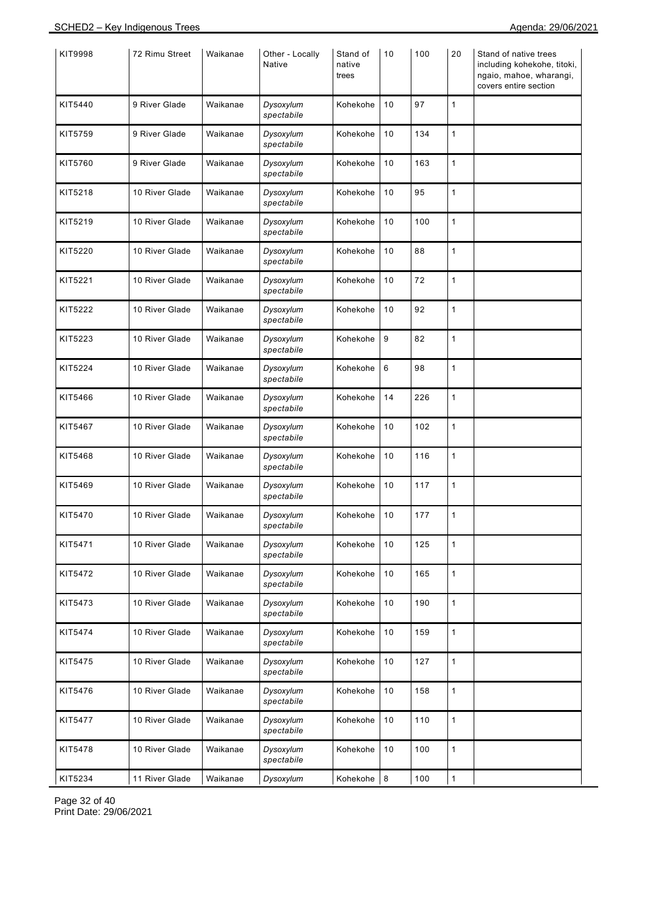| KIT9998 | 72 Rimu Street | Waikanae | Other - Locally Native | Stand of native trees | 10 | 100 | 20 | Stand of native trees including kohekohe, titoki, ngaio, mahoe, wharangi, covers entire section |
|---|---|---|---|---|---|---|---|---|
| KIT5440 | 9 River Glade | Waikanae | *Dysoxylum spectabile* | Kohekohe | 10 | 97 | 1 | |
| KIT5759 | 9 River Glade | Waikanae | *Dysoxylum spectabile* | Kohekohe | 10 | 134 | 1 | |
| KIT5760 | 9 River Glade | Waikanae | *Dysoxylum spectabile* | Kohekohe | 10 | 163 | 1 | |
| KIT5218 | 10 River Glade | Waikanae | *Dysoxylum spectabile* | Kohekohe | 10 | 95 | 1 | |
| KIT5219 | 10 River Glade | Waikanae | *Dysoxylum spectabile* | Kohekohe | 10 | 100 | 1 | |
| KIT5220 | 10 River Glade | Waikanae | *Dysoxylum spectabile* | Kohekohe | 10 | 88 | 1 | |
| KIT5221 | 10 River Glade | Waikanae | *Dysoxylum spectabile* | Kohekohe | 10 | 72 | 1 | |
| KIT5222 | 10 River Glade | Waikanae | *Dysoxylum spectabile* | Kohekohe | 10 | 92 | 1 | |
| KIT5223 | 10 River Glade | Waikanae | *Dysoxylum spectabile* | Kohekohe | 9 | 82 | 1 | |
| KIT5224 | 10 River Glade | Waikanae | *Dysoxylum spectabile* | Kohekohe | 6 | 98 | 1 | |
| KIT5466 | 10 River Glade | Waikanae | *Dysoxylum spectabile* | Kohekohe | 14 | 226 | 1 | |
| KIT5467 | 10 River Glade | Waikanae | *Dysoxylum spectabile* | Kohekohe | 10 | 102 | 1 | |
| KIT5468 | 10 River Glade | Waikanae | *Dysoxylum spectabile* | Kohekohe | 10 | 116 | 1 | |
| KIT5469 | 10 River Glade | Waikanae | *Dysoxylum spectabile* | Kohekohe | 10 | 117 | 1 | |
| KIT5470 | 10 River Glade | Waikanae | *Dysoxylum spectabile* | Kohekohe | 10 | 177 | 1 | |
| KIT5471 | 10 River Glade | Waikanae | *Dysoxylum spectabile* | Kohekohe | 10 | 125 | 1 | |
| KIT5472 | 10 River Glade | Waikanae | *Dysoxylum spectabile* | Kohekohe | 10 | 165 | 1 | |
| KIT5473 | 10 River Glade | Waikanae | *Dysoxylum spectabile* | Kohekohe | 10 | 190 | 1 | |
| KIT5474 | 10 River Glade | Waikanae | *Dysoxylum spectabile* | Kohekohe | 10 | 159 | 1 | |
| KIT5475 | 10 River Glade | Waikanae | *Dysoxylum spectabile* | Kohekohe | 10 | 127 | 1 | |
| KIT5476 | 10 River Glade | Waikanae | *Dysoxylum spectabile* | Kohekohe | 10 | 158 | 1 | |
| KIT5477 | 10 River Glade | Waikanae | *Dysoxylum spectabile* | Kohekohe | 10 | 110 | 1 | |
| KIT5478 | 10 River Glade | Waikanae | *Dysoxylum spectabile* | Kohekohe | 10 | 100 | 1 | |
| KIT5234 | 11 River Glade | Waikanae | *Dysoxylum* | Kohekohe | 8 | 100 | 1 | |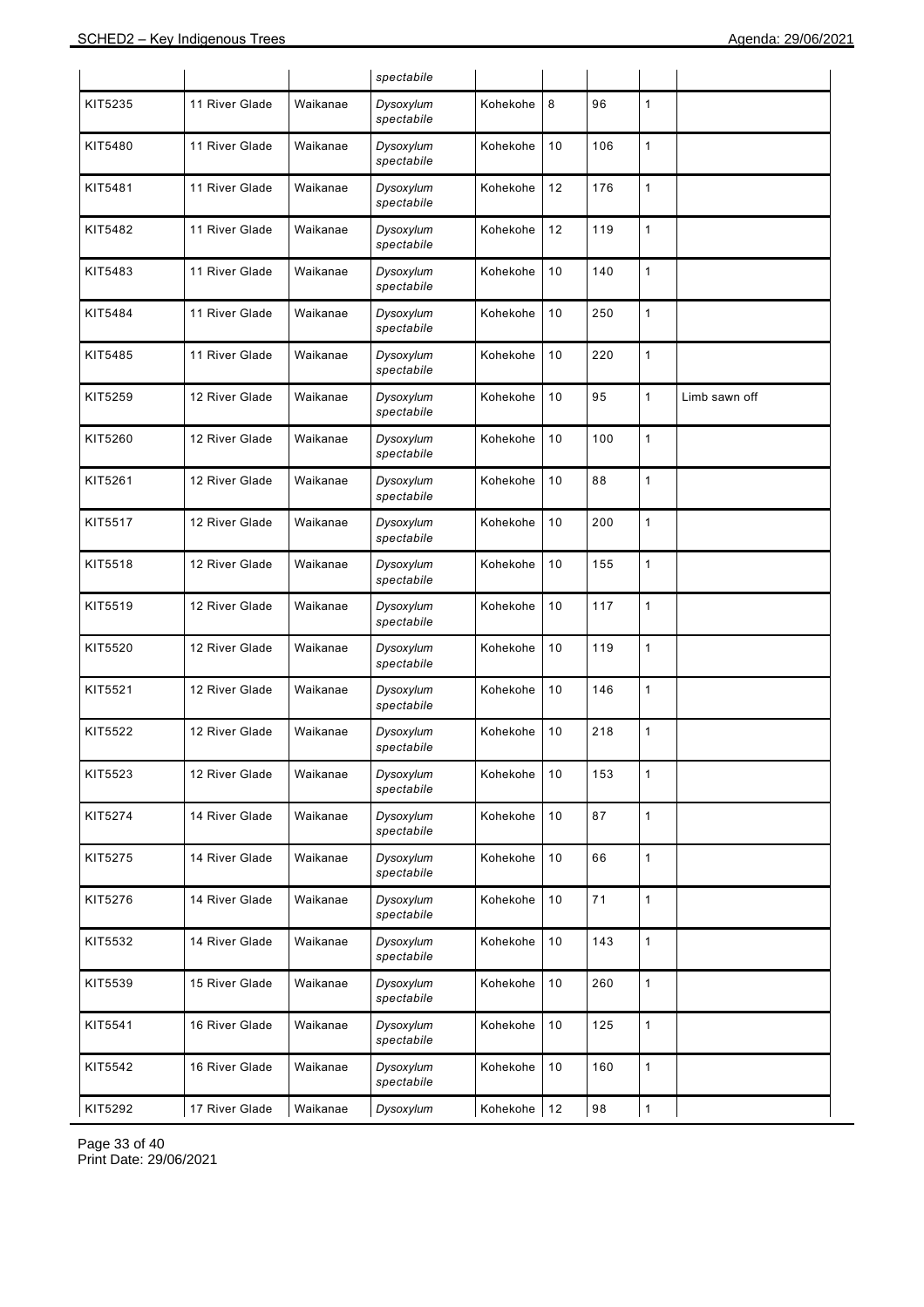| | | | *spectabile* | | | | | |
|---|---|---|---|---|---|---|---|---|
| KIT5235 | 11 River Glade | Waikanae | *Dysoxylum spectabile* | Kohekohe | 8 | 96 | 1 | |
| KIT5480 | 11 River Glade | Waikanae | *Dysoxylum spectabile* | Kohekohe | 10 | 106 | 1 | |
| KIT5481 | 11 River Glade | Waikanae | *Dysoxylum spectabile* | Kohekohe | 12 | 176 | 1 | |
| KIT5482 | 11 River Glade | Waikanae | *Dysoxylum spectabile* | Kohekohe | 12 | 119 | 1 | |
| KIT5483 | 11 River Glade | Waikanae | *Dysoxylum spectabile* | Kohekohe | 10 | 140 | 1 | |
| KIT5484 | 11 River Glade | Waikanae | *Dysoxylum spectabile* | Kohekohe | 10 | 250 | 1 | |
| KIT5485 | 11 River Glade | Waikanae | *Dysoxylum spectabile* | Kohekohe | 10 | 220 | 1 | |
| KIT5259 | 12 River Glade | Waikanae | *Dysoxylum spectabile* | Kohekohe | 10 | 95 | 1 | Limb sawn off |
| KIT5260 | 12 River Glade | Waikanae | *Dysoxylum spectabile* | Kohekohe | 10 | 100 | 1 | |
| KIT5261 | 12 River Glade | Waikanae | *Dysoxylum spectabile* | Kohekohe | 10 | 88 | 1 | |
| KIT5517 | 12 River Glade | Waikanae | *Dysoxylum spectabile* | Kohekohe | 10 | 200 | 1 | |
| KIT5518 | 12 River Glade | Waikanae | *Dysoxylum spectabile* | Kohekohe | 10 | 155 | 1 | |
| KIT5519 | 12 River Glade | Waikanae | *Dysoxylum spectabile* | Kohekohe | 10 | 117 | 1 | |
| KIT5520 | 12 River Glade | Waikanae | *Dysoxylum spectabile* | Kohekohe | 10 | 119 | 1 | |
| KIT5521 | 12 River Glade | Waikanae | *Dysoxylum spectabile* | Kohekohe | 10 | 146 | 1 | |
| KIT5522 | 12 River Glade | Waikanae | *Dysoxylum spectabile* | Kohekohe | 10 | 218 | 1 | |
| KIT5523 | 12 River Glade | Waikanae | *Dysoxylum spectabile* | Kohekohe | 10 | 153 | 1 | |
| KIT5274 | 14 River Glade | Waikanae | *Dysoxylum spectabile* | Kohekohe | 10 | 87 | 1 | |
| KIT5275 | 14 River Glade | Waikanae | *Dysoxylum spectabile* | Kohekohe | 10 | 66 | 1 | |
| KIT5276 | 14 River Glade | Waikanae | *Dysoxylum spectabile* | Kohekohe | 10 | 71 | 1 | |
| KIT5532 | 14 River Glade | Waikanae | *Dysoxylum spectabile* | Kohekohe | 10 | 143 | 1 | |
| KIT5539 | 15 River Glade | Waikanae | *Dysoxylum spectabile* | Kohekohe | 10 | 260 | 1 | |
| KIT5541 | 16 River Glade | Waikanae | *Dysoxylum spectabile* | Kohekohe | 10 | 125 | 1 | |
| KIT5542 | 16 River Glade | Waikanae | *Dysoxylum spectabile* | Kohekohe | 10 | 160 | 1 | |
| KIT5292 | 17 River Glade | Waikanae | *Dysoxylum* | Kohekohe | 12 | 98 | 1 | |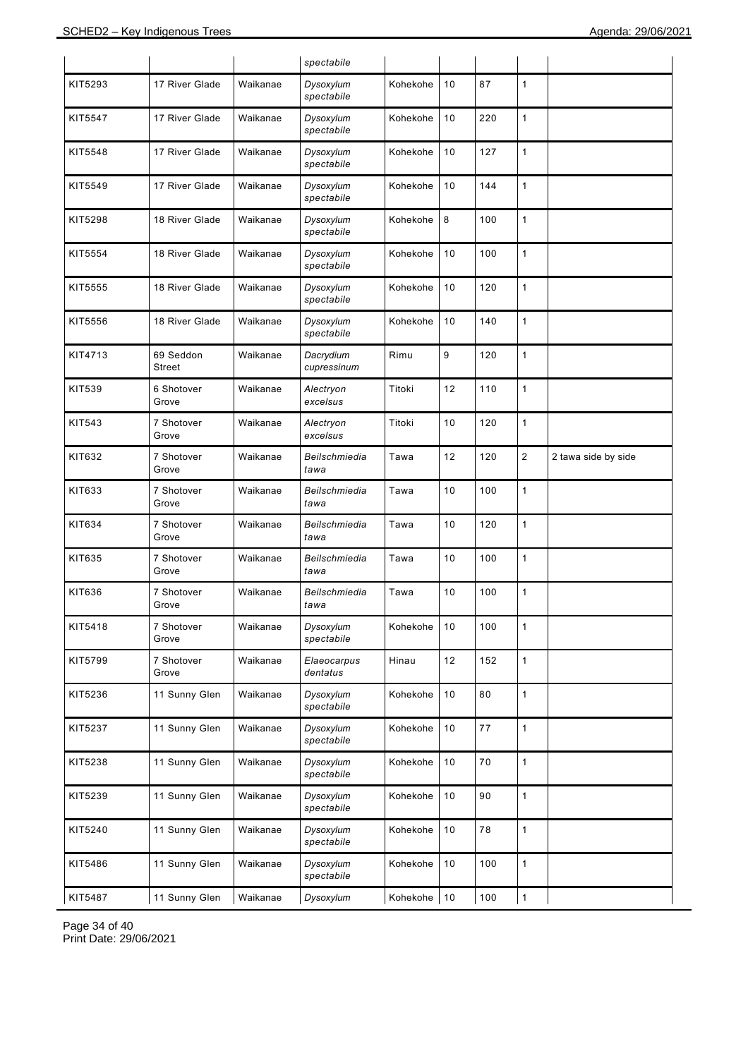| | | | *spectabile* | | | | | |
|---|---|---|---|---|---|---|---|---|
| KIT5293 | 17 River Glade | Waikanae | *Dysoxylum spectabile* | Kohekohe | 10 | 87 | 1 | |
| KIT5547 | 17 River Glade | Waikanae | *Dysoxylum spectabile* | Kohekohe | 10 | 220 | 1 | |
| KIT5548 | 17 River Glade | Waikanae | *Dysoxylum spectabile* | Kohekohe | 10 | 127 | 1 | |
| KIT5549 | 17 River Glade | Waikanae | *Dysoxylum spectabile* | Kohekohe | 10 | 144 | 1 | |
| KIT5298 | 18 River Glade | Waikanae | *Dysoxylum spectabile* | Kohekohe | 8 | 100 | 1 | |
| KIT5554 | 18 River Glade | Waikanae | *Dysoxylum spectabile* | Kohekohe | 10 | 100 | 1 | |
| KIT5555 | 18 River Glade | Waikanae | *Dysoxylum spectabile* | Kohekohe | 10 | 120 | 1 | |
| KIT5556 | 18 River Glade | Waikanae | *Dysoxylum spectabile* | Kohekohe | 10 | 140 | 1 | |
| KIT4713 | 69 Seddon Street | Waikanae | *Dacrydium cupressinum* | Rimu | 9 | 120 | 1 | |
| KIT539 | 6 Shotover Grove | Waikanae | *Alectryon excelsus* | Titoki | 12 | 110 | 1 | |
| KIT543 | 7 Shotover Grove | Waikanae | *Alectryon excelsus* | Titoki | 10 | 120 | 1 | |
| KIT632 | 7 Shotover Grove | Waikanae | *Beilschmiedia tawa* | Tawa | 12 | 120 | 2 | 2 tawa side by side |
| KIT633 | 7 Shotover Grove | Waikanae | *Beilschmiedia tawa* | Tawa | 10 | 100 | 1 | |
| KIT634 | 7 Shotover Grove | Waikanae | *Beilschmiedia tawa* | Tawa | 10 | 120 | 1 | |
| KIT635 | 7 Shotover Grove | Waikanae | *Beilschmiedia tawa* | Tawa | 10 | 100 | 1 | |
| KIT636 | 7 Shotover Grove | Waikanae | *Beilschmiedia tawa* | Tawa | 10 | 100 | 1 | |
| KIT5418 | 7 Shotover Grove | Waikanae | *Dysoxylum spectabile* | Kohekohe | 10 | 100 | 1 | |
| KIT5799 | 7 Shotover Grove | Waikanae | *Elaeocarpus dentatus* | Hinau | 12 | 152 | 1 | |
| KIT5236 | 11 Sunny Glen | Waikanae | *Dysoxylum spectabile* | Kohekohe | 10 | 80 | 1 | |
| KIT5237 | 11 Sunny Glen | Waikanae | *Dysoxylum spectabile* | Kohekohe | 10 | 77 | 1 | |
| KIT5238 | 11 Sunny Glen | Waikanae | *Dysoxylum spectabile* | Kohekohe | 10 | 70 | 1 | |
| KIT5239 | 11 Sunny Glen | Waikanae | *Dysoxylum spectabile* | Kohekohe | 10 | 90 | 1 | |
| KIT5240 | 11 Sunny Glen | Waikanae | *Dysoxylum spectabile* | Kohekohe | 10 | 78 | 1 | |
| KIT5486 | 11 Sunny Glen | Waikanae | *Dysoxylum spectabile* | Kohekohe | 10 | 100 | 1 | |
| KIT5487 | 11 Sunny Glen | Waikanae | *Dysoxylum* | Kohekohe | 10 | 100 | 1 | |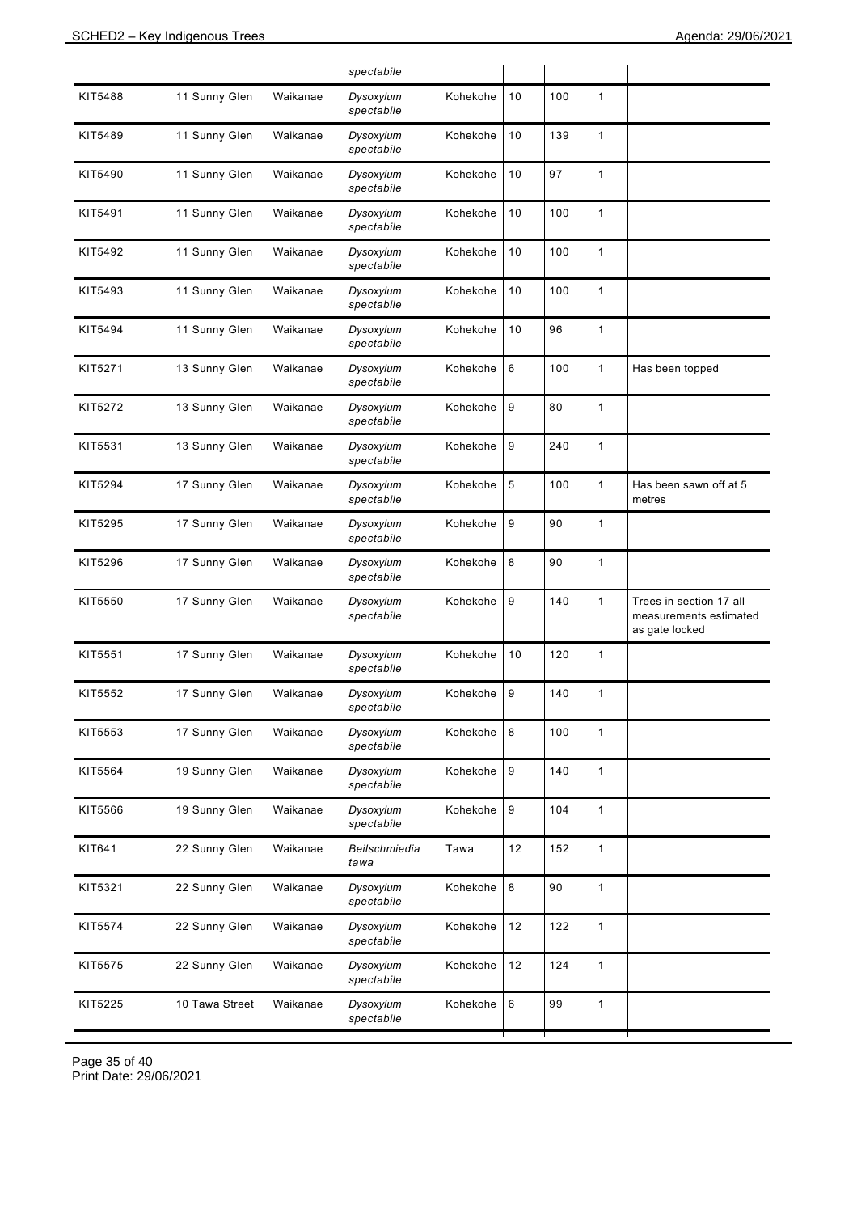| | | | *spectabile* | | | | | |
|---|---|---|---|---|---|---|---|---|
| KIT5488 | 11 Sunny Glen | Waikanae | *Dysoxylum spectabile* | Kohekohe | 10 | 100 | 1 | |
| KIT5489 | 11 Sunny Glen | Waikanae | *Dysoxylum spectabile* | Kohekohe | 10 | 139 | 1 | |
| KIT5490 | 11 Sunny Glen | Waikanae | *Dysoxylum spectabile* | Kohekohe | 10 | 97 | 1 | |
| KIT5491 | 11 Sunny Glen | Waikanae | *Dysoxylum spectabile* | Kohekohe | 10 | 100 | 1 | |
| KIT5492 | 11 Sunny Glen | Waikanae | *Dysoxylum spectabile* | Kohekohe | 10 | 100 | 1 | |
| KIT5493 | 11 Sunny Glen | Waikanae | *Dysoxylum spectabile* | Kohekohe | 10 | 100 | 1 | |
| KIT5494 | 11 Sunny Glen | Waikanae | *Dysoxylum spectabile* | Kohekohe | 10 | 96 | 1 | |
| KIT5271 | 13 Sunny Glen | Waikanae | *Dysoxylum spectabile* | Kohekohe | 6 | 100 | 1 | Has been topped |
| KIT5272 | 13 Sunny Glen | Waikanae | *Dysoxylum spectabile* | Kohekohe | 9 | 80 | 1 | |
| KIT5531 | 13 Sunny Glen | Waikanae | *Dysoxylum spectabile* | Kohekohe | 9 | 240 | 1 | |
| KIT5294 | 17 Sunny Glen | Waikanae | *Dysoxylum spectabile* | Kohekohe | 5 | 100 | 1 | Has been sawn off at 5 metres |
| KIT5295 | 17 Sunny Glen | Waikanae | *Dysoxylum spectabile* | Kohekohe | 9 | 90 | 1 | |
| KIT5296 | 17 Sunny Glen | Waikanae | *Dysoxylum spectabile* | Kohekohe | 8 | 90 | 1 | |
| KIT5550 | 17 Sunny Glen | Waikanae | *Dysoxylum spectabile* | Kohekohe | 9 | 140 | 1 | Trees in section 17 all measurements estimated as gate locked |
| KIT5551 | 17 Sunny Glen | Waikanae | *Dysoxylum spectabile* | Kohekohe | 10 | 120 | 1 | |
| KIT5552 | 17 Sunny Glen | Waikanae | *Dysoxylum spectabile* | Kohekohe | 9 | 140 | 1 | |
| KIT5553 | 17 Sunny Glen | Waikanae | *Dysoxylum spectabile* | Kohekohe | 8 | 100 | 1 | |
| KIT5564 | 19 Sunny Glen | Waikanae | *Dysoxylum spectabile* | Kohekohe | 9 | 140 | 1 | |
| KIT5566 | 19 Sunny Glen | Waikanae | *Dysoxylum spectabile* | Kohekohe | 9 | 104 | 1 | |
| KIT641 | 22 Sunny Glen | Waikanae | *Beilschmiedia tawa* | Tawa | 12 | 152 | 1 | |
| KIT5321 | 22 Sunny Glen | Waikanae | *Dysoxylum spectabile* | Kohekohe | 8 | 90 | 1 | |
| KIT5574 | 22 Sunny Glen | Waikanae | *Dysoxylum spectabile* | Kohekohe | 12 | 122 | 1 | |
| KIT5575 | 22 Sunny Glen | Waikanae | *Dysoxylum spectabile* | Kohekohe | 12 | 124 | 1 | |
| KIT5225 | 10 Tawa Street | Waikanae | *Dysoxylum spectabile* | Kohekohe | 6 | 99 | 1 | |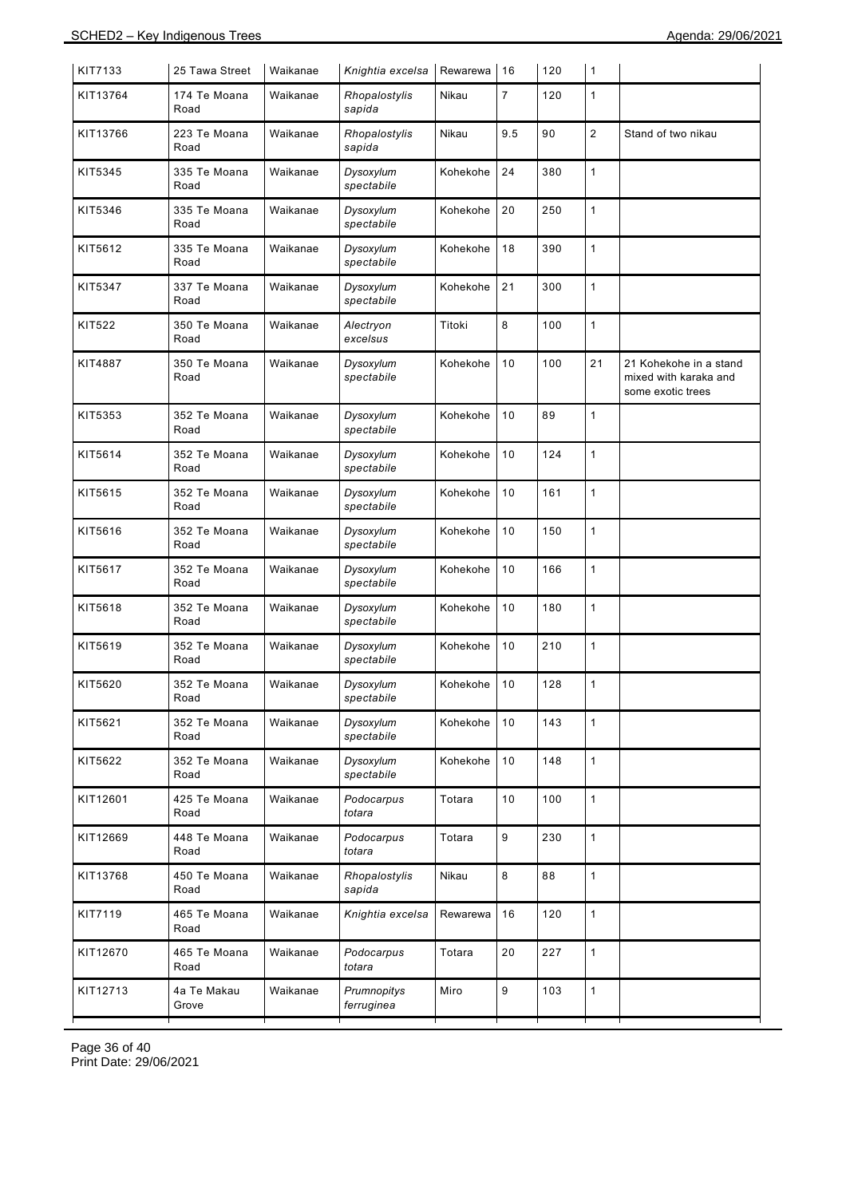| KIT7133 | 25 Tawa Street | Waikanae | *Knightia excelsa* | Rewarewa | 16 | 120 | 1 | |
|---|---|---|---|---|---|---|---|---|
| KIT13764 | 174 Te Moana Road | Waikanae | *Rhopalostylis sapida* | Nikau | 7 | 120 | 1 | |
| KIT13766 | 223 Te Moana Road | Waikanae | *Rhopalostylis sapida* | Nikau | 9.5 | 90 | 2 | Stand of two nikau |
| KIT5345 | 335 Te Moana Road | Waikanae | *Dysoxylum spectabile* | Kohekohe | 24 | 380 | 1 | |
| KIT5346 | 335 Te Moana Road | Waikanae | *Dysoxylum spectabile* | Kohekohe | 20 | 250 | 1 | |
| KIT5612 | 335 Te Moana Road | Waikanae | *Dysoxylum spectabile* | Kohekohe | 18 | 390 | 1 | |
| KIT5347 | 337 Te Moana Road | Waikanae | *Dysoxylum spectabile* | Kohekohe | 21 | 300 | 1 | |
| KIT522 | 350 Te Moana Road | Waikanae | *Alectryon excelsus* | Titoki | 8 | 100 | 1 | |
| KIT4887 | 350 Te Moana Road | Waikanae | *Dysoxylum spectabile* | Kohekohe | 10 | 100 | 21 | 21 Kohekohe in a stand mixed with karaka and some exotic trees |
| KIT5353 | 352 Te Moana Road | Waikanae | *Dysoxylum spectabile* | Kohekohe | 10 | 89 | 1 | |
| KIT5614 | 352 Te Moana Road | Waikanae | *Dysoxylum spectabile* | Kohekohe | 10 | 124 | 1 | |
| KIT5615 | 352 Te Moana Road | Waikanae | *Dysoxylum spectabile* | Kohekohe | 10 | 161 | 1 | |
| KIT5616 | 352 Te Moana Road | Waikanae | *Dysoxylum spectabile* | Kohekohe | 10 | 150 | 1 | |
| KIT5617 | 352 Te Moana Road | Waikanae | *Dysoxylum spectabile* | Kohekohe | 10 | 166 | 1 | |
| KIT5618 | 352 Te Moana Road | Waikanae | *Dysoxylum spectabile* | Kohekohe | 10 | 180 | 1 | |
| KIT5619 | 352 Te Moana Road | Waikanae | *Dysoxylum spectabile* | Kohekohe | 10 | 210 | 1 | |
| KIT5620 | 352 Te Moana Road | Waikanae | *Dysoxylum spectabile* | Kohekohe | 10 | 128 | 1 | |
| KIT5621 | 352 Te Moana Road | Waikanae | *Dysoxylum spectabile* | Kohekohe | 10 | 143 | 1 | |
| KIT5622 | 352 Te Moana Road | Waikanae | *Dysoxylum spectabile* | Kohekohe | 10 | 148 | 1 | |
| KIT12601 | 425 Te Moana Road | Waikanae | *Podocarpus totara* | Totara | 10 | 100 | 1 | |
| KIT12669 | 448 Te Moana Road | Waikanae | *Podocarpus totara* | Totara | 9 | 230 | 1 | |
| KIT13768 | 450 Te Moana Road | Waikanae | *Rhopalostylis sapida* | Nikau | 8 | 88 | 1 | |
| KIT7119 | 465 Te Moana Road | Waikanae | *Knightia excelsa* | Rewarewa | 16 | 120 | 1 | |
| KIT12670 | 465 Te Moana Road | Waikanae | *Podocarpus totara* | Totara | 20 | 227 | 1 | |
| KIT12713 | 4a Te Makau Grove | Waikanae | *Prumnopitys ferruginea* | Miro | 9 | 103 | 1 | |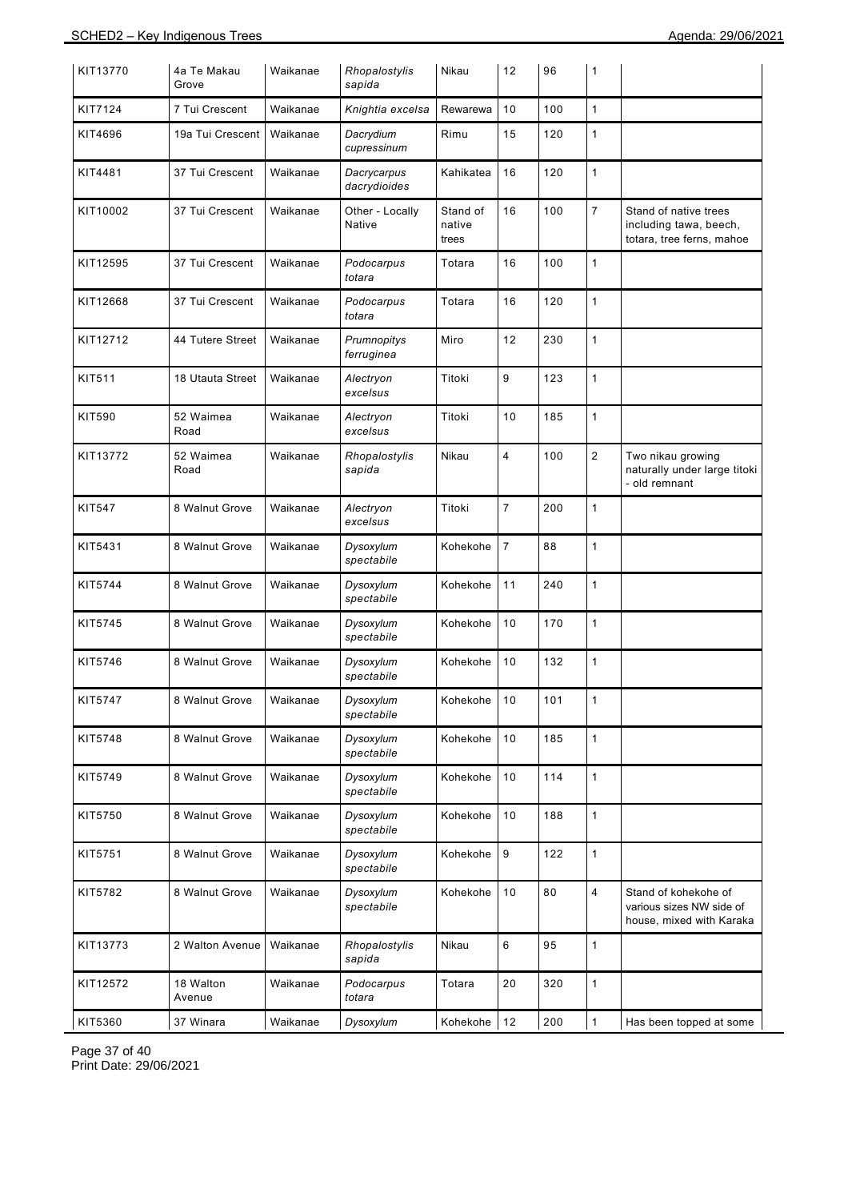| KIT13770 | 4a Te Makau Grove | Waikanae | *Rhopalostylis sapida* | Nikau | 12 | 96 | 1 | |
|---|---|---|---|---|---|---|---|---|
| KIT7124 | 7 Tui Crescent | Waikanae | *Knightia excelsa* | Rewarewa | 10 | 100 | 1 | |
| KIT4696 | 19a Tui Crescent | Waikanae | *Dacrydium cupressinum* | Rimu | 15 | 120 | 1 | |
| KIT4481 | 37 Tui Crescent | Waikanae | *Dacrycarpus dacrydioides* | Kahikatea | 16 | 120 | 1 | |
| KIT10002 | 37 Tui Crescent | Waikanae | Other - Locally Native | Stand of native trees | 16 | 100 | 7 | Stand of native trees including tawa, beech, totara, tree ferns, mahoe |
| KIT12595 | 37 Tui Crescent | Waikanae | *Podocarpus totara* | Totara | 16 | 100 | 1 | |
| KIT12668 | 37 Tui Crescent | Waikanae | *Podocarpus totara* | Totara | 16 | 120 | 1 | |
| KIT12712 | 44 Tutere Street | Waikanae | *Prumnopitys ferruginea* | Miro | 12 | 230 | 1 | |
| KIT511 | 18 Utauta Street | Waikanae | *Alectryon excelsus* | Titoki | 9 | 123 | 1 | |
| KIT590 | 52 Waimea Road | Waikanae | *Alectryon excelsus* | Titoki | 10 | 185 | 1 | |
| KIT13772 | 52 Waimea Road | Waikanae | *Rhopalostylis sapida* | Nikau | 4 | 100 | 2 | Two nikau growing naturally under large titoki - old remnant |
| KIT547 | 8 Walnut Grove | Waikanae | *Alectryon excelsus* | Titoki | 7 | 200 | 1 | |
| KIT5431 | 8 Walnut Grove | Waikanae | *Dysoxylum spectabile* | Kohekohe | 7 | 88 | 1 | |
| KIT5744 | 8 Walnut Grove | Waikanae | *Dysoxylum spectabile* | Kohekohe | 11 | 240 | 1 | |
| KIT5745 | 8 Walnut Grove | Waikanae | *Dysoxylum spectabile* | Kohekohe | 10 | 170 | 1 | |
| KIT5746 | 8 Walnut Grove | Waikanae | *Dysoxylum spectabile* | Kohekohe | 10 | 132 | 1 | |
| KIT5747 | 8 Walnut Grove | Waikanae | *Dysoxylum spectabile* | Kohekohe | 10 | 101 | 1 | |
| KIT5748 | 8 Walnut Grove | Waikanae | *Dysoxylum spectabile* | Kohekohe | 10 | 185 | 1 | |
| KIT5749 | 8 Walnut Grove | Waikanae | *Dysoxylum spectabile* | Kohekohe | 10 | 114 | 1 | |
| KIT5750 | 8 Walnut Grove | Waikanae | *Dysoxylum spectabile* | Kohekohe | 10 | 188 | 1 | |
| KIT5751 | 8 Walnut Grove | Waikanae | *Dysoxylum spectabile* | Kohekohe | 9 | 122 | 1 | |
| KIT5782 | 8 Walnut Grove | Waikanae | *Dysoxylum spectabile* | Kohekohe | 10 | 80 | 4 | Stand of kohekohe of various sizes NW side of house, mixed with Karaka |
| KIT13773 | 2 Walton Avenue | Waikanae | *Rhopalostylis sapida* | Nikau | 6 | 95 | 1 | |
| KIT12572 | 18 Walton Avenue | Waikanae | *Podocarpus totara* | Totara | 20 | 320 | 1 | |
| KIT5360 | 37 Winara | Waikanae | *Dysoxylum* | Kohekohe | 12 | 200 | 1 | Has been topped at some |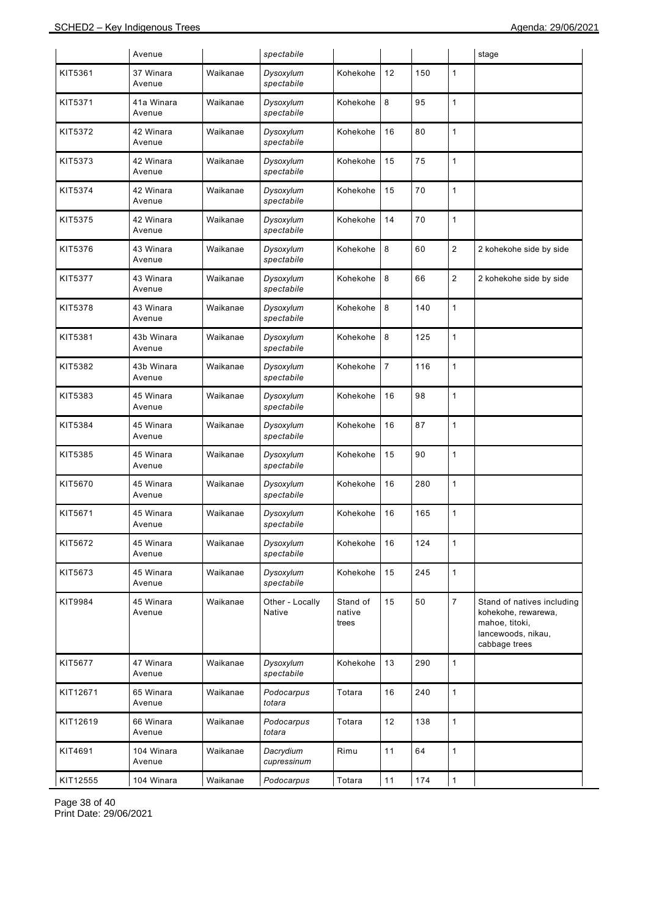| | Avenue | | *spectabile* | | | | | stage |
|---|---|---|---|---|---|---|---|---|
| KIT5361 | 37 Winara Avenue | Waikanae | *Dysoxylum spectabile* | Kohekohe | 12 | 150 | 1 | |
| KIT5371 | 41a Winara Avenue | Waikanae | *Dysoxylum spectabile* | Kohekohe | 8 | 95 | 1 | |
| KIT5372 | 42 Winara Avenue | Waikanae | *Dysoxylum spectabile* | Kohekohe | 16 | 80 | 1 | |
| KIT5373 | 42 Winara Avenue | Waikanae | *Dysoxylum spectabile* | Kohekohe | 15 | 75 | 1 | |
| KIT5374 | 42 Winara Avenue | Waikanae | *Dysoxylum spectabile* | Kohekohe | 15 | 70 | 1 | |
| KIT5375 | 42 Winara Avenue | Waikanae | *Dysoxylum spectabile* | Kohekohe | 14 | 70 | 1 | |
| KIT5376 | 43 Winara Avenue | Waikanae | *Dysoxylum spectabile* | Kohekohe | 8 | 60 | 2 | 2 kohekohe side by side |
| KIT5377 | 43 Winara Avenue | Waikanae | *Dysoxylum spectabile* | Kohekohe | 8 | 66 | 2 | 2 kohekohe side by side |
| KIT5378 | 43 Winara Avenue | Waikanae | *Dysoxylum spectabile* | Kohekohe | 8 | 140 | 1 | |
| KIT5381 | 43b Winara Avenue | Waikanae | *Dysoxylum spectabile* | Kohekohe | 8 | 125 | 1 | |
| KIT5382 | 43b Winara Avenue | Waikanae | *Dysoxylum spectabile* | Kohekohe | 7 | 116 | 1 | |
| KIT5383 | 45 Winara Avenue | Waikanae | *Dysoxylum spectabile* | Kohekohe | 16 | 98 | 1 | |
| KIT5384 | 45 Winara Avenue | Waikanae | *Dysoxylum spectabile* | Kohekohe | 16 | 87 | 1 | |
| KIT5385 | 45 Winara Avenue | Waikanae | *Dysoxylum spectabile* | Kohekohe | 15 | 90 | 1 | |
| KIT5670 | 45 Winara Avenue | Waikanae | *Dysoxylum spectabile* | Kohekohe | 16 | 280 | 1 | |
| KIT5671 | 45 Winara Avenue | Waikanae | *Dysoxylum spectabile* | Kohekohe | 16 | 165 | 1 | |
| KIT5672 | 45 Winara Avenue | Waikanae | *Dysoxylum spectabile* | Kohekohe | 16 | 124 | 1 | |
| KIT5673 | 45 Winara Avenue | Waikanae | *Dysoxylum spectabile* | Kohekohe | 15 | 245 | 1 | |
| KIT9984 | 45 Winara Avenue | Waikanae | Other - Locally Native | Stand of native trees | 15 | 50 | 7 | Stand of natives including kohekohe, rewarewa, mahoe, titoki, lancewoods, nikau, cabbage trees |
| KIT5677 | 47 Winara Avenue | Waikanae | *Dysoxylum spectabile* | Kohekohe | 13 | 290 | 1 | |
| KIT12671 | 65 Winara Avenue | Waikanae | *Podocarpus totara* | Totara | 16 | 240 | 1 | |
| KIT12619 | 66 Winara Avenue | Waikanae | *Podocarpus totara* | Totara | 12 | 138 | 1 | |
| KIT4691 | 104 Winara Avenue | Waikanae | *Dacrydium cupressinum* | Rimu | 11 | 64 | 1 | |
| KIT12555 | 104 Winara | Waikanae | *Podocarpus* | Totara | 11 | 174 | 1 | |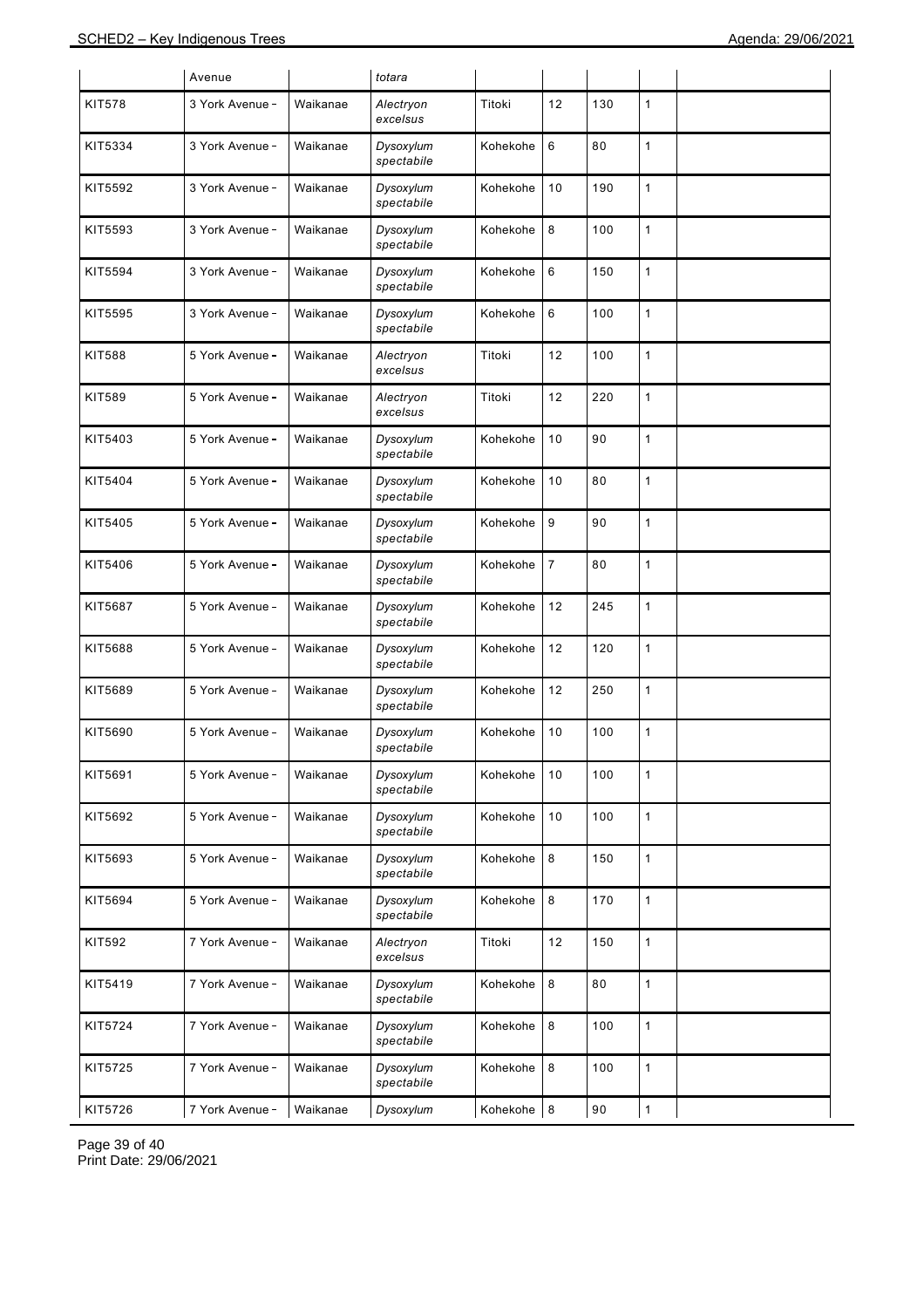| | Avenue | | *totara* | | | | | |
|---|---|---|---|---|---|---|---|---|
| KIT578 | 3 York Avenue - | Waikanae | *Alectryon excelsus* | Titoki | 12 | 130 | 1 | |
| KIT5334 | 3 York Avenue - | Waikanae | *Dysoxylum spectabile* | Kohekohe | 6 | 80 | 1 | |
| KIT5592 | 3 York Avenue - | Waikanae | *Dysoxylum spectabile* | Kohekohe | 10 | 190 | 1 | |
| KIT5593 | 3 York Avenue - | Waikanae | *Dysoxylum spectabile* | Kohekohe | 8 | 100 | 1 | |
| KIT5594 | 3 York Avenue - | Waikanae | *Dysoxylum spectabile* | Kohekohe | 6 | 150 | 1 | |
| KIT5595 | 3 York Avenue - | Waikanae | *Dysoxylum spectabile* | Kohekohe | 6 | 100 | 1 | |
| KIT588 | 5 York Avenue - | Waikanae | *Alectryon excelsus* | Titoki | 12 | 100 | 1 | |
| KIT589 | 5 York Avenue - | Waikanae | *Alectryon excelsus* | Titoki | 12 | 220 | 1 | |
| KIT5403 | 5 York Avenue - | Waikanae | *Dysoxylum spectabile* | Kohekohe | 10 | 90 | 1 | |
| KIT5404 | 5 York Avenue - | Waikanae | *Dysoxylum spectabile* | Kohekohe | 10 | 80 | 1 | |
| KIT5405 | 5 York Avenue - | Waikanae | *Dysoxylum spectabile* | Kohekohe | 9 | 90 | 1 | |
| KIT5406 | 5 York Avenue - | Waikanae | *Dysoxylum spectabile* | Kohekohe | 7 | 80 | 1 | |
| KIT5687 | 5 York Avenue - | Waikanae | *Dysoxylum spectabile* | Kohekohe | 12 | 245 | 1 | |
| KIT5688 | 5 York Avenue - | Waikanae | *Dysoxylum spectabile* | Kohekohe | 12 | 120 | 1 | |
| KIT5689 | 5 York Avenue - | Waikanae | *Dysoxylum spectabile* | Kohekohe | 12 | 250 | 1 | |
| KIT5690 | 5 York Avenue - | Waikanae | *Dysoxylum spectabile* | Kohekohe | 10 | 100 | 1 | |
| KIT5691 | 5 York Avenue - | Waikanae | *Dysoxylum spectabile* | Kohekohe | 10 | 100 | 1 | |
| KIT5692 | 5 York Avenue - | Waikanae | *Dysoxylum spectabile* | Kohekohe | 10 | 100 | 1 | |
| KIT5693 | 5 York Avenue - | Waikanae | *Dysoxylum spectabile* | Kohekohe | 8 | 150 | 1 | |
| KIT5694 | 5 York Avenue - | Waikanae | *Dysoxylum spectabile* | Kohekohe | 8 | 170 | 1 | |
| KIT592 | 7 York Avenue - | Waikanae | *Alectryon excelsus* | Titoki | 12 | 150 | 1 | |
| KIT5419 | 7 York Avenue - | Waikanae | *Dysoxylum spectabile* | Kohekohe | 8 | 80 | 1 | |
| KIT5724 | 7 York Avenue - | Waikanae | *Dysoxylum spectabile* | Kohekohe | 8 | 100 | 1 | |
| KIT5725 | 7 York Avenue - | Waikanae | *Dysoxylum spectabile* | Kohekohe | 8 | 100 | 1 | |
| KIT5726 | 7 York Avenue - | Waikanae | *Dysoxylum* | Kohekohe | 8 | 90 | 1 | |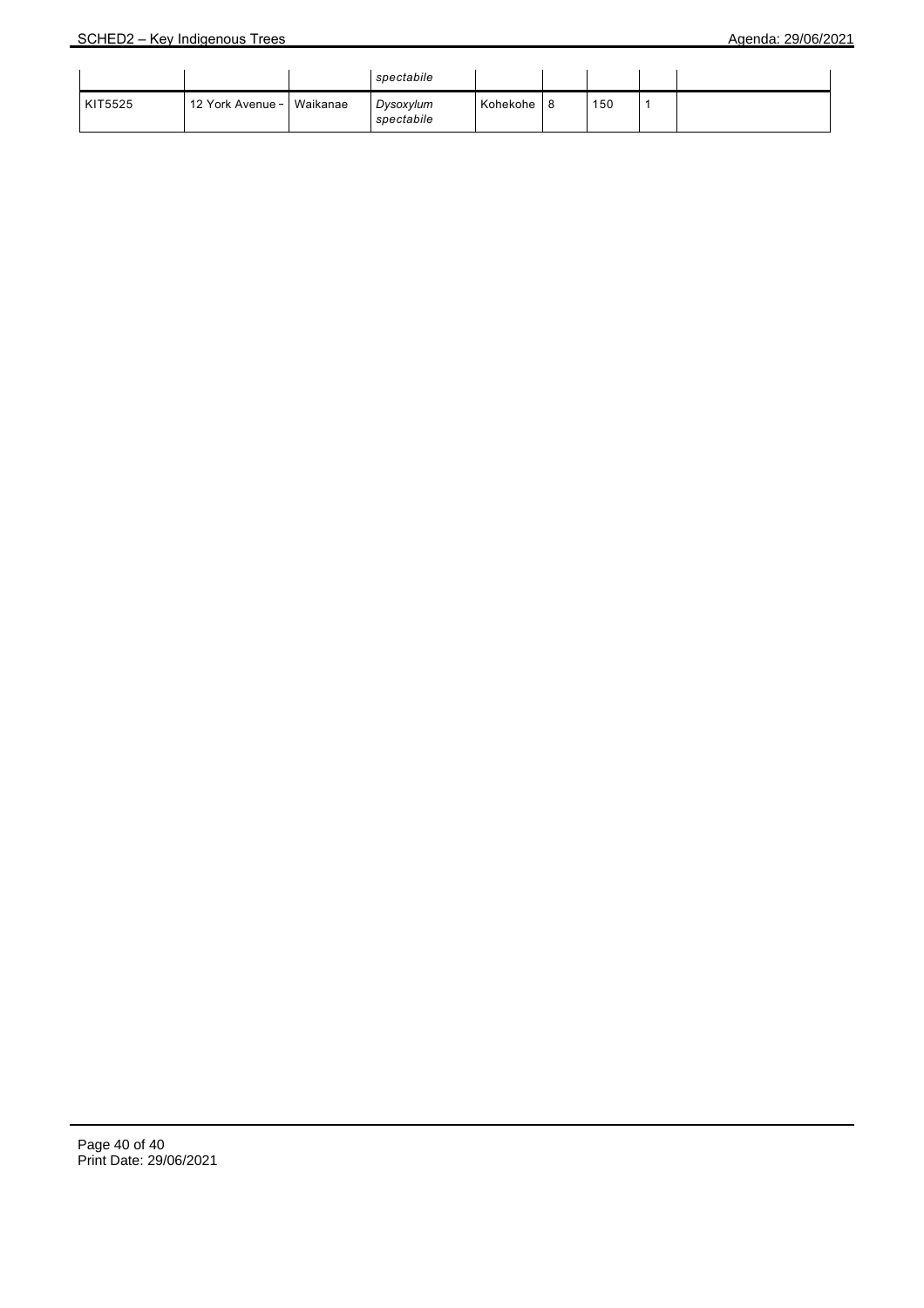| | | | | | | | | |
|---|---|---|---|---|---|---|---|---|
| | | | *spectabile* | | | | | |
| KIT5525 | 12 York Avenue - | Waikanae | *Dysoxylum spectabile* | Kohekohe | 8 | 150 | 1 | |